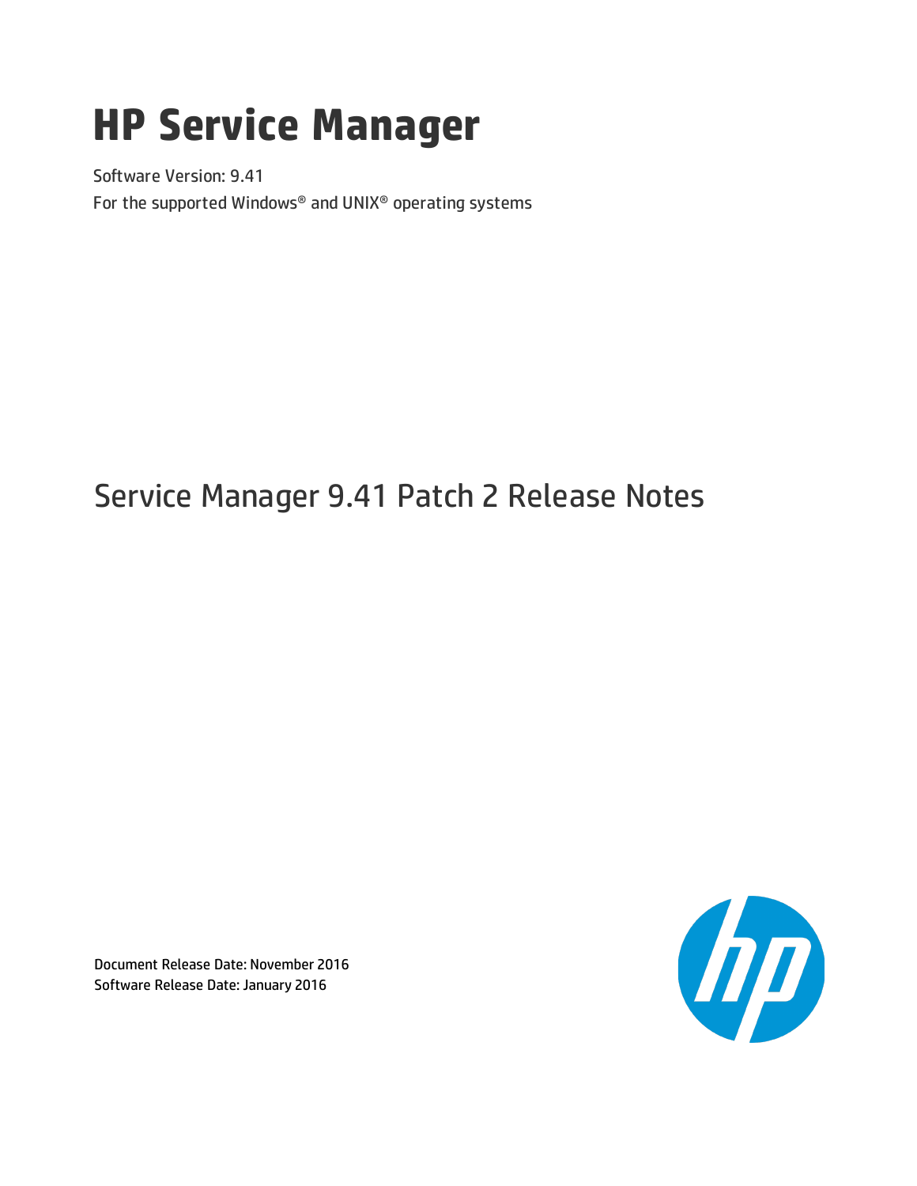# HP Service Manager

Software Version: 9.41

For the supported Windows® and UNIX® operating systems

## Service Manager 9.41 Patch 2 Release Notes

Document Release Date: November 2016

Software Release Date: January 2016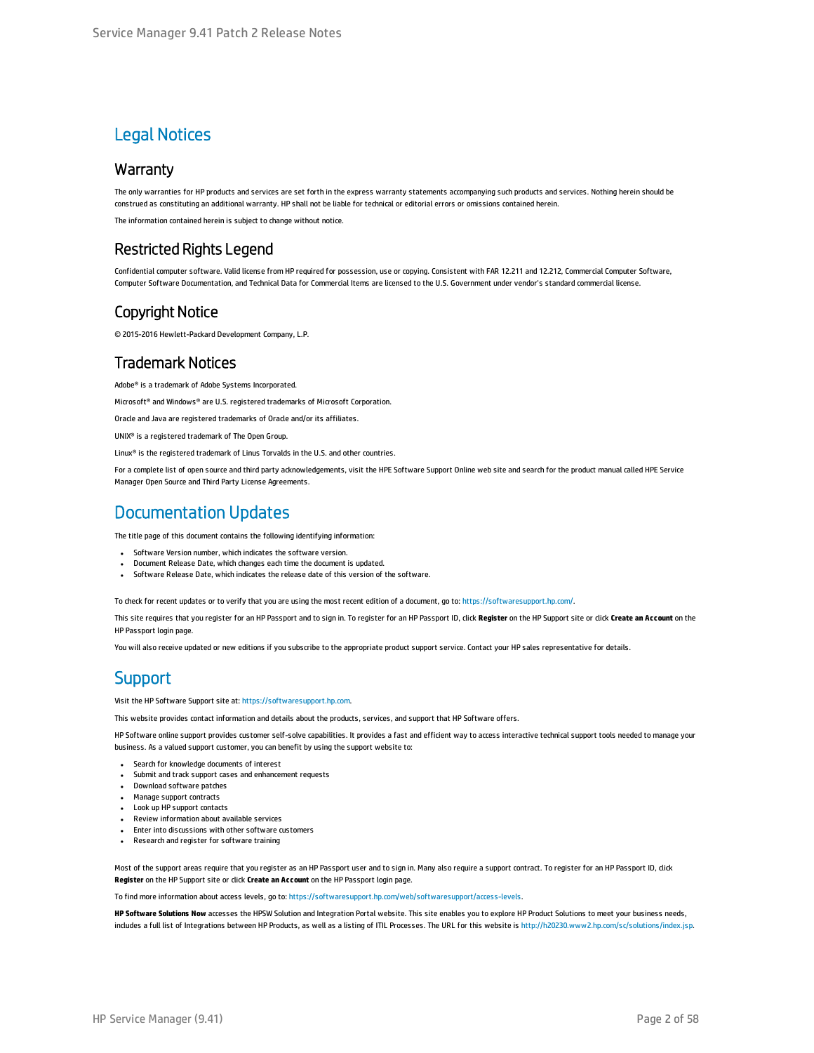# Legal Notices

## Warranty

The only warranties for HP products and services are set forth in the express warranty statements accompanying such products and services. Nothing herein should be construed as constituting an additional warranty. HP shall not be liable for technical or editorial errors or omissions contained herein.

The information contained herein is subject to change without notice.

## Restricted Rights Legend

Confidential computer software. Valid license from HP required for possession, use or copying. Consistent with FAR 12.211 and 12.212, Commercial Computer Software, Computer Software Documentation, and Technical Data for Commercial Items are licensed to the U.S. Government under vendor's standard commercial license.

## Copyright Notice

© 2015-2016 Hewlett-Packard Development Company, L.P.

## Trademark Notices

Adobe® is a trademark of Adobe Systems Incorporated.

Microsoft® and Windows® are U.S. registered trademarks of Microsoft Corporation.

Oracle and Java are registered trademarks of Oracle and/or its affiliates.

UNIX® is a registered trademark of The Open Group.

Linux® is the registered trademark of Linus Torvalds in the U.S. and other countries.

For a complete list of open source and third party acknowledgements, visit the HPE Software Support Online web site and search for the product manual called HPE Service Manager Open Source and Third Party License Agreements.

# Documentation Updates

The title page of this document contains the following identifying information:

- Software Version number, which indicates the software version.
- Document Release Date, which changes each time the document is updated.
- Software Release Date, which indicates the release date of this version of the software.

To check for recent updates or to verify that you are using the most recent edition of a document, go to: https://softwaresupport.hp.com/.

This site requires that you register for an HP Passport and to sign in. To register for an HP Passport ID, click **Register** on the HP Support site or click **Create an Account** on the HP Passport login page.

You will also receive updated or new editions if you subscribe to the appropriate product support service. Contact your HP sales representative for details.

# Support

Visit the HP Software Support site at: https://softwaresupport.hp.com.

This website provides contact information and details about the products, services, and support that HP Software offers.

HP Software online support provides customer self-solve capabilities. It provides a fast and efficient way to access interactive technical support tools needed to manage your business. As a valued support customer, you can benefit by using the support website to:

- Search for knowledge documents of interest
- Submit and track support cases and enhancement requests
- Download software patches
- Manage support contracts
- Look up HP support contacts
- Review information about available services
- Enter into discussions with other software customers
- Research and register for software training

Most of the support areas require that you register as an HP Passport user and to sign in. Many also require a support contract. To register for an HP Passport ID, click **Register** on the HP Support site or click **Create an Account** on the HP Passport login page.

To find more information about access levels, go to: https://softwaresupport.hp.com/web/softwaresupport/access-levels.

**HP Software Solutions Now** accesses the HPSW Solution and Integration Portal website. This site enables you to explore HP Product Solutions to meet your business needs, includes a full list of Integrations between HP Products, as well as a listing of ITIL Processes. The URL for this website is http://h20230.www2.hp.com/sc/solutions/index.jsp.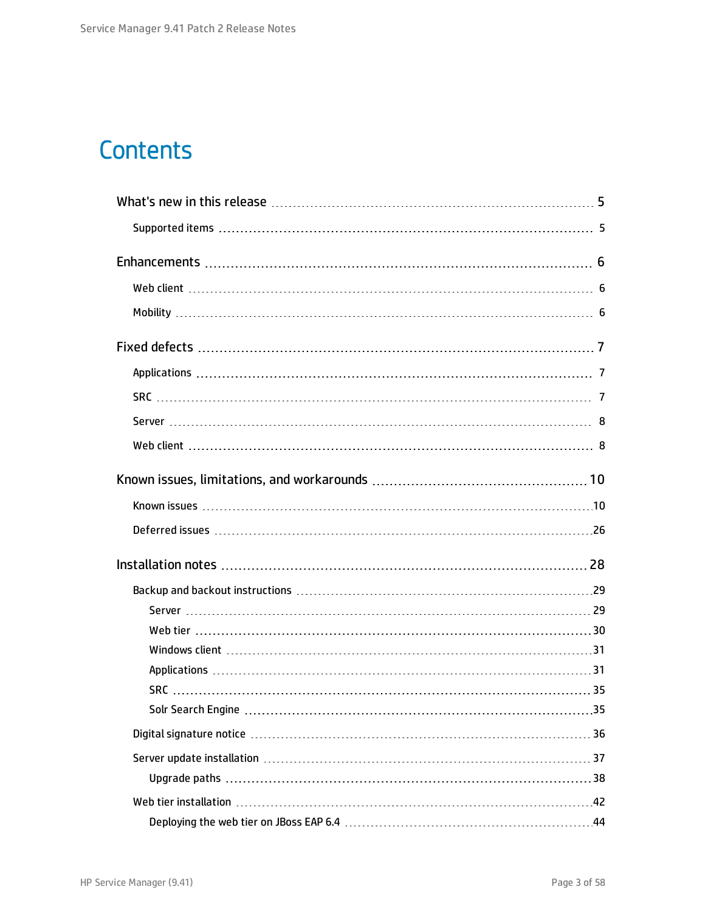# Contents

What's new in this release 5

- Supported items 5

Enhancements 6

- Web client 6
- Mobility 6

Fixed defects 7

- Applications 7
- SRC 7
- Server 8
- Web client 8

Known issues, limitations, and workarounds 10

- Known issues 10
- Deferred issues 26

Installation notes 28

- Backup and backout instructions 29
  - Server 29
  - Web tier 30
  - Windows client 31
  - Applications 31
  - SRC 35
  - Solr Search Engine 35
- Digital signature notice 36
- Server update installation 37
  - Upgrade paths 38
- Web tier installation 42
  - Deploying the web tier on JBoss EAP 6.4 44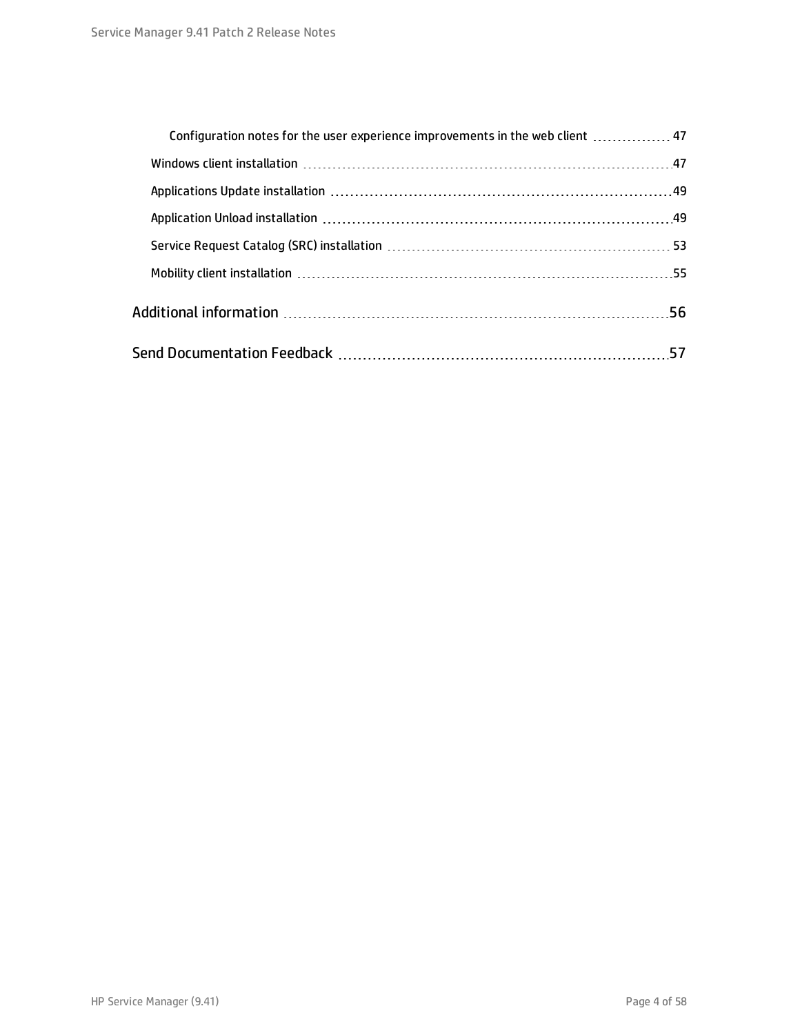Configuration notes for the user experience improvements in the web client ..... 47

Windows client installation ..... 47

Applications Update installation ..... 49

Application Unload installation ..... 49

Service Request Catalog (SRC) installation ..... 53

Mobility client installation ..... 55

Additional information ..... 56

Send Documentation Feedback ..... 57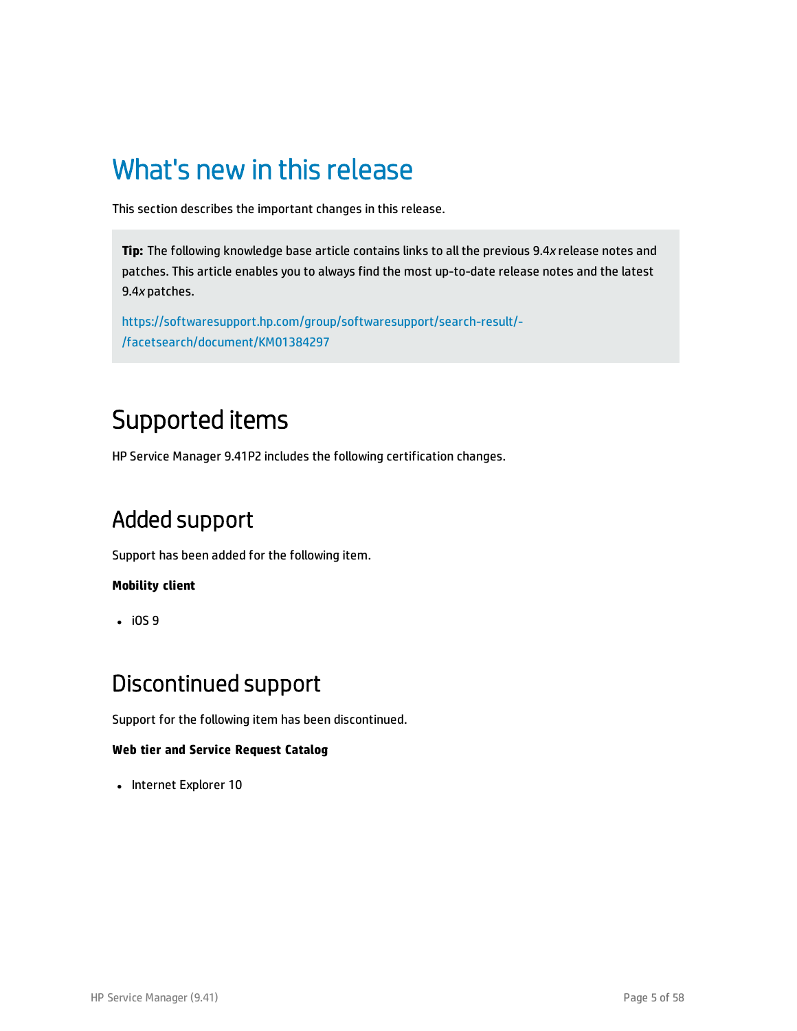# What's new in this release

This section describes the important changes in this release.

> **Tip:** The following knowledge base article contains links to all the previous 9.4*x* release notes and patches. This article enables you to always find the most up-to-date release notes and the latest 9.4*x* patches.
>
> https://softwaresupport.hp.com/group/softwaresupport/search-result/-/facetsearch/document/KM01384297

## Supported items

HP Service Manager 9.41P2 includes the following certification changes.

### Added support

Support has been added for the following item.

**Mobility client**

- iOS 9

### Discontinued support

Support for the following item has been discontinued.

**Web tier and Service Request Catalog**

- Internet Explorer 10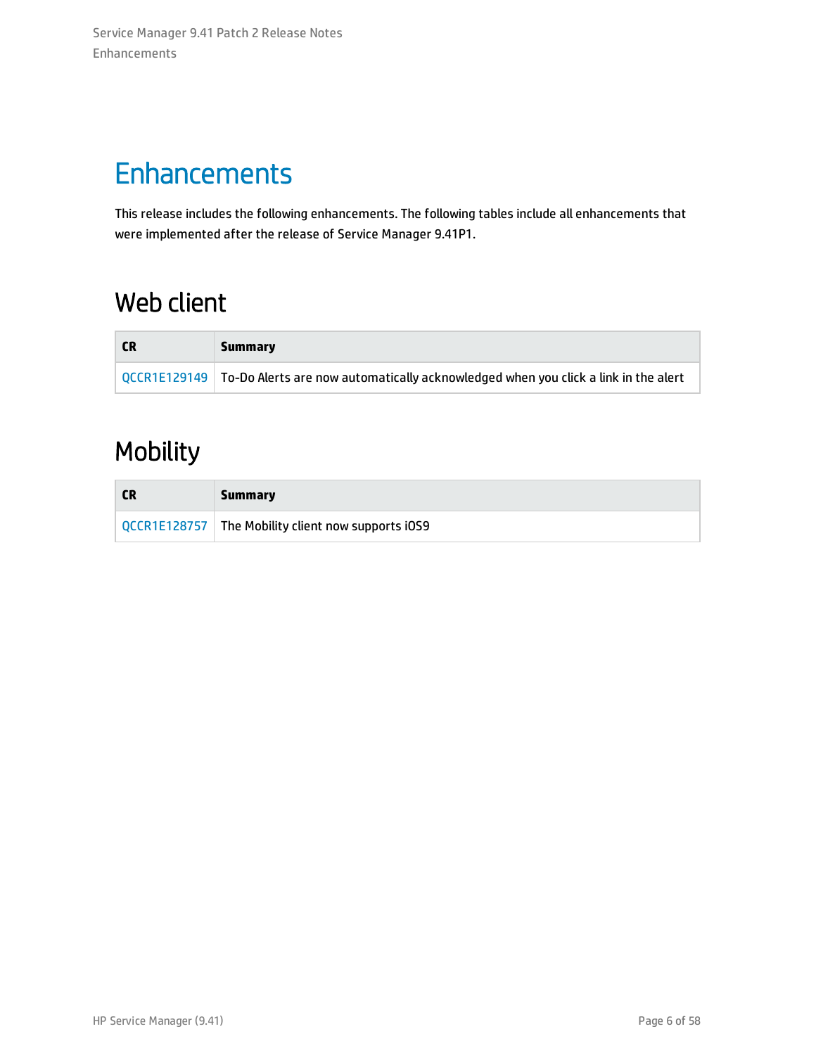# Enhancements

This release includes the following enhancements. The following tables include all enhancements that were implemented after the release of Service Manager 9.41P1.

## Web client

| CR | Summary |
| --- | --- |
| QCCR1E129149 | To-Do Alerts are now automatically acknowledged when you click a link in the alert |

## Mobility

| CR | Summary |
| --- | --- |
| QCCR1E128757 | The Mobility client now supports iOS9 |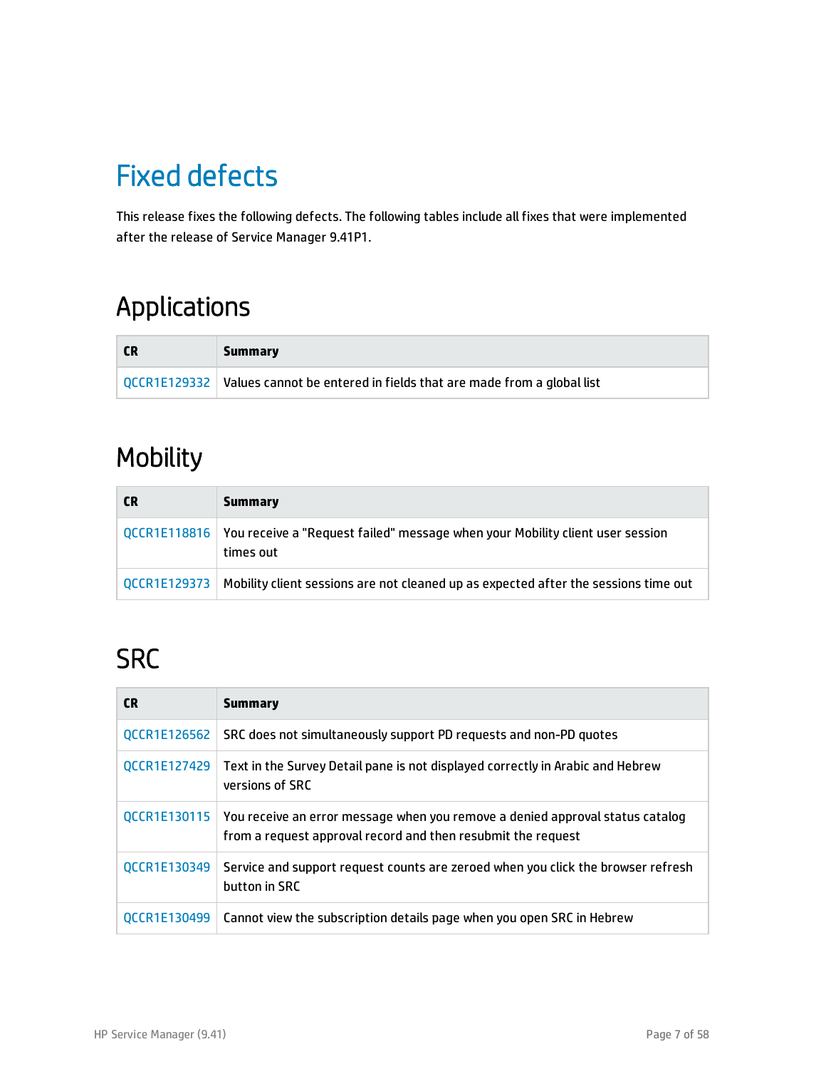# Fixed defects

This release fixes the following defects. The following tables include all fixes that were implemented after the release of Service Manager 9.41P1.

## Applications

| CR | Summary |
|---|---|
| QCCR1E129332 | Values cannot be entered in fields that are made from a global list |

## Mobility

| CR | Summary |
|---|---|
| QCCR1E118816 | You receive a "Request failed" message when your Mobility client user session times out |
| QCCR1E129373 | Mobility client sessions are not cleaned up as expected after the sessions time out |

## SRC

| CR | Summary |
|---|---|
| QCCR1E126562 | SRC does not simultaneously support PD requests and non-PD quotes |
| QCCR1E127429 | Text in the Survey Detail pane is not displayed correctly in Arabic and Hebrew versions of SRC |
| QCCR1E130115 | You receive an error message when you remove a denied approval status catalog from a request approval record and then resubmit the request |
| QCCR1E130349 | Service and support request counts are zeroed when you click the browser refresh button in SRC |
| QCCR1E130499 | Cannot view the subscription details page when you open SRC in Hebrew |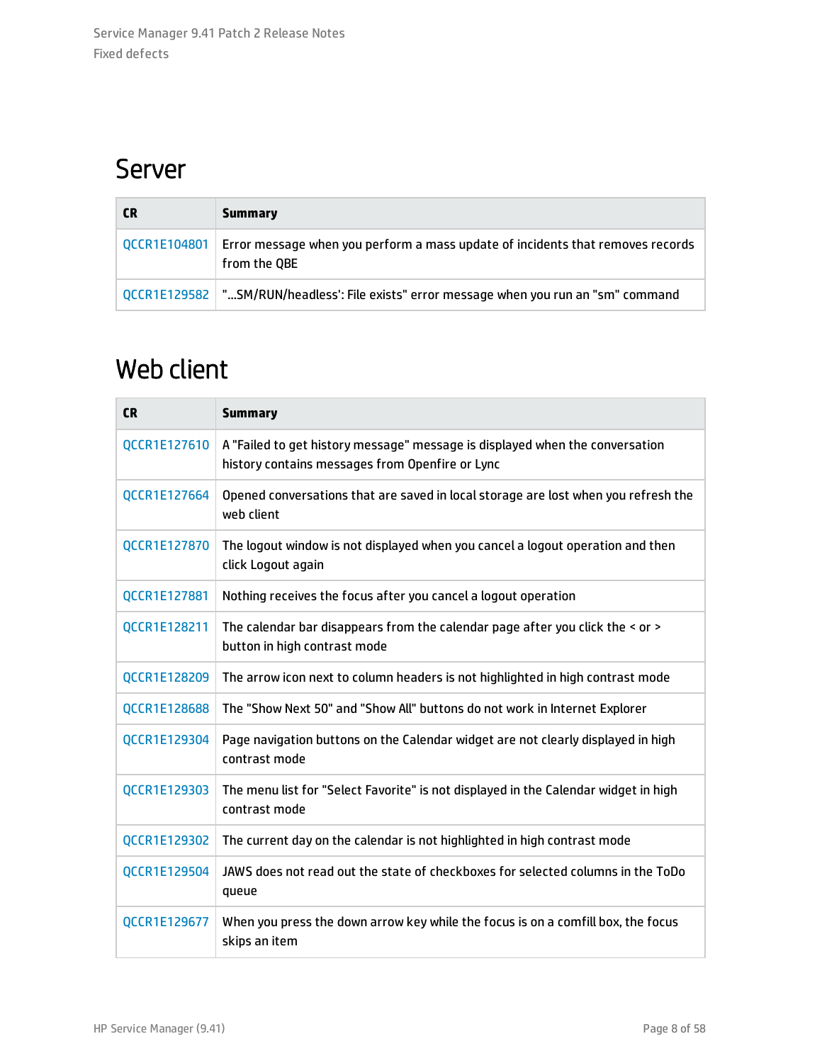## Server

| CR | Summary |
|---|---|
| QCCR1E104801 | Error message when you perform a mass update of incidents that removes records from the QBE |
| QCCR1E129582 | "...SM/RUN/headless': File exists" error message when you run an "sm" command |

## Web client

| CR | Summary |
|---|---|
| QCCR1E127610 | A "Failed to get history message" message is displayed when the conversation history contains messages from Openfire or Lync |
| QCCR1E127664 | Opened conversations that are saved in local storage are lost when you refresh the web client |
| QCCR1E127870 | The logout window is not displayed when you cancel a logout operation and then click Logout again |
| QCCR1E127881 | Nothing receives the focus after you cancel a logout operation |
| QCCR1E128211 | The calendar bar disappears from the calendar page after you click the < or > button in high contrast mode |
| QCCR1E128209 | The arrow icon next to column headers is not highlighted in high contrast mode |
| QCCR1E128688 | The "Show Next 50" and "Show All" buttons do not work in Internet Explorer |
| QCCR1E129304 | Page navigation buttons on the Calendar widget are not clearly displayed in high contrast mode |
| QCCR1E129303 | The menu list for "Select Favorite" is not displayed in the Calendar widget in high contrast mode |
| QCCR1E129302 | The current day on the calendar is not highlighted in high contrast mode |
| QCCR1E129504 | JAWS does not read out the state of checkboxes for selected columns in the ToDo queue |
| QCCR1E129677 | When you press the down arrow key while the focus is on a comfill box, the focus skips an item |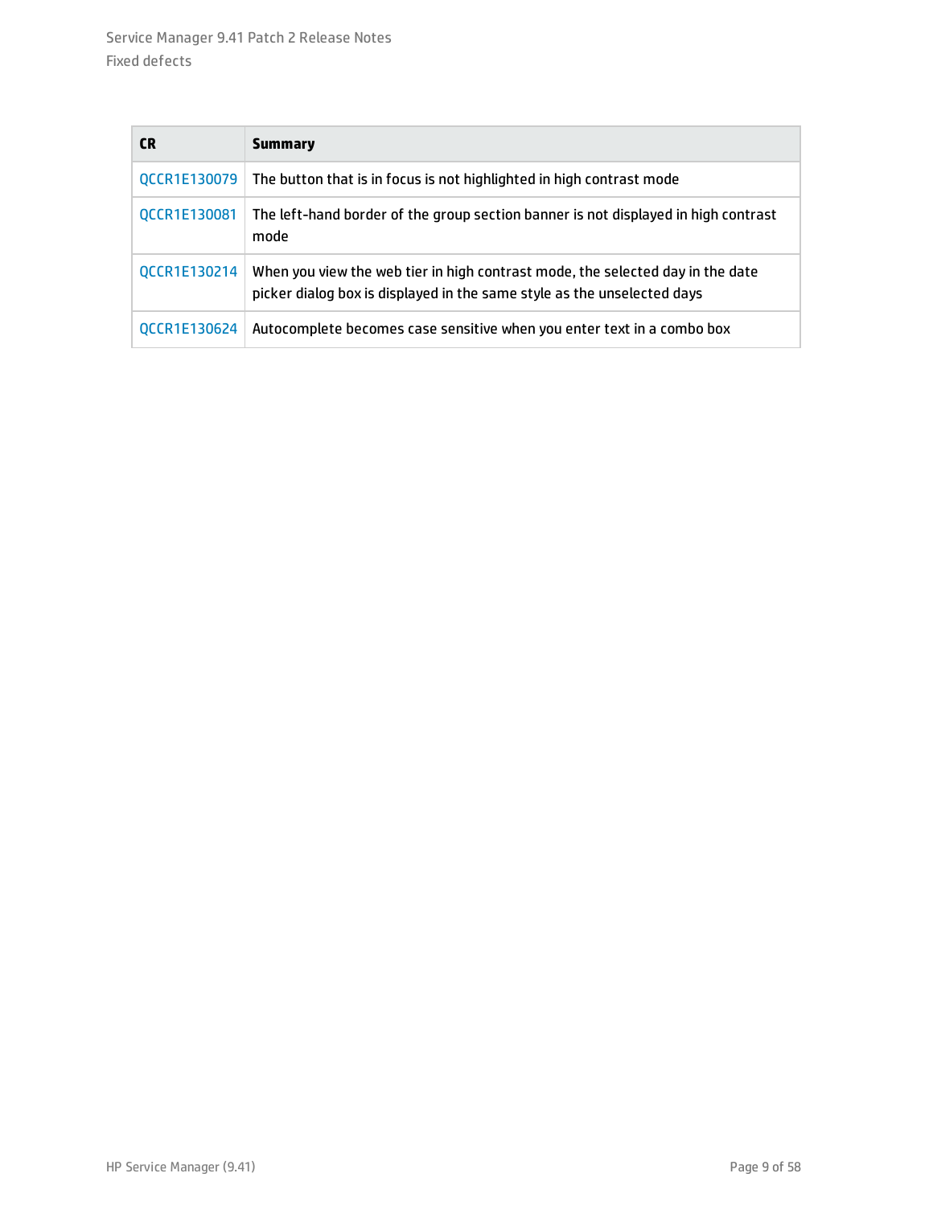| CR | Summary |
| --- | --- |
| QCCR1E130079 | The button that is in focus is not highlighted in high contrast mode |
| QCCR1E130081 | The left-hand border of the group section banner is not displayed in high contrast mode |
| QCCR1E130214 | When you view the web tier in high contrast mode, the selected day in the date picker dialog box is displayed in the same style as the unselected days |
| QCCR1E130624 | Autocomplete becomes case sensitive when you enter text in a combo box |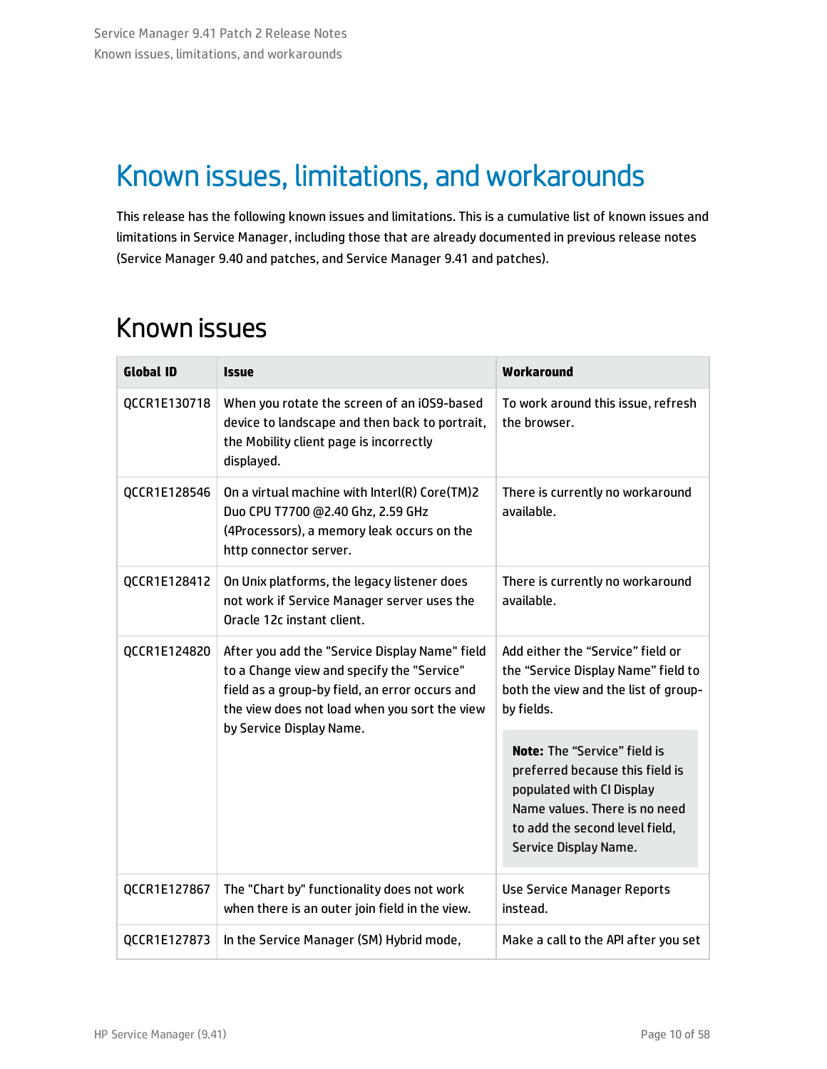# Known issues, limitations, and workarounds

This release has the following known issues and limitations. This is a cumulative list of known issues and limitations in Service Manager, including those that are already documented in previous release notes (Service Manager 9.40 and patches, and Service Manager 9.41 and patches).

## Known issues

| Global ID | Issue | Workaround |
|---|---|---|
| QCCR1E130718 | When you rotate the screen of an iOS9-based device to landscape and then back to portrait, the Mobility client page is incorrectly displayed. | To work around this issue, refresh the browser. |
| QCCR1E128546 | On a virtual machine with Interl(R) Core(TM)2 Duo CPU T7700 @2.40 Ghz, 2.59 GHz (4Processors), a memory leak occurs on the http connector server. | There is currently no workaround available. |
| QCCR1E128412 | On Unix platforms, the legacy listener does not work if Service Manager server uses the Oracle 12c instant client. | There is currently no workaround available. |
| QCCR1E124820 | After you add the "Service Display Name" field to a Change view and specify the "Service" field as a group-by field, an error occurs and the view does not load when you sort the view by Service Display Name. | Add either the “Service” field or the “Service Display Name” field to both the view and the list of group-by fields.<br><br>**Note:** The “Service” field is preferred because this field is populated with CI Display Name values. There is no need to add the second level field, Service Display Name. |
| QCCR1E127867 | The "Chart by" functionality does not work when there is an outer join field in the view. | Use Service Manager Reports instead. |
| QCCR1E127873 | In the Service Manager (SM) Hybrid mode, | Make a call to the API after you set |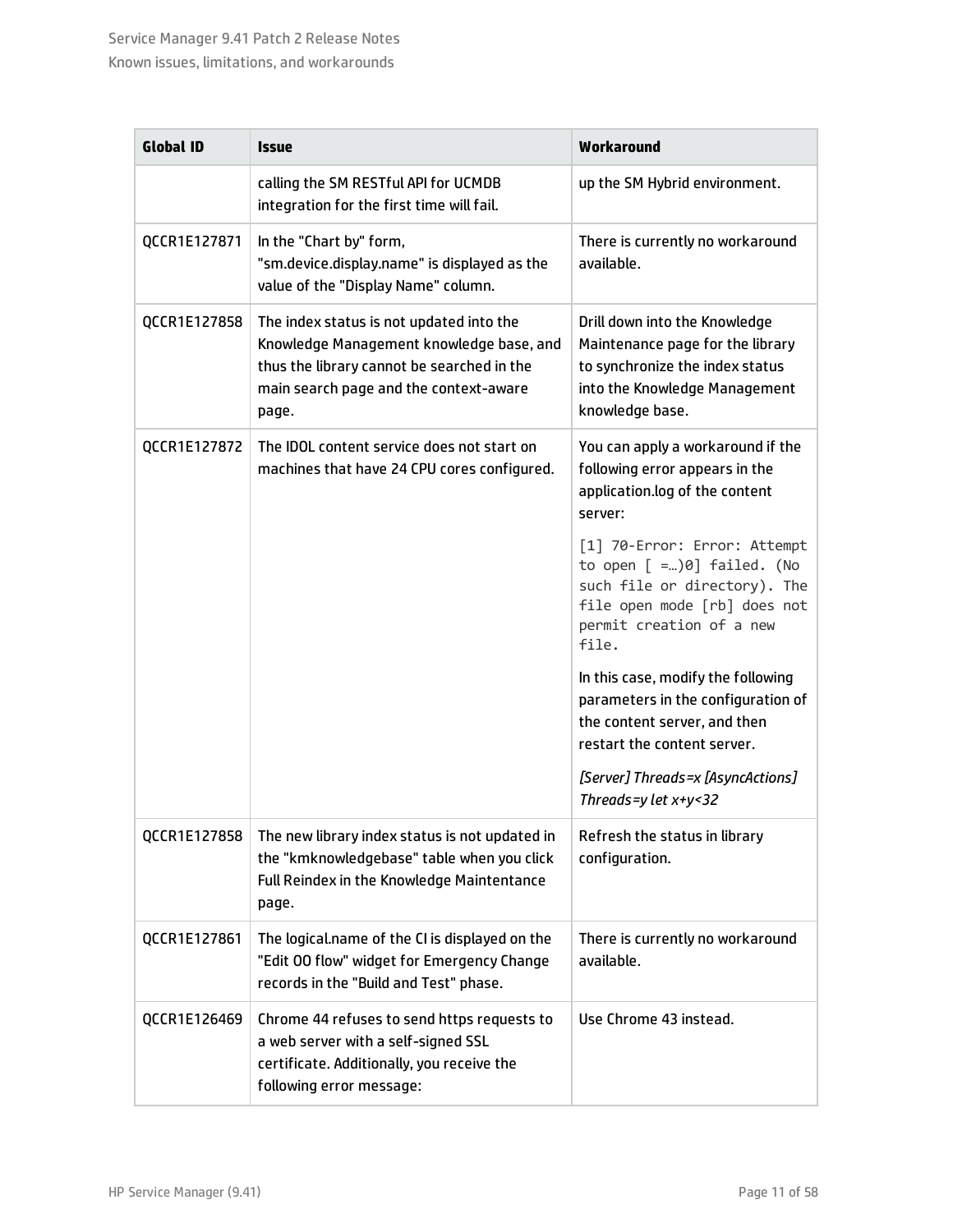| Global ID | Issue | Workaround |
|---|---|---|
| | calling the SM RESTful API for UCMDB integration for the first time will fail. | up the SM Hybrid environment. |
| QCCR1E127871 | In the "Chart by" form, "sm.device.display.name" is displayed as the value of the "Display Name" column. | There is currently no workaround available. |
| QCCR1E127858 | The index status is not updated into the Knowledge Management knowledge base, and thus the library cannot be searched in the main search page and the context-aware page. | Drill down into the Knowledge Maintenance page for the library to synchronize the index status into the Knowledge Management knowledge base. |
| QCCR1E127872 | The IDOL content service does not start on machines that have 24 CPU cores configured. | You can apply a workaround if the following error appears in the application.log of the content server:<br><br>`[1] 70-Error: Error: Attempt to open [ =…)0] failed. (No such file or directory). The file open mode [rb] does not permit creation of a new file.`<br><br>In this case, modify the following parameters in the configuration of the content server, and then restart the content server.<br><br>*[Server] Threads=x [AsyncActions] Threads=y let x+y<32* |
| QCCR1E127858 | The new library index status is not updated in the "kmknowledgebase" table when you click Full Reindex in the Knowledge Maintentance page. | Refresh the status in library configuration. |
| QCCR1E127861 | The logical.name of the CI is displayed on the "Edit OO flow" widget for Emergency Change records in the "Build and Test" phase. | There is currently no workaround available. |
| QCCR1E126469 | Chrome 44 refuses to send https requests to a web server with a self-signed SSL certificate. Additionally, you receive the following error message: | Use Chrome 43 instead. |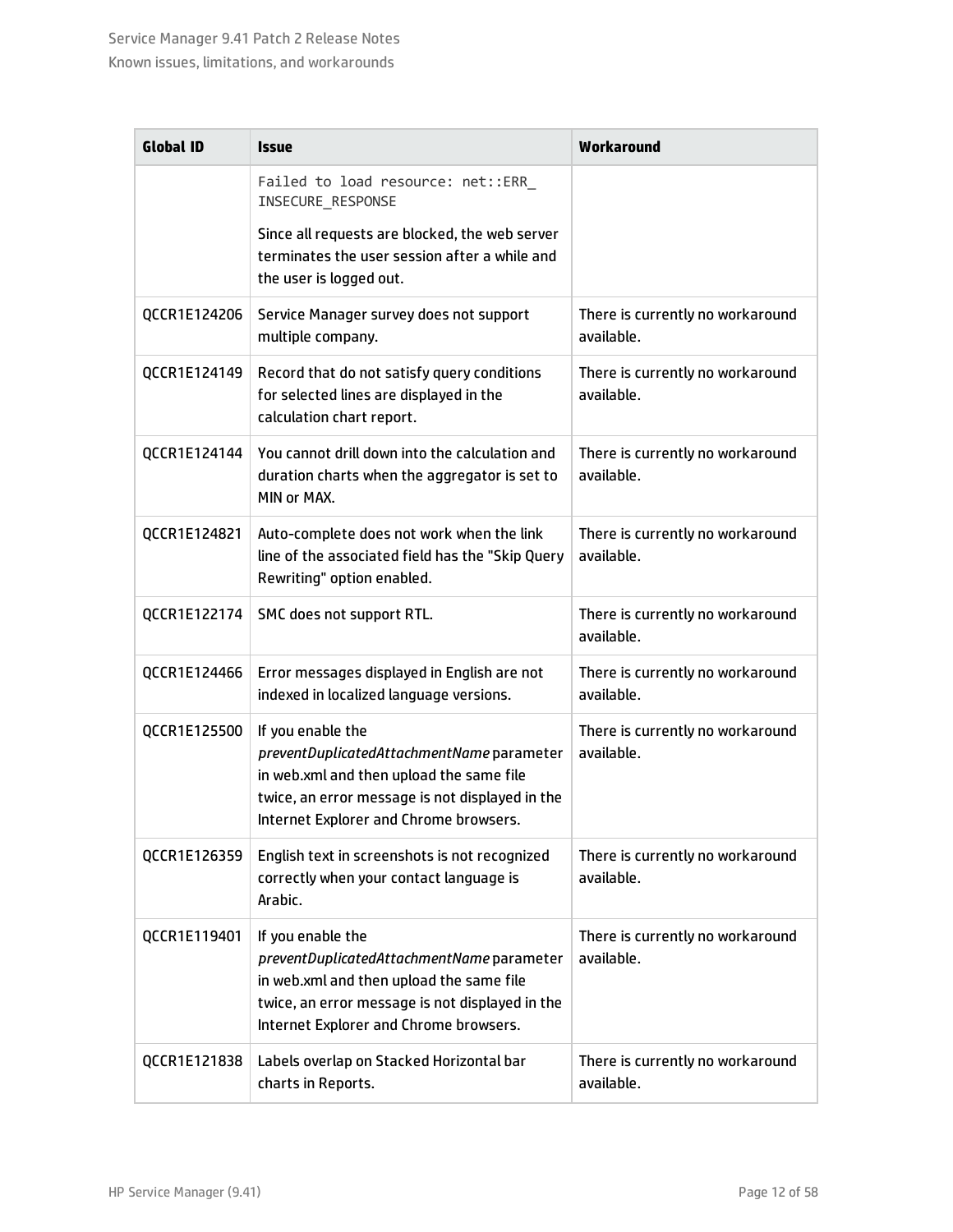| Global ID | Issue | Workaround |
|---|---|---|
| | `Failed to load resource: net::ERR_INSECURE_RESPONSE`<br><br>Since all requests are blocked, the web server terminates the user session after a while and the user is logged out. | |
| QCCR1E124206 | Service Manager survey does not support multiple company. | There is currently no workaround available. |
| QCCR1E124149 | Record that do not satisfy query conditions for selected lines are displayed in the calculation chart report. | There is currently no workaround available. |
| QCCR1E124144 | You cannot drill down into the calculation and duration charts when the aggregator is set to MIN or MAX. | There is currently no workaround available. |
| QCCR1E124821 | Auto-complete does not work when the link line of the associated field has the "Skip Query Rewriting" option enabled. | There is currently no workaround available. |
| QCCR1E122174 | SMC does not support RTL. | There is currently no workaround available. |
| QCCR1E124466 | Error messages displayed in English are not indexed in localized language versions. | There is currently no workaround available. |
| QCCR1E125500 | If you enable the *preventDuplicatedAttachmentName* parameter in web.xml and then upload the same file twice, an error message is not displayed in the Internet Explorer and Chrome browsers. | There is currently no workaround available. |
| QCCR1E126359 | English text in screenshots is not recognized correctly when your contact language is Arabic. | There is currently no workaround available. |
| QCCR1E119401 | If you enable the *preventDuplicatedAttachmentName* parameter in web.xml and then upload the same file twice, an error message is not displayed in the Internet Explorer and Chrome browsers. | There is currently no workaround available. |
| QCCR1E121838 | Labels overlap on Stacked Horizontal bar charts in Reports. | There is currently no workaround available. |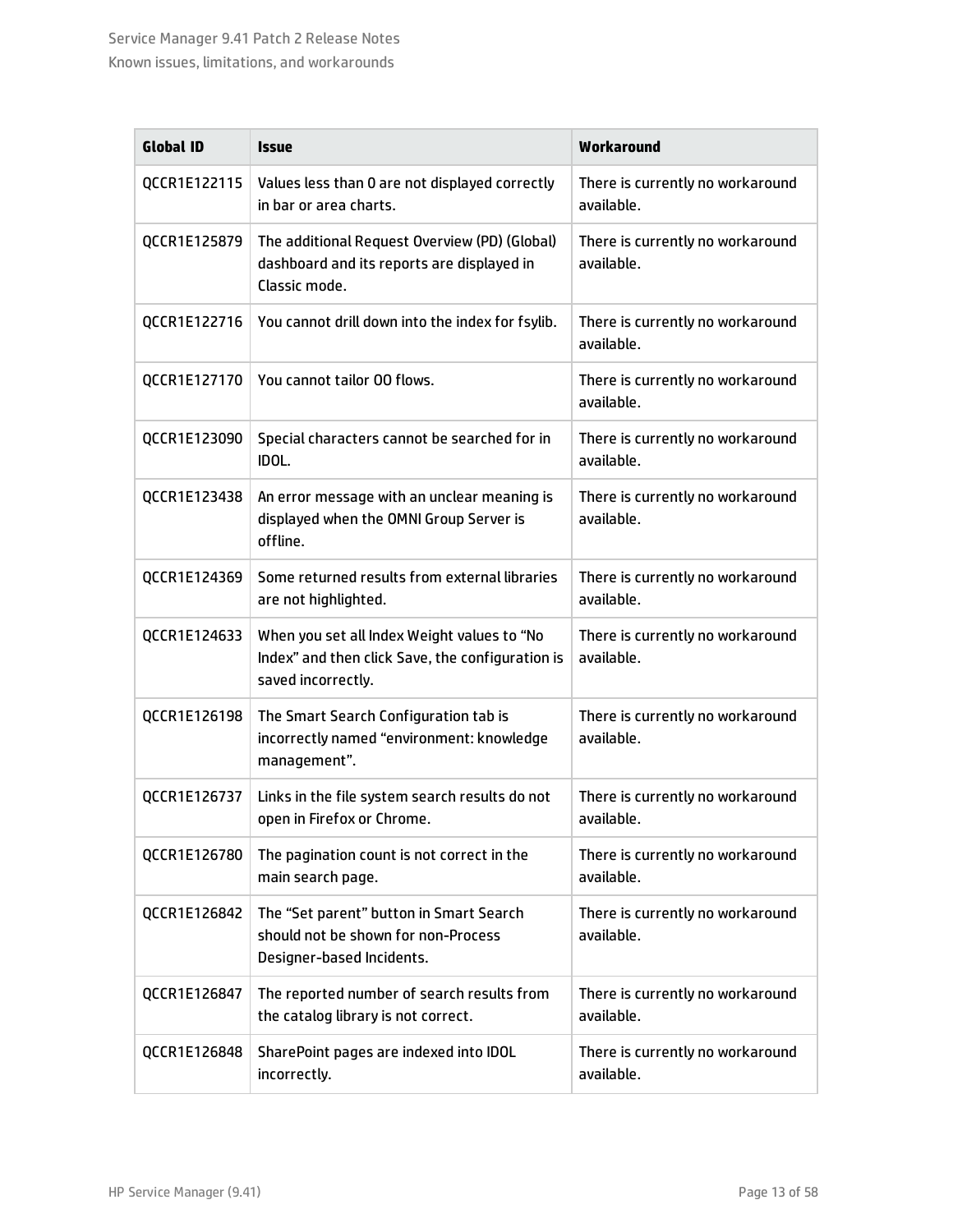| Global ID | Issue | Workaround |
| --- | --- | --- |
| QCCR1E122115 | Values less than 0 are not displayed correctly in bar or area charts. | There is currently no workaround available. |
| QCCR1E125879 | The additional Request Overview (PD) (Global) dashboard and its reports are displayed in Classic mode. | There is currently no workaround available. |
| QCCR1E122716 | You cannot drill down into the index for fsylib. | There is currently no workaround available. |
| QCCR1E127170 | You cannot tailor OO flows. | There is currently no workaround available. |
| QCCR1E123090 | Special characters cannot be searched for in IDOL. | There is currently no workaround available. |
| QCCR1E123438 | An error message with an unclear meaning is displayed when the OMNI Group Server is offline. | There is currently no workaround available. |
| QCCR1E124369 | Some returned results from external libraries are not highlighted. | There is currently no workaround available. |
| QCCR1E124633 | When you set all Index Weight values to “No Index” and then click Save, the configuration is saved incorrectly. | There is currently no workaround available. |
| QCCR1E126198 | The Smart Search Configuration tab is incorrectly named “environment: knowledge management”. | There is currently no workaround available. |
| QCCR1E126737 | Links in the file system search results do not open in Firefox or Chrome. | There is currently no workaround available. |
| QCCR1E126780 | The pagination count is not correct in the main search page. | There is currently no workaround available. |
| QCCR1E126842 | The “Set parent” button in Smart Search should not be shown for non-Process Designer-based Incidents. | There is currently no workaround available. |
| QCCR1E126847 | The reported number of search results from the catalog library is not correct. | There is currently no workaround available. |
| QCCR1E126848 | SharePoint pages are indexed into IDOL incorrectly. | There is currently no workaround available. |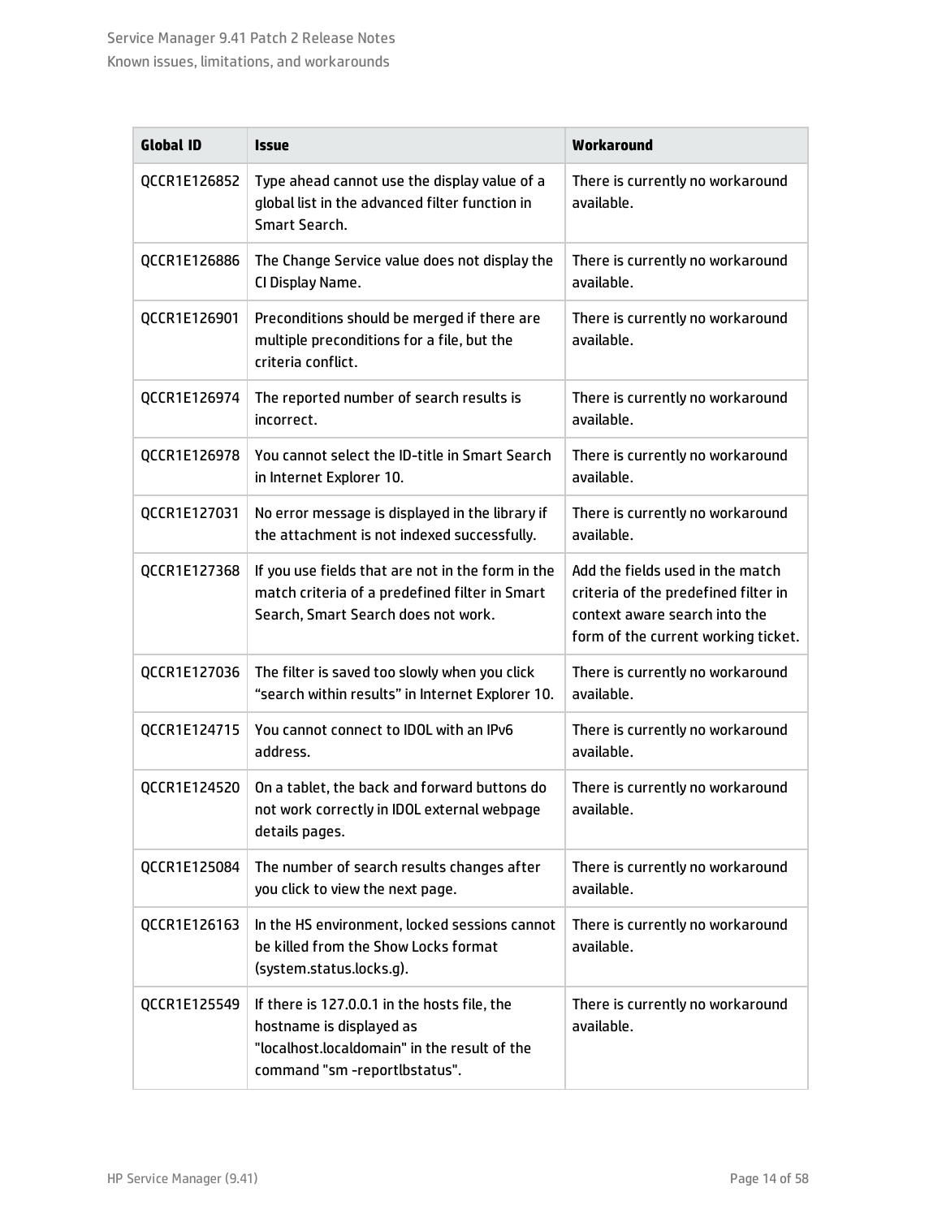| Global ID | Issue | Workaround |
| --- | --- | --- |
| QCCR1E126852 | Type ahead cannot use the display value of a global list in the advanced filter function in Smart Search. | There is currently no workaround available. |
| QCCR1E126886 | The Change Service value does not display the CI Display Name. | There is currently no workaround available. |
| QCCR1E126901 | Preconditions should be merged if there are multiple preconditions for a file, but the criteria conflict. | There is currently no workaround available. |
| QCCR1E126974 | The reported number of search results is incorrect. | There is currently no workaround available. |
| QCCR1E126978 | You cannot select the ID-title in Smart Search in Internet Explorer 10. | There is currently no workaround available. |
| QCCR1E127031 | No error message is displayed in the library if the attachment is not indexed successfully. | There is currently no workaround available. |
| QCCR1E127368 | If you use fields that are not in the form in the match criteria of a predefined filter in Smart Search, Smart Search does not work. | Add the fields used in the match criteria of the predefined filter in context aware search into the form of the current working ticket. |
| QCCR1E127036 | The filter is saved too slowly when you click “search within results” in Internet Explorer 10. | There is currently no workaround available. |
| QCCR1E124715 | You cannot connect to IDOL with an IPv6 address. | There is currently no workaround available. |
| QCCR1E124520 | On a tablet, the back and forward buttons do not work correctly in IDOL external webpage details pages. | There is currently no workaround available. |
| QCCR1E125084 | The number of search results changes after you click to view the next page. | There is currently no workaround available. |
| QCCR1E126163 | In the HS environment, locked sessions cannot be killed from the Show Locks format (system.status.locks.g). | There is currently no workaround available. |
| QCCR1E125549 | If there is 127.0.0.1 in the hosts file, the hostname is displayed as "localhost.localdomain" in the result of the command "sm -reportlbstatus". | There is currently no workaround available. |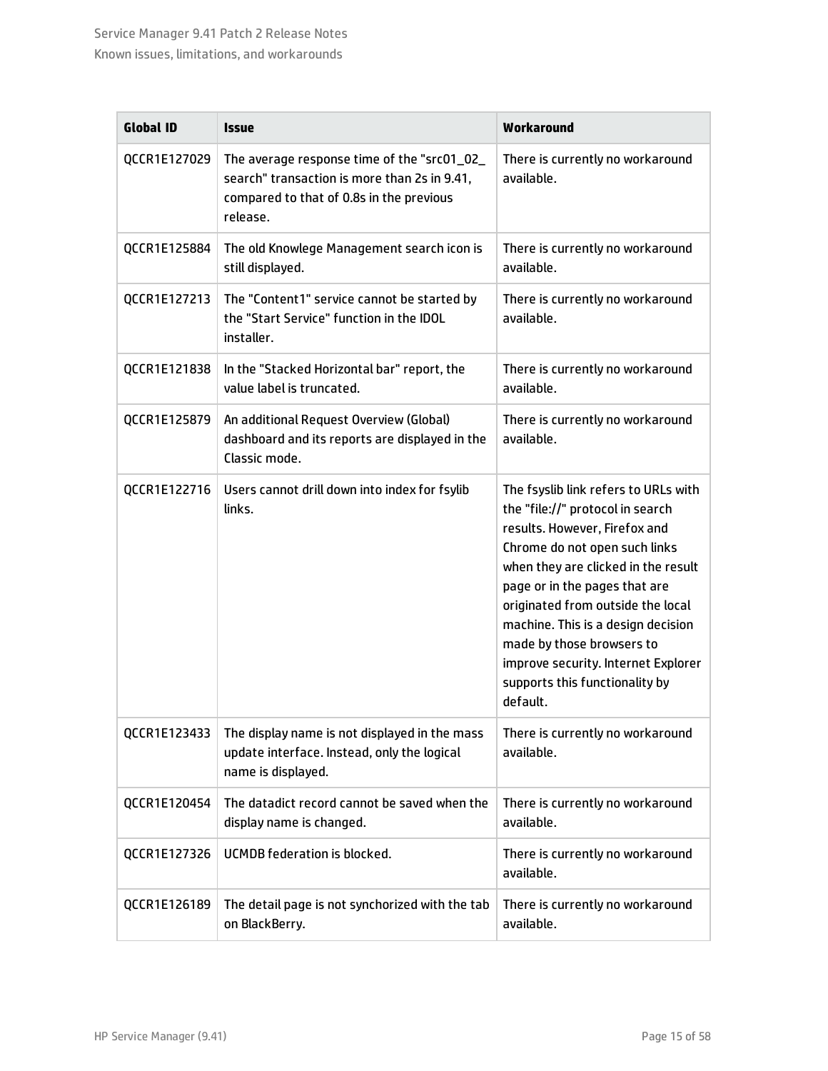| Global ID | Issue | Workaround |
| --- | --- | --- |
| QCCR1E127029 | The average response time of the "src01_02_search" transaction is more than 2s in 9.41, compared to that of 0.8s in the previous release. | There is currently no workaround available. |
| QCCR1E125884 | The old Knowlege Management search icon is still displayed. | There is currently no workaround available. |
| QCCR1E127213 | The "Content1" service cannot be started by the "Start Service" function in the IDOL installer. | There is currently no workaround available. |
| QCCR1E121838 | In the "Stacked Horizontal bar" report, the value label is truncated. | There is currently no workaround available. |
| QCCR1E125879 | An additional Request Overview (Global) dashboard and its reports are displayed in the Classic mode. | There is currently no workaround available. |
| QCCR1E122716 | Users cannot drill down into index for fsylib links. | The fsyslib link refers to URLs with the "file://" protocol in search results. However, Firefox and Chrome do not open such links when they are clicked in the result page or in the pages that are originated from outside the local machine. This is a design decision made by those browsers to improve security. Internet Explorer supports this functionality by default. |
| QCCR1E123433 | The display name is not displayed in the mass update interface. Instead, only the logical name is displayed. | There is currently no workaround available. |
| QCCR1E120454 | The datadict record cannot be saved when the display name is changed. | There is currently no workaround available. |
| QCCR1E127326 | UCMDB federation is blocked. | There is currently no workaround available. |
| QCCR1E126189 | The detail page is not synchorized with the tab on BlackBerry. | There is currently no workaround available. |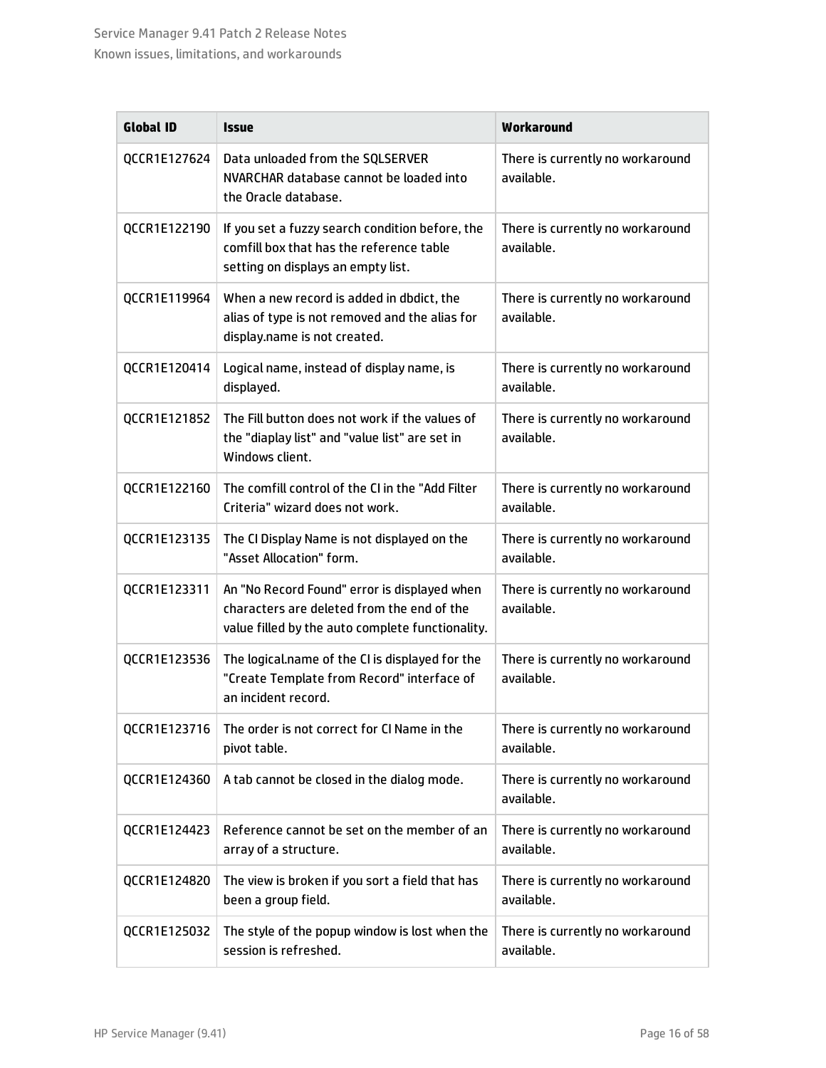| Global ID | Issue | Workaround |
|---|---|---|
| QCCR1E127624 | Data unloaded from the SQLSERVER NVARCHAR database cannot be loaded into the Oracle database. | There is currently no workaround available. |
| QCCR1E122190 | If you set a fuzzy search condition before, the comfill box that has the reference table setting on displays an empty list. | There is currently no workaround available. |
| QCCR1E119964 | When a new record is added in dbdict, the alias of type is not removed and the alias for display.name is not created. | There is currently no workaround available. |
| QCCR1E120414 | Logical name, instead of display name, is displayed. | There is currently no workaround available. |
| QCCR1E121852 | The Fill button does not work if the values of the "diaplay list" and "value list" are set in Windows client. | There is currently no workaround available. |
| QCCR1E122160 | The comfill control of the CI in the "Add Filter Criteria" wizard does not work. | There is currently no workaround available. |
| QCCR1E123135 | The CI Display Name is not displayed on the "Asset Allocation" form. | There is currently no workaround available. |
| QCCR1E123311 | An "No Record Found" error is displayed when characters are deleted from the end of the value filled by the auto complete functionality. | There is currently no workaround available. |
| QCCR1E123536 | The logical.name of the CI is displayed for the "Create Template from Record" interface of an incident record. | There is currently no workaround available. |
| QCCR1E123716 | The order is not correct for CI Name in the pivot table. | There is currently no workaround available. |
| QCCR1E124360 | A tab cannot be closed in the dialog mode. | There is currently no workaround available. |
| QCCR1E124423 | Reference cannot be set on the member of an array of a structure. | There is currently no workaround available. |
| QCCR1E124820 | The view is broken if you sort a field that has been a group field. | There is currently no workaround available. |
| QCCR1E125032 | The style of the popup window is lost when the session is refreshed. | There is currently no workaround available. |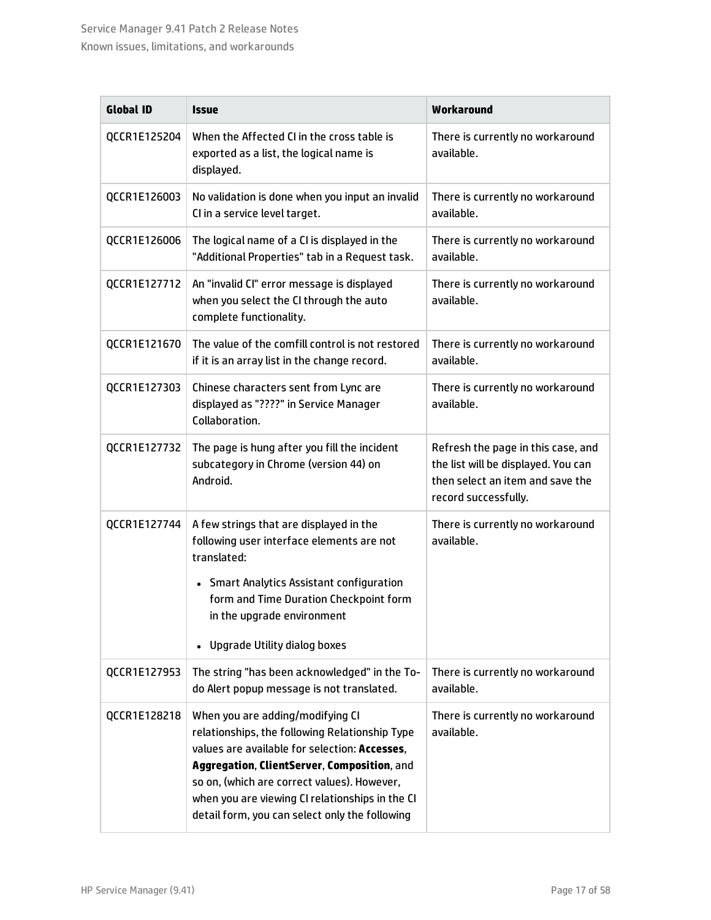| Global ID | Issue | Workaround |
|---|---|---|
| QCCR1E125204 | When the Affected CI in the cross table is exported as a list, the logical name is displayed. | There is currently no workaround available. |
| QCCR1E126003 | No validation is done when you input an invalid CI in a service level target. | There is currently no workaround available. |
| QCCR1E126006 | The logical name of a CI is displayed in the "Additional Properties" tab in a Request task. | There is currently no workaround available. |
| QCCR1E127712 | An "invalid CI" error message is displayed when you select the CI through the auto complete functionality. | There is currently no workaround available. |
| QCCR1E121670 | The value of the comfill control is not restored if it is an array list in the change record. | There is currently no workaround available. |
| QCCR1E127303 | Chinese characters sent from Lync are displayed as "????" in Service Manager Collaboration. | There is currently no workaround available. |
| QCCR1E127732 | The page is hung after you fill the incident subcategory in Chrome (version 44) on Android. | Refresh the page in this case, and the list will be displayed. You can then select an item and save the record successfully. |
| QCCR1E127744 | A few strings that are displayed in the following user interface elements are not translated:<br>• Smart Analytics Assistant configuration form and Time Duration Checkpoint form in the upgrade environment<br>• Upgrade Utility dialog boxes | There is currently no workaround available. |
| QCCR1E127953 | The string "has been acknowledged" in the To-do Alert popup message is not translated. | There is currently no workaround available. |
| QCCR1E128218 | When you are adding/modifying CI relationships, the following Relationship Type values are available for selection: **Accesses**, **Aggregation**, **ClientServer**, **Composition**, and so on, (which are correct values). However, when you are viewing CI relationships in the CI detail form, you can select only the following | There is currently no workaround available. |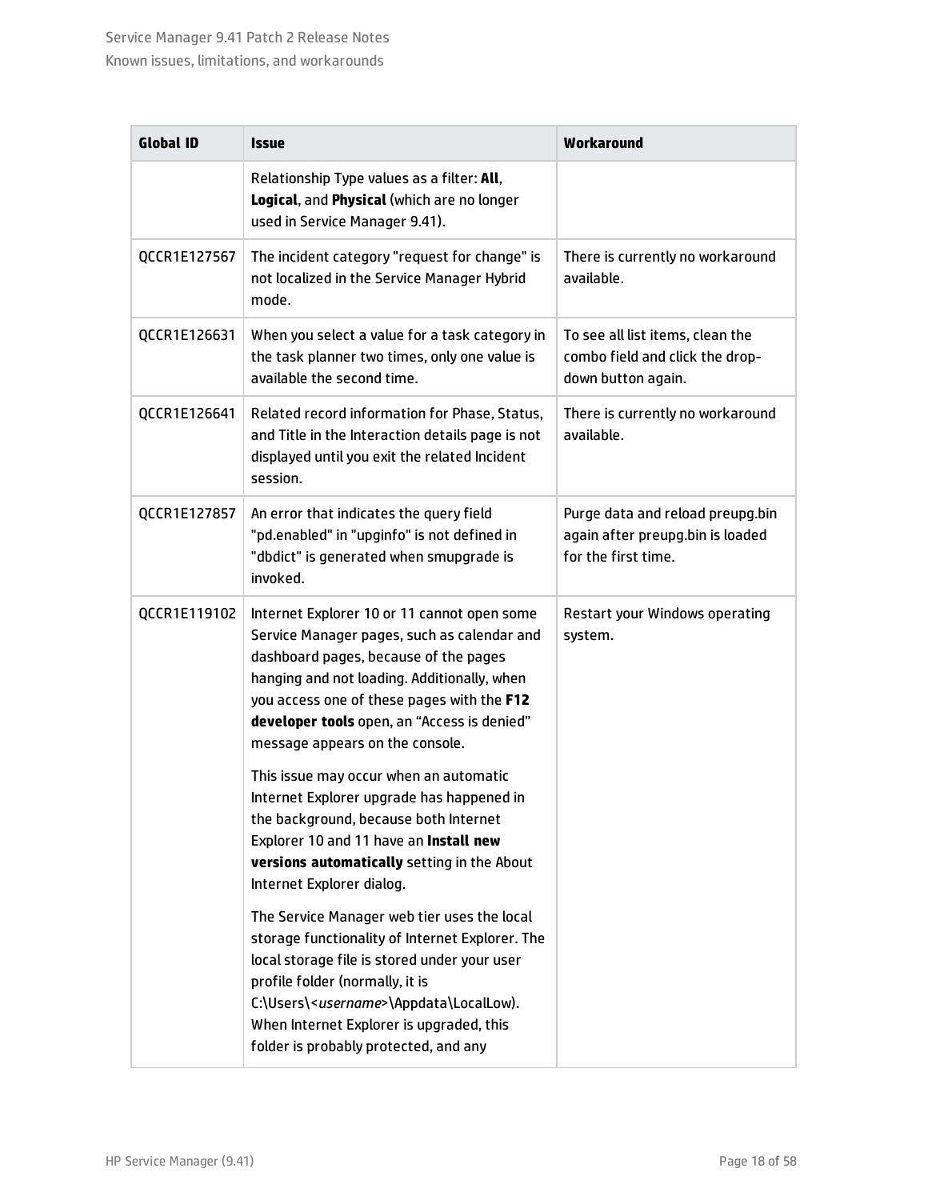| Global ID | Issue | Workaround |
| --- | --- | --- |
| | Relationship Type values as a filter: **All**, **Logical**, and **Physical** (which are no longer used in Service Manager 9.41). | |
| QCCR1E127567 | The incident category "request for change" is not localized in the Service Manager Hybrid mode. | There is currently no workaround available. |
| QCCR1E126631 | When you select a value for a task category in the task planner two times, only one value is available the second time. | To see all list items, clean the combo field and click the drop-down button again. |
| QCCR1E126641 | Related record information for Phase, Status, and Title in the Interaction details page is not displayed until you exit the related Incident session. | There is currently no workaround available. |
| QCCR1E127857 | An error that indicates the query field "pd.enabled" in "upginfo" is not defined in "dbdict" is generated when smupgrade is invoked. | Purge data and reload preupg.bin again after preupg.bin is loaded for the first time. |
| QCCR1E119102 | Internet Explorer 10 or 11 cannot open some Service Manager pages, such as calendar and dashboard pages, because of the pages hanging and not loading. Additionally, when you access one of these pages with the **F12 developer tools** open, an "Access is denied" message appears on the console.<br><br>This issue may occur when an automatic Internet Explorer upgrade has happened in the background, because both Internet Explorer 10 and 11 have an **Install new versions automatically** setting in the About Internet Explorer dialog.<br><br>The Service Manager web tier uses the local storage functionality of Internet Explorer. The local storage file is stored under your user profile folder (normally, it is C:\Users\<*username*>\Appdata\LocalLow). When Internet Explorer is upgraded, this folder is probably protected, and any | Restart your Windows operating system. |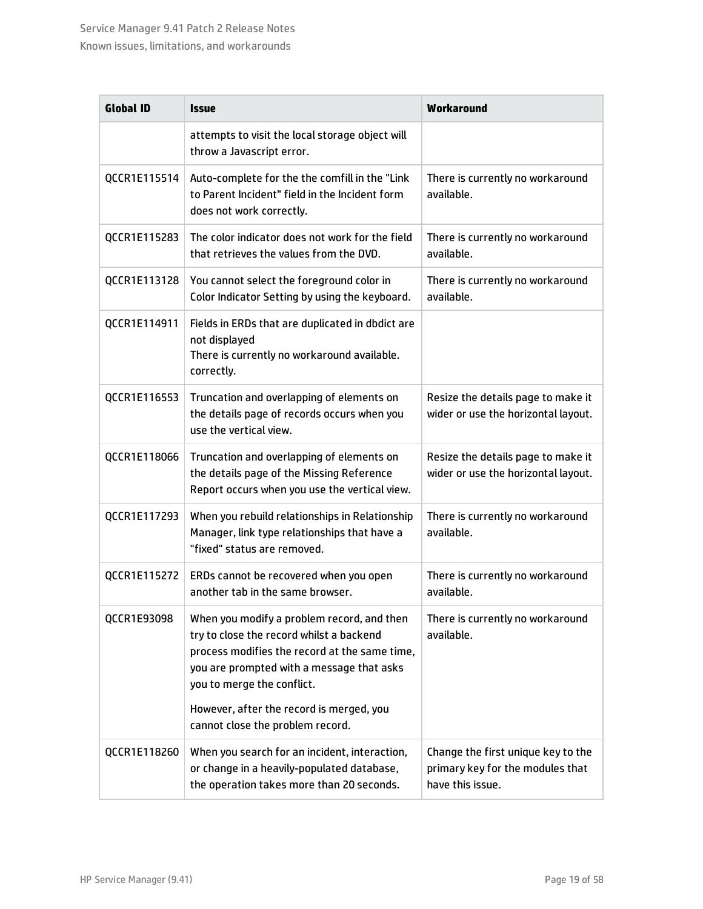| Global ID | Issue | Workaround |
| --- | --- | --- |
| | attempts to visit the local storage object will throw a Javascript error. | |
| QCCR1E115514 | Auto-complete for the the comfill in the "Link to Parent Incident" field in the Incident form does not work correctly. | There is currently no workaround available. |
| QCCR1E115283 | The color indicator does not work for the field that retrieves the values from the DVD. | There is currently no workaround available. |
| QCCR1E113128 | You cannot select the foreground color in Color Indicator Setting by using the keyboard. | There is currently no workaround available. |
| QCCR1E114911 | Fields in ERDs that are duplicated in dbdict are not displayed<br>There is currently no workaround available. correctly. | |
| QCCR1E116553 | Truncation and overlapping of elements on the details page of records occurs when you use the vertical view. | Resize the details page to make it wider or use the horizontal layout. |
| QCCR1E118066 | Truncation and overlapping of elements on the details page of the Missing Reference Report occurs when you use the vertical view. | Resize the details page to make it wider or use the horizontal layout. |
| QCCR1E117293 | When you rebuild relationships in Relationship Manager, link type relationships that have a "fixed" status are removed. | There is currently no workaround available. |
| QCCR1E115272 | ERDs cannot be recovered when you open another tab in the same browser. | There is currently no workaround available. |
| QCCR1E93098 | When you modify a problem record, and then try to close the record whilst a backend process modifies the record at the same time, you are prompted with a message that asks you to merge the conflict.<br><br>However, after the record is merged, you cannot close the problem record. | There is currently no workaround available. |
| QCCR1E118260 | When you search for an incident, interaction, or change in a heavily-populated database, the operation takes more than 20 seconds. | Change the first unique key to the primary key for the modules that have this issue. |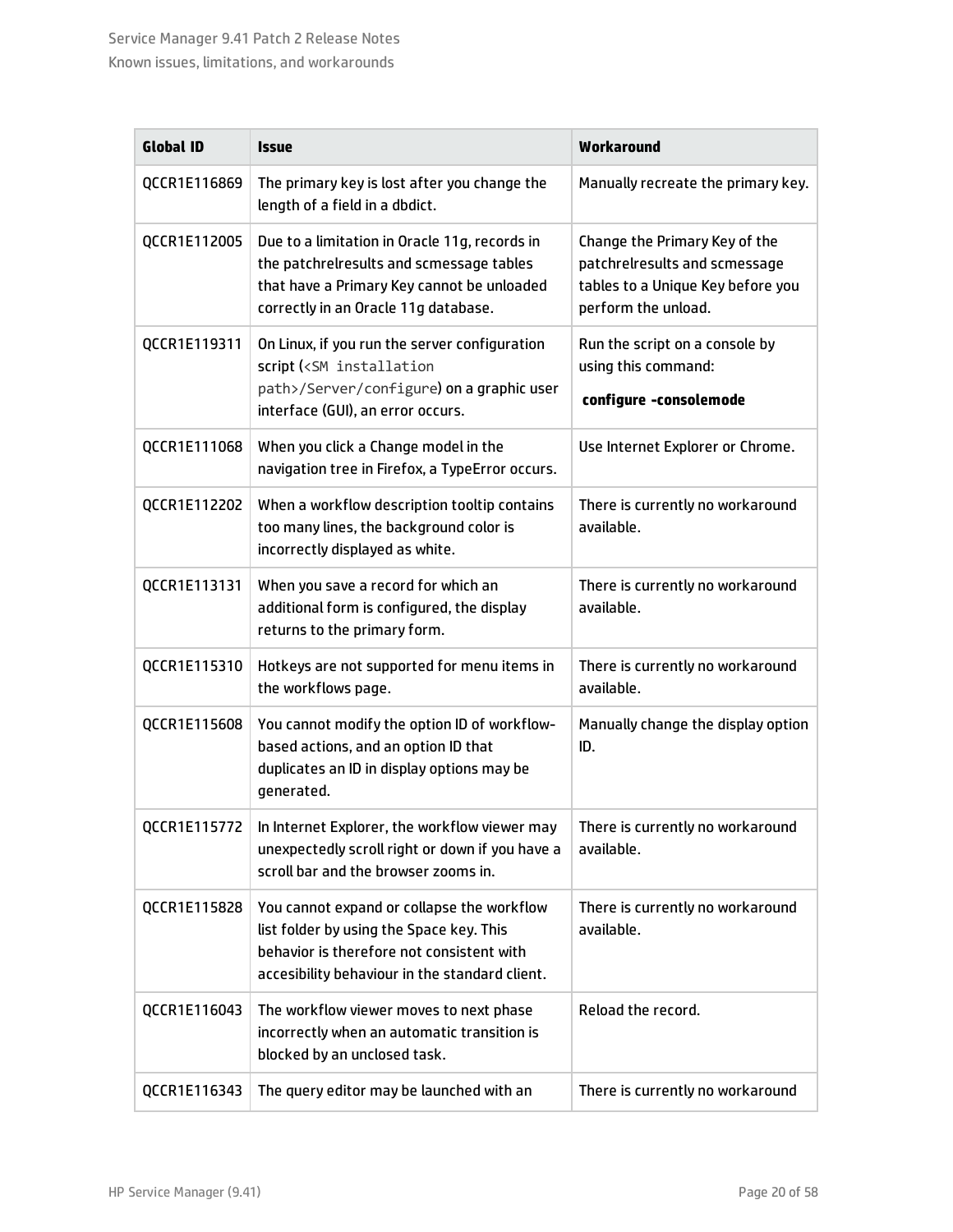| Global ID | Issue | Workaround |
|---|---|---|
| QCCR1E116869 | The primary key is lost after you change the length of a field in a dbdict. | Manually recreate the primary key. |
| QCCR1E112005 | Due to a limitation in Oracle 11g, records in the patchrelresults and scmessage tables that have a Primary Key cannot be unloaded correctly in an Oracle 11g database. | Change the Primary Key of the patchrelresults and scmessage tables to a Unique Key before you perform the unload. |
| QCCR1E119311 | On Linux, if you run the server configuration script (`<SM installation path>/Server/configure`) on a graphic user interface (GUI), an error occurs. | Run the script on a console by using this command: **configure -consolemode** |
| QCCR1E111068 | When you click a Change model in the navigation tree in Firefox, a TypeError occurs. | Use Internet Explorer or Chrome. |
| QCCR1E112202 | When a workflow description tooltip contains too many lines, the background color is incorrectly displayed as white. | There is currently no workaround available. |
| QCCR1E113131 | When you save a record for which an additional form is configured, the display returns to the primary form. | There is currently no workaround available. |
| QCCR1E115310 | Hotkeys are not supported for menu items in the workflows page. | There is currently no workaround available. |
| QCCR1E115608 | You cannot modify the option ID of workflow-based actions, and an option ID that duplicates an ID in display options may be generated. | Manually change the display option ID. |
| QCCR1E115772 | In Internet Explorer, the workflow viewer may unexpectedly scroll right or down if you have a scroll bar and the browser zooms in. | There is currently no workaround available. |
| QCCR1E115828 | You cannot expand or collapse the workflow list folder by using the Space key. This behavior is therefore not consistent with accesibility behaviour in the standard client. | There is currently no workaround available. |
| QCCR1E116043 | The workflow viewer moves to next phase incorrectly when an automatic transition is blocked by an unclosed task. | Reload the record. |
| QCCR1E116343 | The query editor may be launched with an | There is currently no workaround |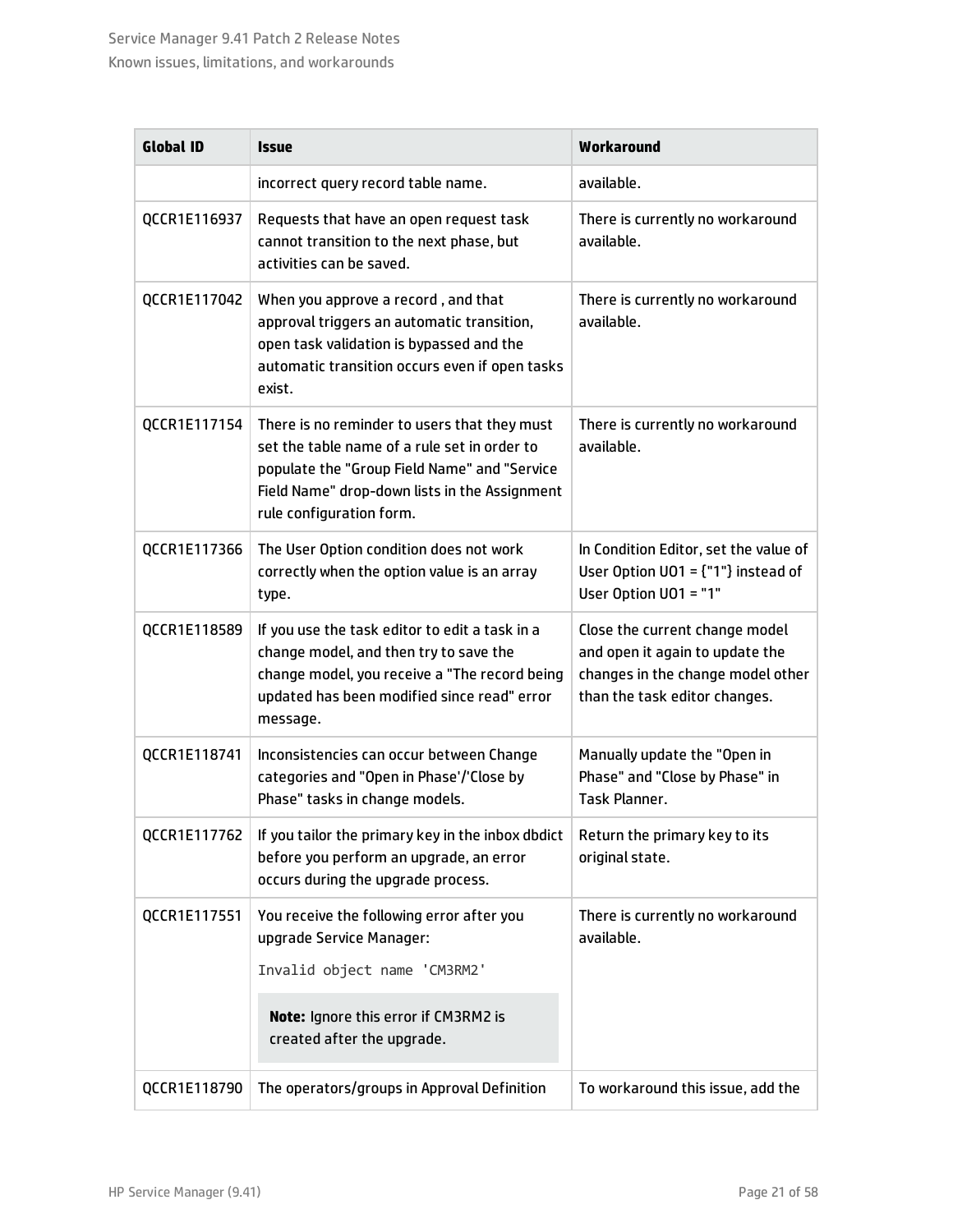| Global ID | Issue | Workaround |
| --- | --- | --- |
| | incorrect query record table name. | available. |
| QCCR1E116937 | Requests that have an open request task cannot transition to the next phase, but activities can be saved. | There is currently no workaround available. |
| QCCR1E117042 | When you approve a record , and that approval triggers an automatic transition, open task validation is bypassed and the automatic transition occurs even if open tasks exist. | There is currently no workaround available. |
| QCCR1E117154 | There is no reminder to users that they must set the table name of a rule set in order to populate the "Group Field Name" and "Service Field Name" drop-down lists in the Assignment rule configuration form. | There is currently no workaround available. |
| QCCR1E117366 | The User Option condition does not work correctly when the option value is an array type. | In Condition Editor, set the value of User Option UO1 = {"1"} instead of User Option UO1 = "1" |
| QCCR1E118589 | If you use the task editor to edit a task in a change model, and then try to save the change model, you receive a "The record being updated has been modified since read" error message. | Close the current change model and open it again to update the changes in the change model other than the task editor changes. |
| QCCR1E118741 | Inconsistencies can occur between Change categories and "Open in Phase'/'Close by Phase" tasks in change models. | Manually update the "Open in Phase" and "Close by Phase" in Task Planner. |
| QCCR1E117762 | If you tailor the primary key in the inbox dbdict before you perform an upgrade, an error occurs during the upgrade process. | Return the primary key to its original state. |
| QCCR1E117551 | You receive the following error after you upgrade Service Manager:<br>`Invalid object name 'CM3RM2'`<br>**Note:** Ignore this error if CM3RM2 is created after the upgrade. | There is currently no workaround available. |
| QCCR1E118790 | The operators/groups in Approval Definition | To workaround this issue, add the |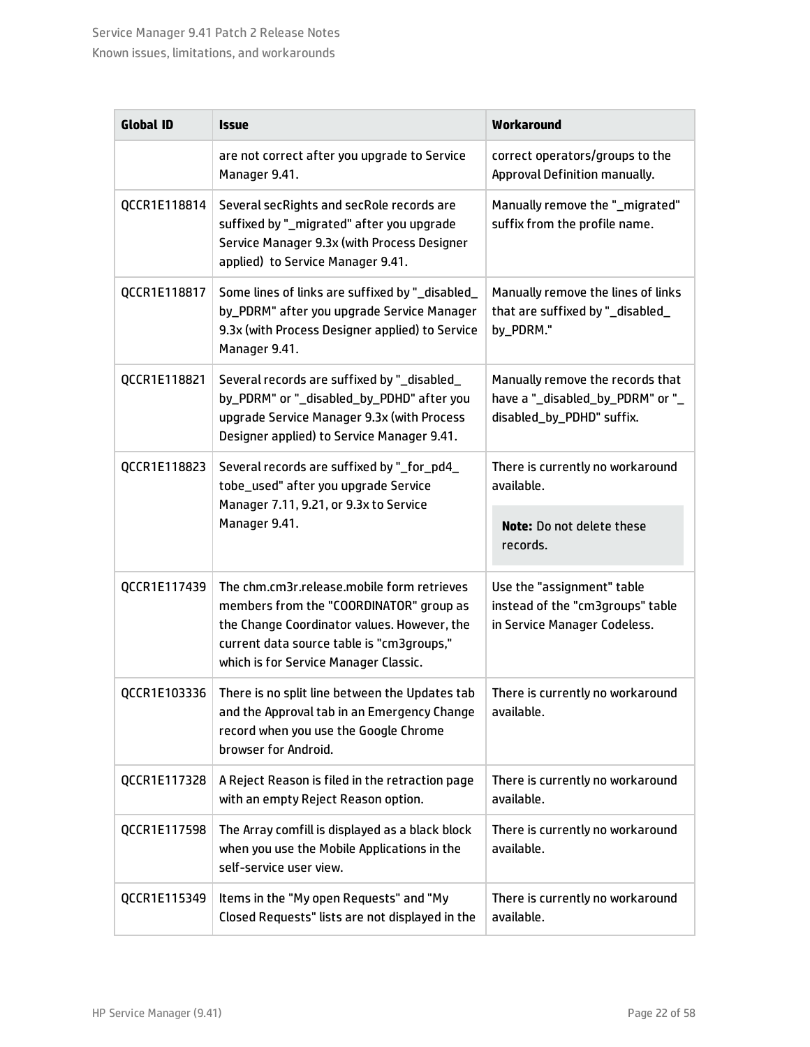| Global ID | Issue | Workaround |
| --- | --- | --- |
| | are not correct after you upgrade to Service Manager 9.41. | correct operators/groups to the Approval Definition manually. |
| QCCR1E118814 | Several secRights and secRole records are suffixed by "_migrated" after you upgrade Service Manager 9.3x (with Process Designer applied) to Service Manager 9.41. | Manually remove the "_migrated" suffix from the profile name. |
| QCCR1E118817 | Some lines of links are suffixed by "_disabled_by_PDRM" after you upgrade Service Manager 9.3x (with Process Designer applied) to Service Manager 9.41. | Manually remove the lines of links that are suffixed by "_disabled_by_PDRM." |
| QCCR1E118821 | Several records are suffixed by "_disabled_by_PDRM" or "_disabled_by_PDHD" after you upgrade Service Manager 9.3x (with Process Designer applied) to Service Manager 9.41. | Manually remove the records that have a "_disabled_by_PDRM" or "_disabled_by_PDHD" suffix. |
| QCCR1E118823 | Several records are suffixed by "_for_pd4_tobe_used" after you upgrade Service Manager 7.11, 9.21, or 9.3x to Service Manager 9.41. | There is currently no workaround available.<br><br>**Note:** Do not delete these records. |
| QCCR1E117439 | The chm.cm3r.release.mobile form retrieves members from the "COORDINATOR" group as the Change Coordinator values. However, the current data source table is "cm3groups," which is for Service Manager Classic. | Use the "assignment" table instead of the "cm3groups" table in Service Manager Codeless. |
| QCCR1E103336 | There is no split line between the Updates tab and the Approval tab in an Emergency Change record when you use the Google Chrome browser for Android. | There is currently no workaround available. |
| QCCR1E117328 | A Reject Reason is filed in the retraction page with an empty Reject Reason option. | There is currently no workaround available. |
| QCCR1E117598 | The Array comfill is displayed as a black block when you use the Mobile Applications in the self-service user view. | There is currently no workaround available. |
| QCCR1E115349 | Items in the "My open Requests" and "My Closed Requests" lists are not displayed in the | There is currently no workaround available. |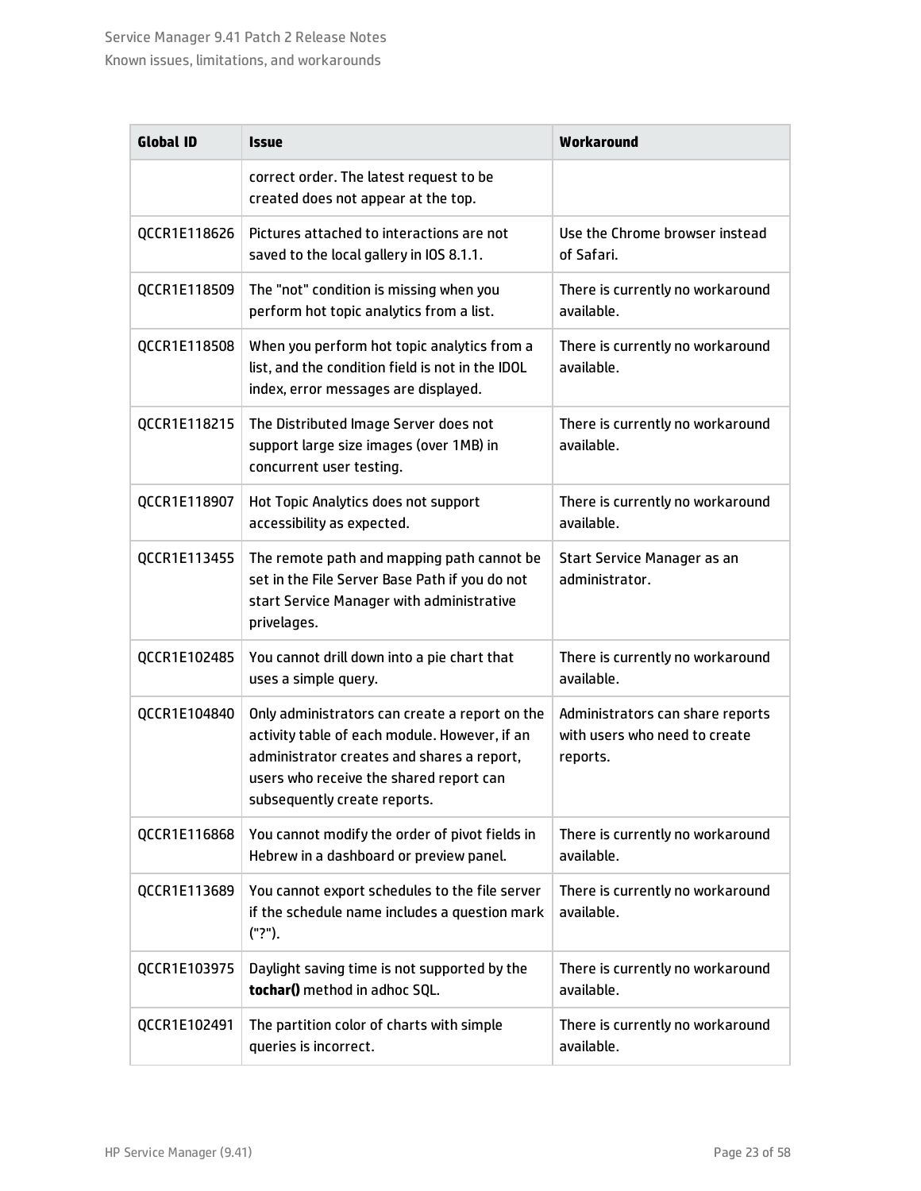| Global ID | Issue | Workaround |
|---|---|---|
| | correct order. The latest request to be created does not appear at the top. | |
| QCCR1E118626 | Pictures attached to interactions are not saved to the local gallery in IOS 8.1.1. | Use the Chrome browser instead of Safari. |
| QCCR1E118509 | The "not" condition is missing when you perform hot topic analytics from a list. | There is currently no workaround available. |
| QCCR1E118508 | When you perform hot topic analytics from a list, and the condition field is not in the IDOL index, error messages are displayed. | There is currently no workaround available. |
| QCCR1E118215 | The Distributed Image Server does not support large size images (over 1MB) in concurrent user testing. | There is currently no workaround available. |
| QCCR1E118907 | Hot Topic Analytics does not support accessibility as expected. | There is currently no workaround available. |
| QCCR1E113455 | The remote path and mapping path cannot be set in the File Server Base Path if you do not start Service Manager with administrative privelages. | Start Service Manager as an administrator. |
| QCCR1E102485 | You cannot drill down into a pie chart that uses a simple query. | There is currently no workaround available. |
| QCCR1E104840 | Only administrators can create a report on the activity table of each module. However, if an administrator creates and shares a report, users who receive the shared report can subsequently create reports. | Administrators can share reports with users who need to create reports. |
| QCCR1E116868 | You cannot modify the order of pivot fields in Hebrew in a dashboard or preview panel. | There is currently no workaround available. |
| QCCR1E113689 | You cannot export schedules to the file server if the schedule name includes a question mark ("?"). | There is currently no workaround available. |
| QCCR1E103975 | Daylight saving time is not supported by the **tochar()** method in adhoc SQL. | There is currently no workaround available. |
| QCCR1E102491 | The partition color of charts with simple queries is incorrect. | There is currently no workaround available. |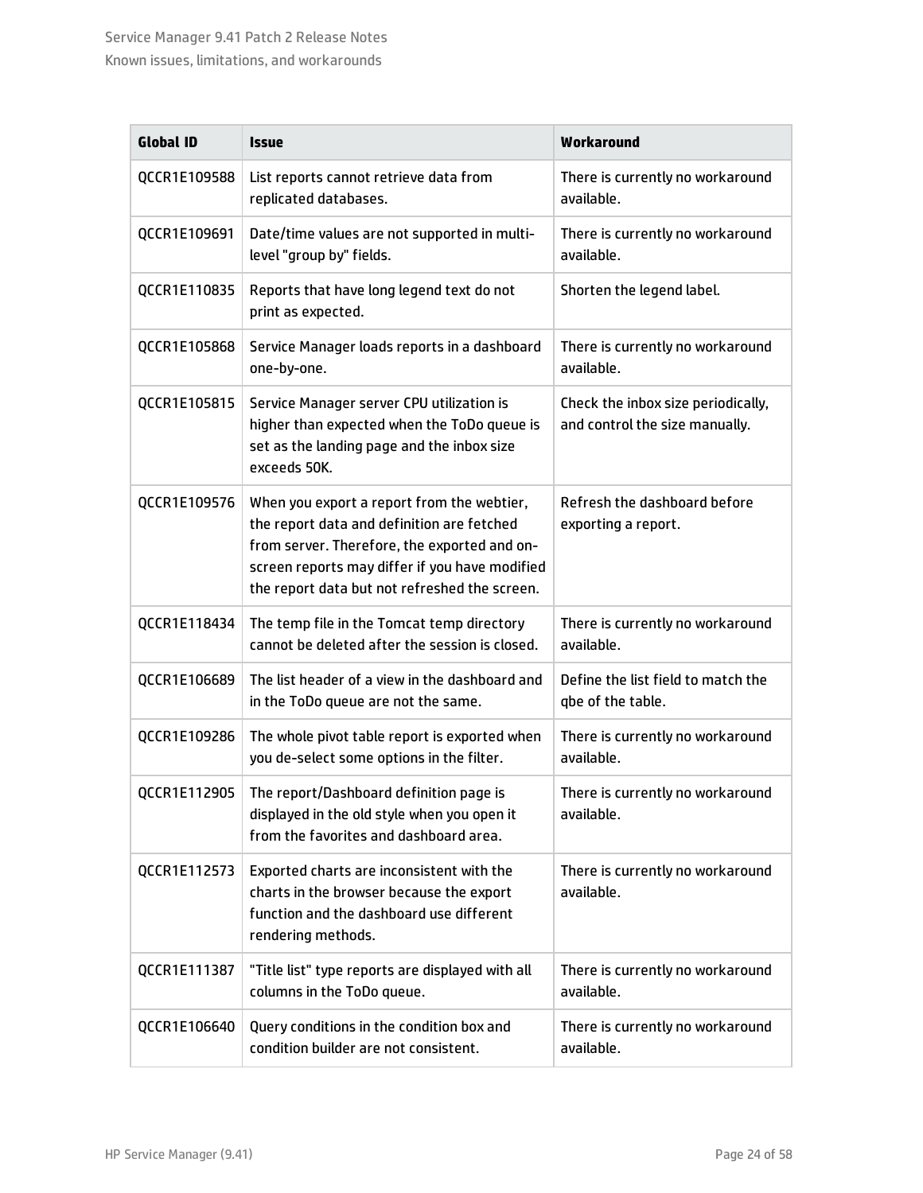| Global ID | Issue | Workaround |
| --- | --- | --- |
| QCCR1E109588 | List reports cannot retrieve data from replicated databases. | There is currently no workaround available. |
| QCCR1E109691 | Date/time values are not supported in multi-level "group by" fields. | There is currently no workaround available. |
| QCCR1E110835 | Reports that have long legend text do not print as expected. | Shorten the legend label. |
| QCCR1E105868 | Service Manager loads reports in a dashboard one-by-one. | There is currently no workaround available. |
| QCCR1E105815 | Service Manager server CPU utilization is higher than expected when the ToDo queue is set as the landing page and the inbox size exceeds 50K. | Check the inbox size periodically, and control the size manually. |
| QCCR1E109576 | When you export a report from the webtier, the report data and definition are fetched from server. Therefore, the exported and on-screen reports may differ if you have modified the report data but not refreshed the screen. | Refresh the dashboard before exporting a report. |
| QCCR1E118434 | The temp file in the Tomcat temp directory cannot be deleted after the session is closed. | There is currently no workaround available. |
| QCCR1E106689 | The list header of a view in the dashboard and in the ToDo queue are not the same. | Define the list field to match the qbe of the table. |
| QCCR1E109286 | The whole pivot table report is exported when you de-select some options in the filter. | There is currently no workaround available. |
| QCCR1E112905 | The report/Dashboard definition page is displayed in the old style when you open it from the favorites and dashboard area. | There is currently no workaround available. |
| QCCR1E112573 | Exported charts are inconsistent with the charts in the browser because the export function and the dashboard use different rendering methods. | There is currently no workaround available. |
| QCCR1E111387 | "Title list" type reports are displayed with all columns in the ToDo queue. | There is currently no workaround available. |
| QCCR1E106640 | Query conditions in the condition box and condition builder are not consistent. | There is currently no workaround available. |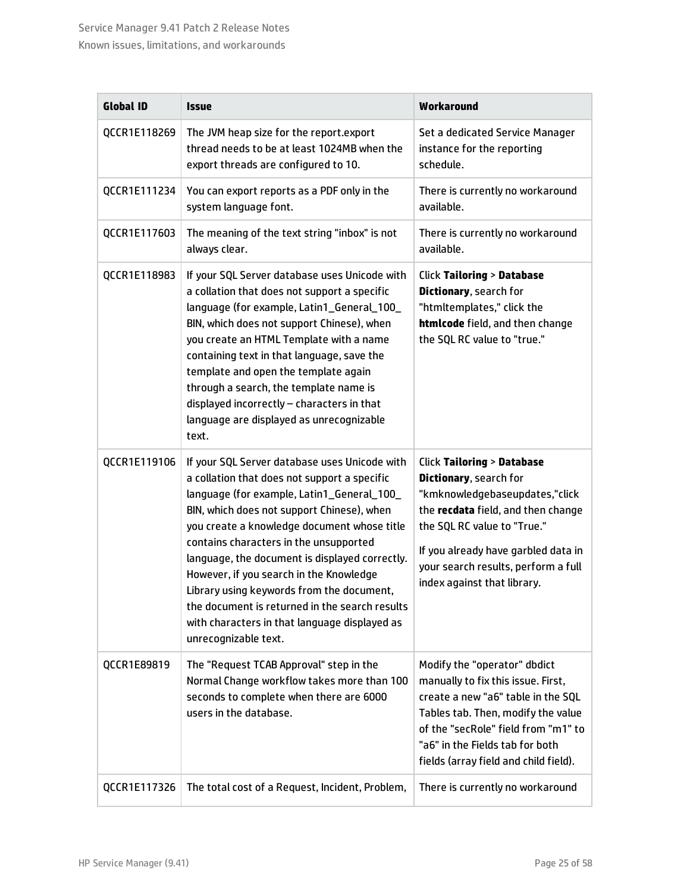| Global ID | Issue | Workaround |
| --- | --- | --- |
| QCCR1E118269 | The JVM heap size for the report.export thread needs to be at least 1024MB when the export threads are configured to 10. | Set a dedicated Service Manager instance for the reporting schedule. |
| QCCR1E111234 | You can export reports as a PDF only in the system language font. | There is currently no workaround available. |
| QCCR1E117603 | The meaning of the text string "inbox" is not always clear. | There is currently no workaround available. |
| QCCR1E118983 | If your SQL Server database uses Unicode with a collation that does not support a specific language (for example, Latin1_General_100_BIN, which does not support Chinese), when you create an HTML Template with a name containing text in that language, save the template and open the template again through a search, the template name is displayed incorrectly – characters in that language are displayed as unrecognizable text. | Click **Tailoring** > **Database Dictionary**, search for "htmltemplates," click the **htmlcode** field, and then change the SQL RC value to "true." |
| QCCR1E119106 | If your SQL Server database uses Unicode with a collation that does not support a specific language (for example, Latin1_General_100_BIN, which does not support Chinese), when you create a knowledge document whose title contains characters in the unsupported language, the document is displayed correctly. However, if you search in the Knowledge Library using keywords from the document, the document is returned in the search results with characters in that language displayed as unrecognizable text. | Click **Tailoring** > **Database Dictionary**, search for "kmknowledgebaseupdates,"click the **recdata** field, and then change the SQL RC value to "True."<br><br>If you already have garbled data in your search results, perform a full index against that library. |
| QCCR1E89819 | The "Request TCAB Approval" step in the Normal Change workflow takes more than 100 seconds to complete when there are 6000 users in the database. | Modify the "operator" dbdict manually to fix this issue. First, create a new "a6" table in the SQL Tables tab. Then, modify the value of the "secRole" field from "m1" to "a6" in the Fields tab for both fields (array field and child field). |
| QCCR1E117326 | The total cost of a Request, Incident, Problem, | There is currently no workaround |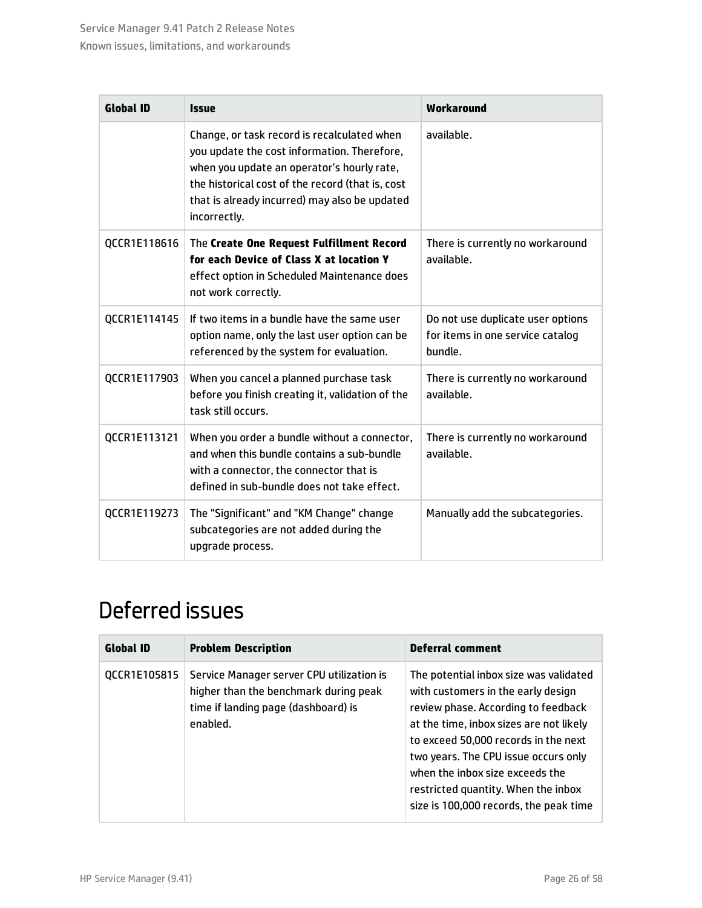| Global ID | Issue | Workaround |
| --- | --- | --- |
| | Change, or task record is recalculated when you update the cost information. Therefore, when you update an operator’s hourly rate, the historical cost of the record (that is, cost that is already incurred) may also be updated incorrectly. | available. |
| QCCR1E118616 | The **Create One Request Fulfillment Record for each Device of Class X at location Y** effect option in Scheduled Maintenance does not work correctly. | There is currently no workaround available. |
| QCCR1E114145 | If two items in a bundle have the same user option name, only the last user option can be referenced by the system for evaluation. | Do not use duplicate user options for items in one service catalog bundle. |
| QCCR1E117903 | When you cancel a planned purchase task before you finish creating it, validation of the task still occurs. | There is currently no workaround available. |
| QCCR1E113121 | When you order a bundle without a connector, and when this bundle contains a sub-bundle with a connector, the connector that is defined in sub-bundle does not take effect. | There is currently no workaround available. |
| QCCR1E119273 | The "Significant" and "KM Change" change subcategories are not added during the upgrade process. | Manually add the subcategories. |

# Deferred issues

| Global ID | Problem Description | Deferral comment |
| --- | --- | --- |
| QCCR1E105815 | Service Manager server CPU utilization is higher than the benchmark during peak time if landing page (dashboard) is enabled. | The potential inbox size was validated with customers in the early design review phase. According to feedback at the time, inbox sizes are not likely to exceed 50,000 records in the next two years. The CPU issue occurs only when the inbox size exceeds the restricted quantity. When the inbox size is 100,000 records, the peak time |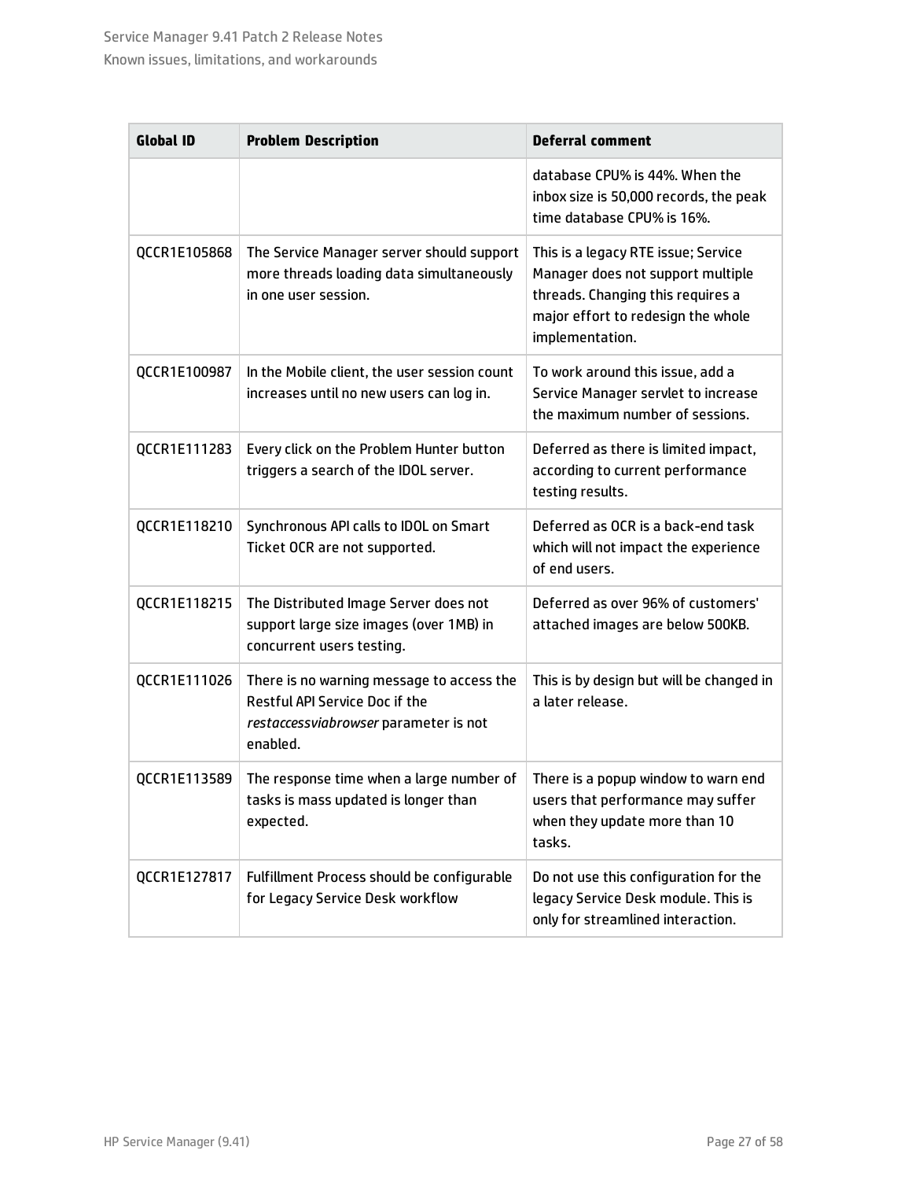| Global ID | Problem Description | Deferral comment |
| --- | --- | --- |
| | | database CPU% is 44%. When the inbox size is 50,000 records, the peak time database CPU% is 16%. |
| QCCR1E105868 | The Service Manager server should support more threads loading data simultaneously in one user session. | This is a legacy RTE issue; Service Manager does not support multiple threads. Changing this requires a major effort to redesign the whole implementation. |
| QCCR1E100987 | In the Mobile client, the user session count increases until no new users can log in. | To work around this issue, add a Service Manager servlet to increase the maximum number of sessions. |
| QCCR1E111283 | Every click on the Problem Hunter button triggers a search of the IDOL server. | Deferred as there is limited impact, according to current performance testing results. |
| QCCR1E118210 | Synchronous API calls to IDOL on Smart Ticket OCR are not supported. | Deferred as OCR is a back-end task which will not impact the experience of end users. |
| QCCR1E118215 | The Distributed Image Server does not support large size images (over 1MB) in concurrent users testing. | Deferred as over 96% of customers' attached images are below 500KB. |
| QCCR1E111026 | There is no warning message to access the Restful API Service Doc if the *restaccessviabrowser* parameter is not enabled. | This is by design but will be changed in a later release. |
| QCCR1E113589 | The response time when a large number of tasks is mass updated is longer than expected. | There is a popup window to warn end users that performance may suffer when they update more than 10 tasks. |
| QCCR1E127817 | Fulfillment Process should be configurable for Legacy Service Desk workflow | Do not use this configuration for the legacy Service Desk module. This is only for streamlined interaction. |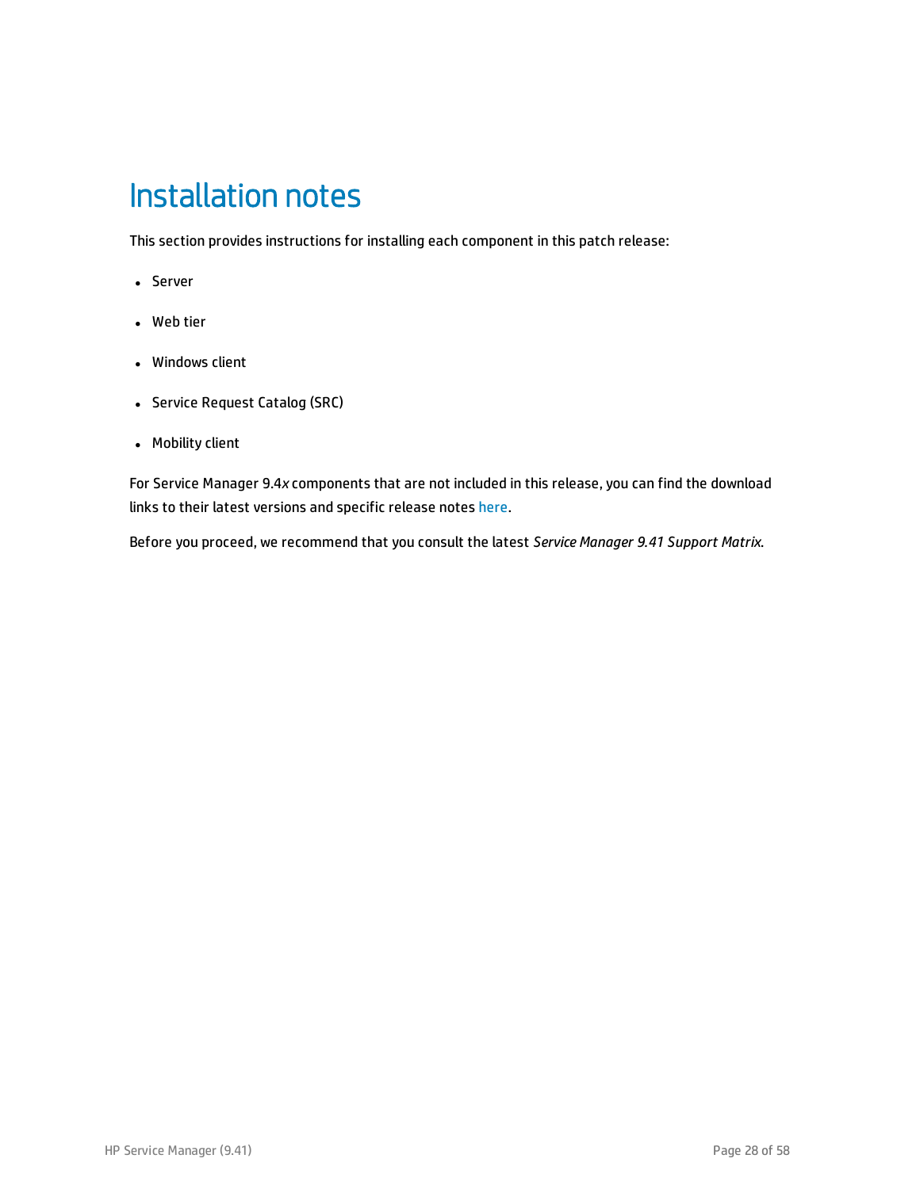# Installation notes

This section provides instructions for installing each component in this patch release:

- Server
- Web tier
- Windows client
- Service Request Catalog (SRC)
- Mobility client

For Service Manager 9.4*x* components that are not included in this release, you can find the download links to their latest versions and specific release notes here.

Before you proceed, we recommend that you consult the latest *Service Manager 9.41 Support Matrix*.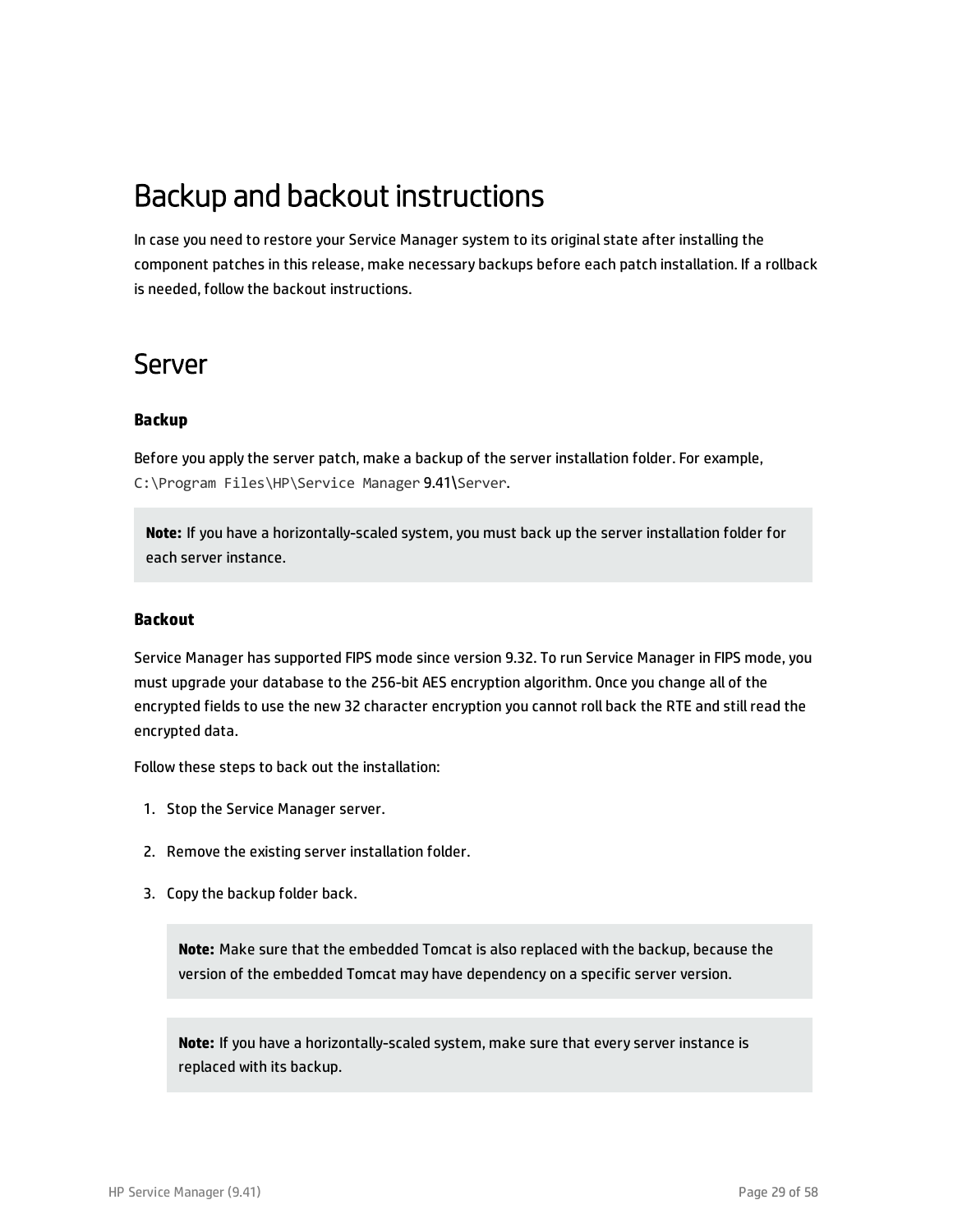# Backup and backout instructions

In case you need to restore your Service Manager system to its original state after installing the component patches in this release, make necessary backups before each patch installation. If a rollback is needed, follow the backout instructions.

## Server

### Backup

Before you apply the server patch, make a backup of the server installation folder. For example, `C:\Program Files\HP\Service Manager 9.41\Server`.

> **Note:** If you have a horizontally-scaled system, you must back up the server installation folder for each server instance.

### Backout

Service Manager has supported FIPS mode since version 9.32. To run Service Manager in FIPS mode, you must upgrade your database to the 256-bit AES encryption algorithm. Once you change all of the encrypted fields to use the new 32 character encryption you cannot roll back the RTE and still read the encrypted data.

Follow these steps to back out the installation:

1. Stop the Service Manager server.
2. Remove the existing server installation folder.
3. Copy the backup folder back.

   > **Note:** Make sure that the embedded Tomcat is also replaced with the backup, because the version of the embedded Tomcat may have dependency on a specific server version.

   > **Note:** If you have a horizontally-scaled system, make sure that every server instance is replaced with its backup.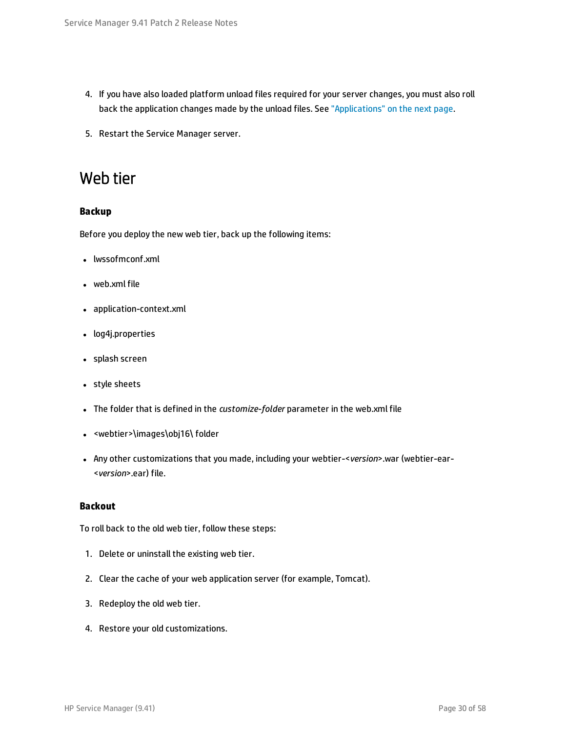4. If you have also loaded platform unload files required for your server changes, you must also roll back the application changes made by the unload files. See "Applications" on the next page.

5. Restart the Service Manager server.

## Web tier

### Backup

Before you deploy the new web tier, back up the following items:

- lwssofmconf.xml
- web.xml file
- application-context.xml
- log4j.properties
- splash screen
- style sheets
- The folder that is defined in the *customize-folder* parameter in the web.xml file
- <webtier>\images\obj16\ folder
- Any other customizations that you made, including your webtier-<*version*>.war (webtier-ear-<*version*>.ear) file.

### Backout

To roll back to the old web tier, follow these steps:

1. Delete or uninstall the existing web tier.
2. Clear the cache of your web application server (for example, Tomcat).
3. Redeploy the old web tier.
4. Restore your old customizations.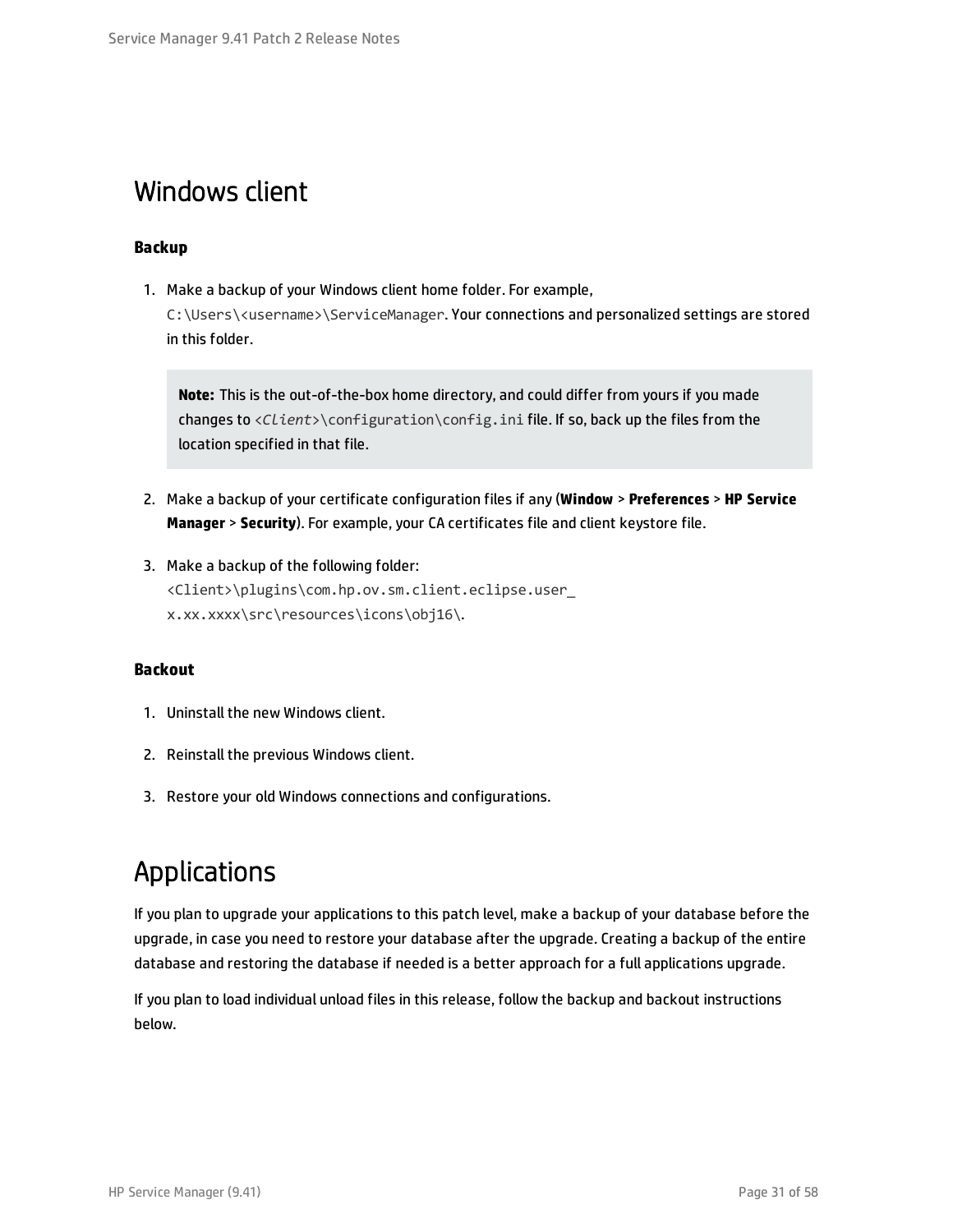## Windows client

### Backup

1. Make a backup of your Windows client home folder. For example, `C:\Users\<username>\ServiceManager`. Your connections and personalized settings are stored in this folder.

   > **Note:** This is the out-of-the-box home directory, and could differ from yours if you made changes to `<Client>\configuration\config.ini` file. If so, back up the files from the location specified in that file.

2. Make a backup of your certificate configuration files if any (**Window** > **Preferences** > **HP Service Manager** > **Security**). For example, your CA certificates file and client keystore file.

3. Make a backup of the following folder: `<Client>\plugins\com.hp.ov.sm.client.eclipse.user_x.xx.xxxx\src\resources\icons\obj16\`.

### Backout

1. Uninstall the new Windows client.

2. Reinstall the previous Windows client.

3. Restore your old Windows connections and configurations.

## Applications

If you plan to upgrade your applications to this patch level, make a backup of your database before the upgrade, in case you need to restore your database after the upgrade. Creating a backup of the entire database and restoring the database if needed is a better approach for a full applications upgrade.

If you plan to load individual unload files in this release, follow the backup and backout instructions below.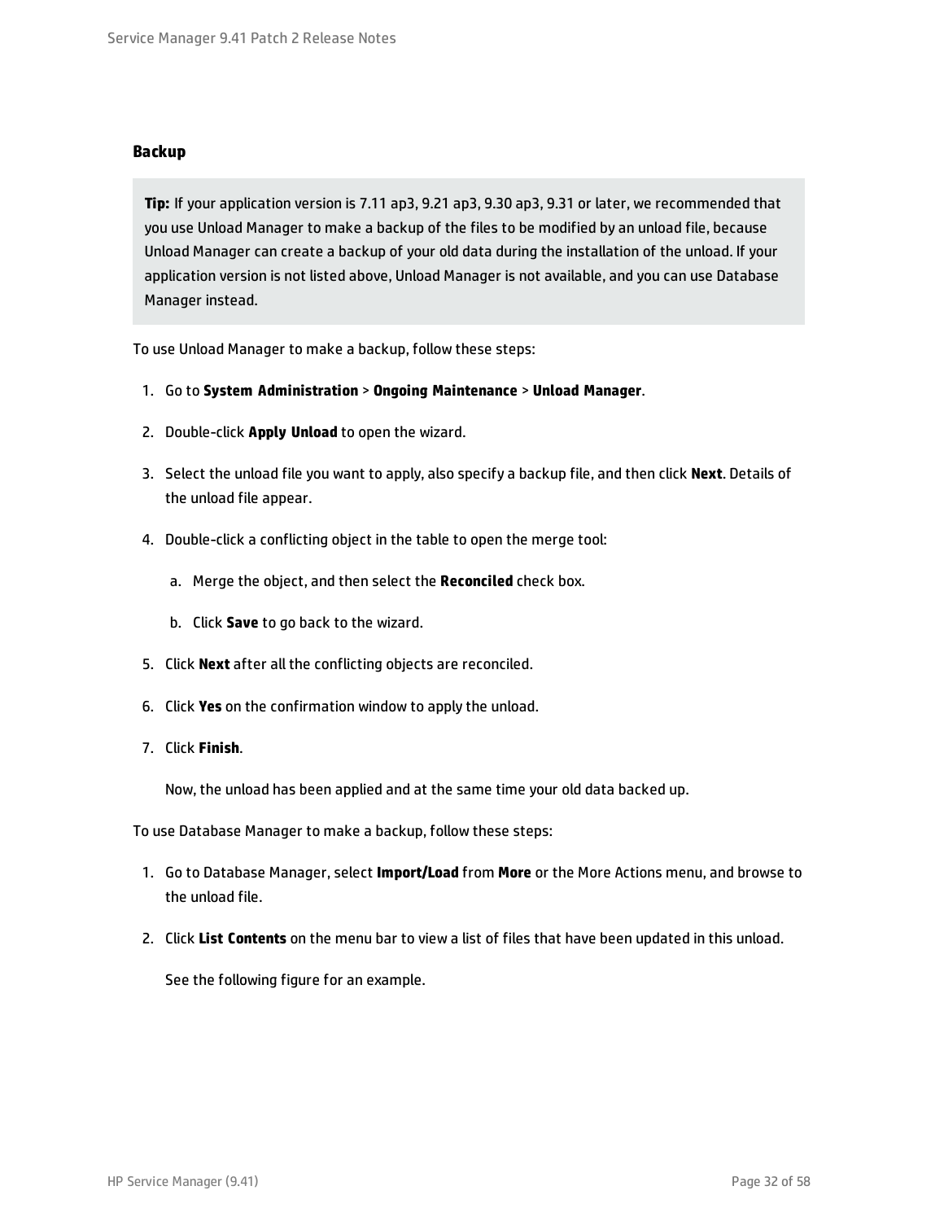### Backup

> **Tip:** If your application version is 7.11 ap3, 9.21 ap3, 9.30 ap3, 9.31 or later, we recommended that you use Unload Manager to make a backup of the files to be modified by an unload file, because Unload Manager can create a backup of your old data during the installation of the unload. If your application version is not listed above, Unload Manager is not available, and you can use Database Manager instead.

To use Unload Manager to make a backup, follow these steps:

1. Go to **System Administration** > **Ongoing Maintenance** > **Unload Manager**.
2. Double-click **Apply Unload** to open the wizard.
3. Select the unload file you want to apply, also specify a backup file, and then click **Next**. Details of the unload file appear.
4. Double-click a conflicting object in the table to open the merge tool:
   a. Merge the object, and then select the **Reconciled** check box.
   b. Click **Save** to go back to the wizard.
5. Click **Next** after all the conflicting objects are reconciled.
6. Click **Yes** on the confirmation window to apply the unload.
7. Click **Finish**.

   Now, the unload has been applied and at the same time your old data backed up.

To use Database Manager to make a backup, follow these steps:

1. Go to Database Manager, select **Import/Load** from **More** or the More Actions menu, and browse to the unload file.
2. Click **List Contents** on the menu bar to view a list of files that have been updated in this unload.

   See the following figure for an example.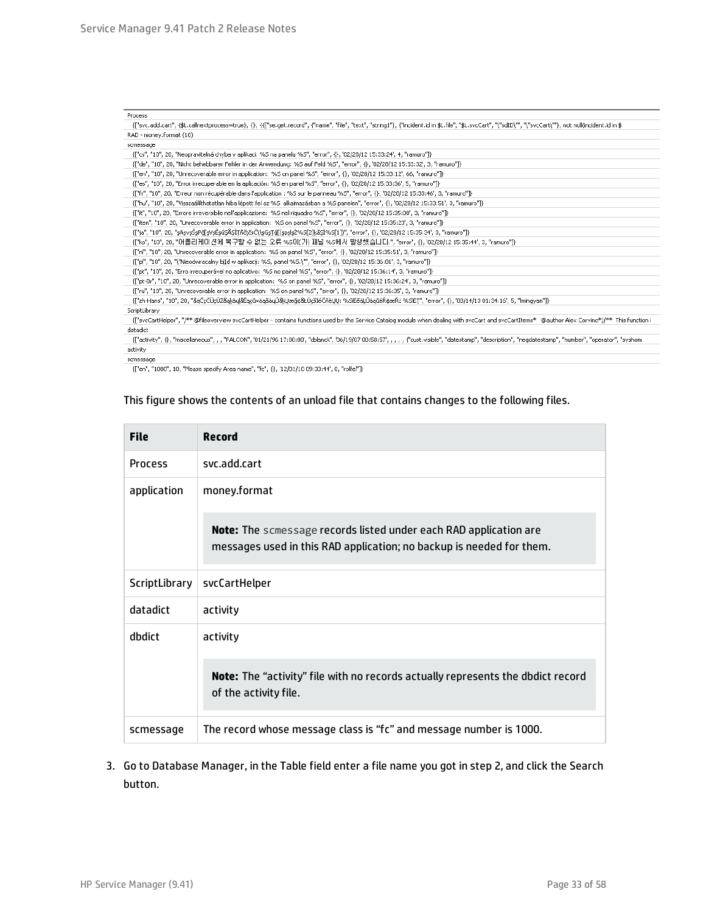```
Process
  {["svc.add.cart", {$L.callnextprocess=true}, {}, {{["se.get.record", {"name", "file", "text", "string1"}, {"incident.id in $L.file", "$L.svcCart", "\"sdID\"", "\"svcCart\""}, not null(incident.id in $
RAD - money.format (10)
scmessage
  {["cs", "10", 20, "Neopravitelná chyba v aplikaci: %S na panelu %S", "error", {}, '02/28/12 15:33:24', 4, "ramuro"]}
  {["de", "10", 20, "Nicht behebbarer Fehler in der Anwendung: %S auf Feld %S", "error", {}, '02/28/12 15:33:32', 3, "ramuro"]}
  {["en", "10", 20, "Unrecoverable error in application: %S on panel %S", "error", {}, '02/28/12 15:33:12', 66, "ramuro"]}
  {["es", "10", 20, "Error irrecuperable en la aplicación: %S en panel %S", "error", {}, '02/28/12 15:33:36', 5, "ramuro"]}
  {["fr", "10", 20, "Erreur non récupérable dans l'application : %S sur le panneau %S", "error", {}, '02/28/12 15:33:46', 3, "ramuro"]}
  {["hu", "10", 20, "Visszaállíthatatlan hiba lépett fel az %S alkalmazásban a %S panelen", "error", {}, '02/28/12 15:33:51', 3, "ramuro"]}
  {["it", "10", 20, "Errore irreversibile nell'applicazione: %S nel riquadro %S", "error", {}, '02/28/12 15:35:08', 3, "ramuro"]}
  {["iten", "10", 20, "Unrecoverable error in application: %S on panel %S", "error", {}, '02/28/12 15:35:23', 3, "ramuro"]}
  {["ja", "10", 20, "...", "error", {}, '02/28/12 15:35:34', 3, "ramuro"]}
  {["ko", "10", 20, "어플리케이션에 복구할 수 없는 오류 %S이(가) 패널 %S에서 발생했습니다.", "error", {}, '02/28/12 15:35:44', 3, "ramuro"]}
  {["nl", "10", 20, "Unrecoverable error in application: %S on panel %S", "error", {}, '02/28/12 15:35:51', 3, "ramuro"]}
  {["pl", "10", 20, "\"Nieodwracalny błąd w aplikacji: %S, panel %S.\"", "error", {}, '02/28/12 15:36:01', 3, "ramuro"]}
  {["pt", "10", 20, "Erro irrecuperável no aplicativo: %S no painel %S", "error", {}, '02/28/12 15:36:14', 3, "ramuro"]}
  {["pt-Br", "10", 20, "Unrecoverable error in application: %S on panel %S", "error", {}, '02/28/12 15:36:24', 3, "ramuro"]}
  {["ru", "10", 20, "Unrecoverable error in application: %S on panel %S", "error", {}, '02/28/12 15:36:35', 3, "ramuro"]}
  {["zh-Hans", "10", 20, "...", "error", {}, '03/14/13 01:34:16', 5, "lningyan"]}
ScriptLibrary
  {["svcCartHelper", "/** @fileoverview svcCartHelper - contains functions used by the Service Catalog module when dealing with svcCart and svcCartItems* @author Alex Corvino*//** This function i
datadict
  {["activity", {}, "miscellaneous", , , "FALCON", '01/21/96 17:00:00', "cblanck", '06/19/07 00:58:57', , , , , {"cust.visible", "datestamp", "description", "negdatestamp", "number", "operator", "syshom
activity
scmessage
  {["en", "1000", 10, "Please specify Area name", "fc", {}, '12/01/10 09:33:44', 0, "rolfel"]}
```

This figure shows the contents of an unload file that contains changes to the following files.

| File | Record |
|---|---|
| Process | svc.add.cart |
| application | money.format<br><br>**Note:** The `scmessage` records listed under each RAD application are messages used in this RAD application; no backup is needed for them. |
| ScriptLibrary | svcCartHelper |
| datadict | activity |
| dbdict | activity<br><br>**Note:** The "activity" file with no records actually represents the dbdict record of the activity file. |
| scmessage | The record whose message class is "fc" and message number is 1000. |

3. Go to Database Manager, in the Table field enter a file name you got in step 2, and click the Search button.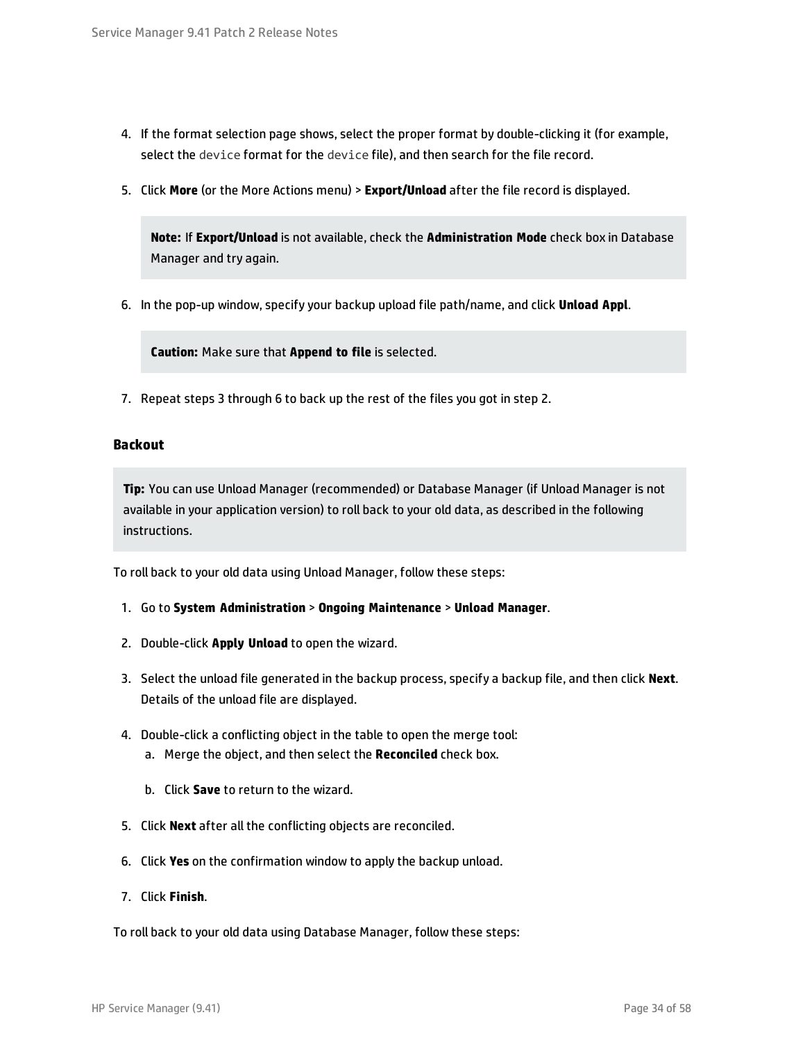4. If the format selection page shows, select the proper format by double-clicking it (for example, select the `device` format for the `device` file), and then search for the file record.
5. Click **More** (or the More Actions menu) > **Export/Unload** after the file record is displayed.

   > **Note:** If **Export/Unload** is not available, check the **Administration Mode** check box in Database Manager and try again.

6. In the pop-up window, specify your backup upload file path/name, and click **Unload Appl**.

   > **Caution:** Make sure that **Append to file** is selected.

7. Repeat steps 3 through 6 to back up the rest of the files you got in step 2.

### Backout

> **Tip:** You can use Unload Manager (recommended) or Database Manager (if Unload Manager is not available in your application version) to roll back to your old data, as described in the following instructions.

To roll back to your old data using Unload Manager, follow these steps:

1. Go to **System Administration** > **Ongoing Maintenance** > **Unload Manager**.
2. Double-click **Apply Unload** to open the wizard.
3. Select the unload file generated in the backup process, specify a backup file, and then click **Next**. Details of the unload file are displayed.
4. Double-click a conflicting object in the table to open the merge tool:
   a. Merge the object, and then select the **Reconciled** check box.
   b. Click **Save** to return to the wizard.
5. Click **Next** after all the conflicting objects are reconciled.
6. Click **Yes** on the confirmation window to apply the backup unload.
7. Click **Finish**.

To roll back to your old data using Database Manager, follow these steps: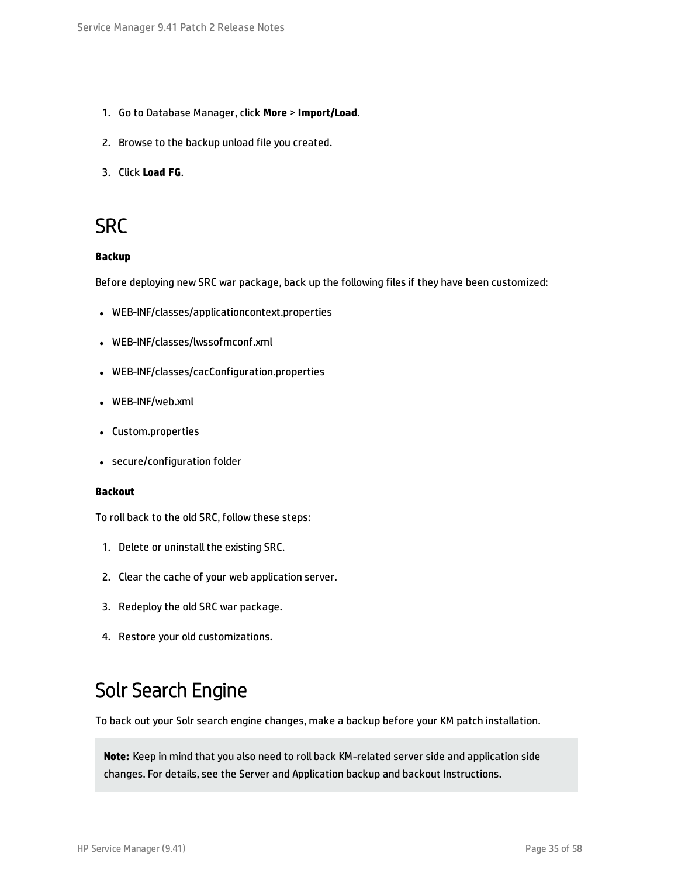1. Go to Database Manager, click **More** > **Import/Load**.
2. Browse to the backup unload file you created.
3. Click **Load FG**.

## SRC

**Backup**

Before deploying new SRC war package, back up the following files if they have been customized:

- WEB-INF/classes/applicationcontext.properties
- WEB-INF/classes/lwssofmconf.xml
- WEB-INF/classes/cacConfiguration.properties
- WEB-INF/web.xml
- Custom.properties
- secure/configuration folder

**Backout**

To roll back to the old SRC, follow these steps:

1. Delete or uninstall the existing SRC.
2. Clear the cache of your web application server.
3. Redeploy the old SRC war package.
4. Restore your old customizations.

## Solr Search Engine

To back out your Solr search engine changes, make a backup before your KM patch installation.

> **Note:** Keep in mind that you also need to roll back KM-related server side and application side changes. For details, see the Server and Application backup and backout Instructions.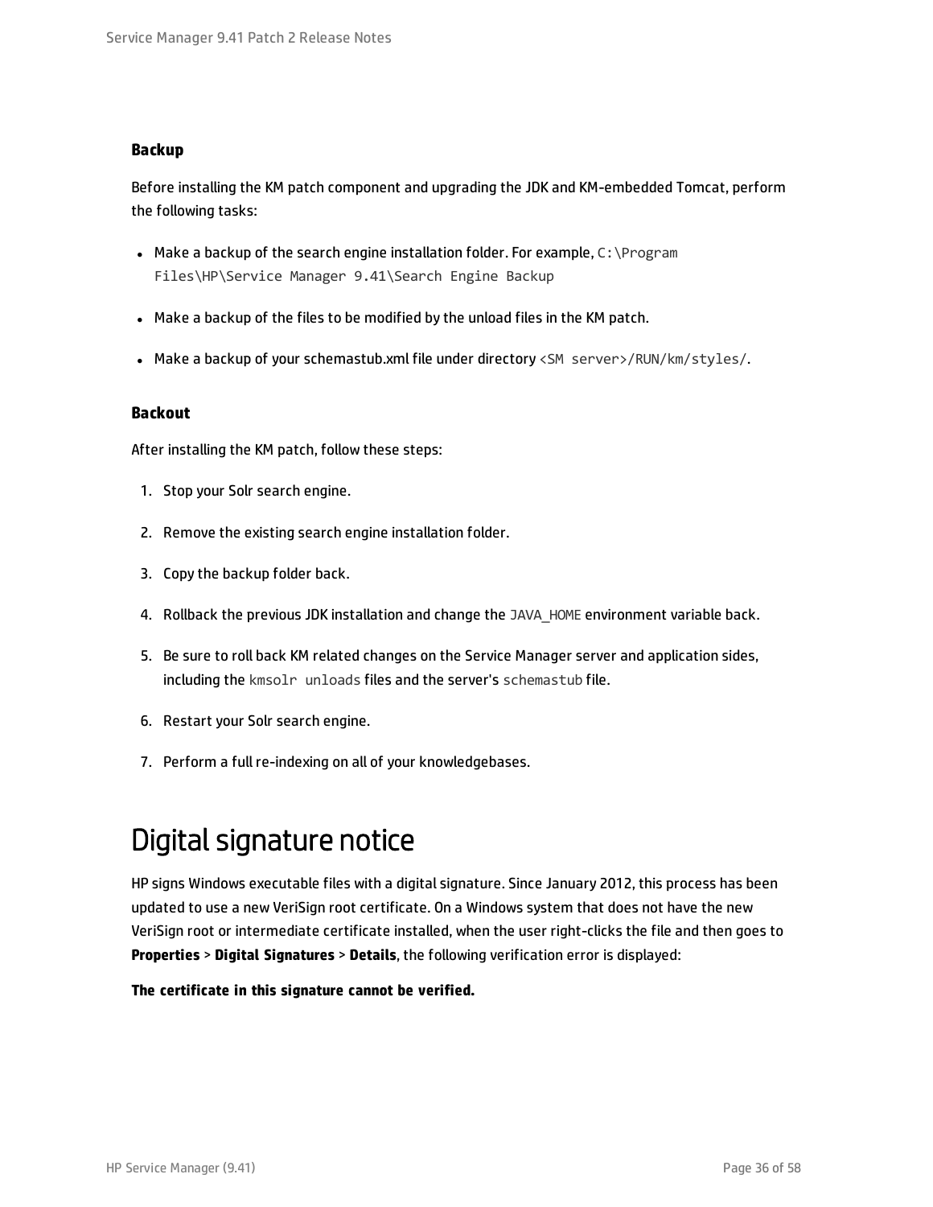### Backup

Before installing the KM patch component and upgrading the JDK and KM-embedded Tomcat, perform the following tasks:

- Make a backup of the search engine installation folder. For example, `C:\Program Files\HP\Service Manager 9.41\Search Engine Backup`
- Make a backup of the files to be modified by the unload files in the KM patch.
- Make a backup of your schemastub.xml file under directory `<SM server>/RUN/km/styles/`.

### Backout

After installing the KM patch, follow these steps:

1. Stop your Solr search engine.
2. Remove the existing search engine installation folder.
3. Copy the backup folder back.
4. Rollback the previous JDK installation and change the `JAVA_HOME` environment variable back.
5. Be sure to roll back KM related changes on the Service Manager server and application sides, including the `kmsolr unloads` files and the server's `schemastub` file.
6. Restart your Solr search engine.
7. Perform a full re-indexing on all of your knowledgebases.

## Digital signature notice

HP signs Windows executable files with a digital signature. Since January 2012, this process has been updated to use a new VeriSign root certificate. On a Windows system that does not have the new VeriSign root or intermediate certificate installed, when the user right-clicks the file and then goes to **Properties** > **Digital Signatures** > **Details**, the following verification error is displayed:

**The certificate in this signature cannot be verified.**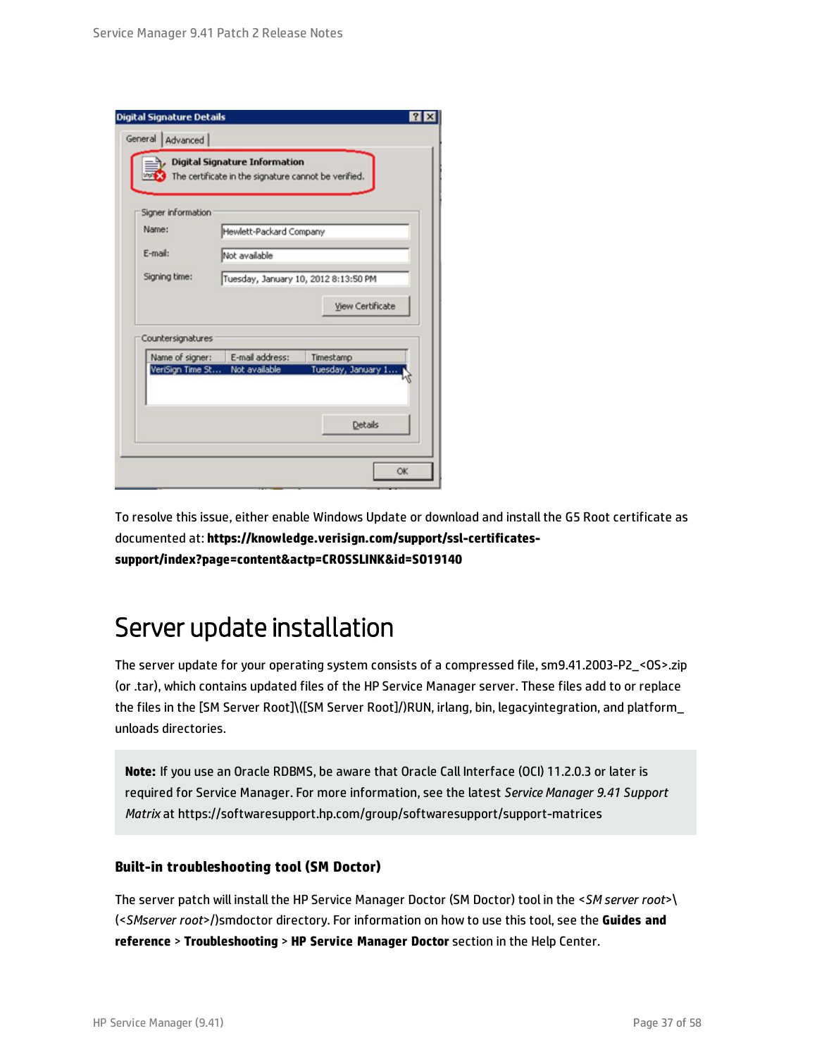To resolve this issue, either enable Windows Update or download and install the G5 Root certificate as documented at: **https://knowledge.verisign.com/support/ssl-certificates-support/index?page=content&actp=CROSSLINK&id=SO19140**

# Server update installation

The server update for your operating system consists of a compressed file, sm9.41.2003-P2_<OS>.zip (or .tar), which contains updated files of the HP Service Manager server. These files add to or replace the files in the [SM Server Root]\([SM Server Root]/)RUN, irlang, bin, legacyintegration, and platform_unloads directories.

> **Note:** If you use an Oracle RDBMS, be aware that Oracle Call Interface (OCI) 11.2.0.3 or later is required for Service Manager. For more information, see the latest *Service Manager 9.41 Support Matrix* at https://softwaresupport.hp.com/group/softwaresupport/support-matrices

### Built-in troubleshooting tool (SM Doctor)

The server patch will install the HP Service Manager Doctor (SM Doctor) tool in the <*SM server root*>\(<*SMserver root*>/)smdoctor directory. For information on how to use this tool, see the **Guides and reference** > **Troubleshooting** > **HP Service Manager Doctor** section in the Help Center.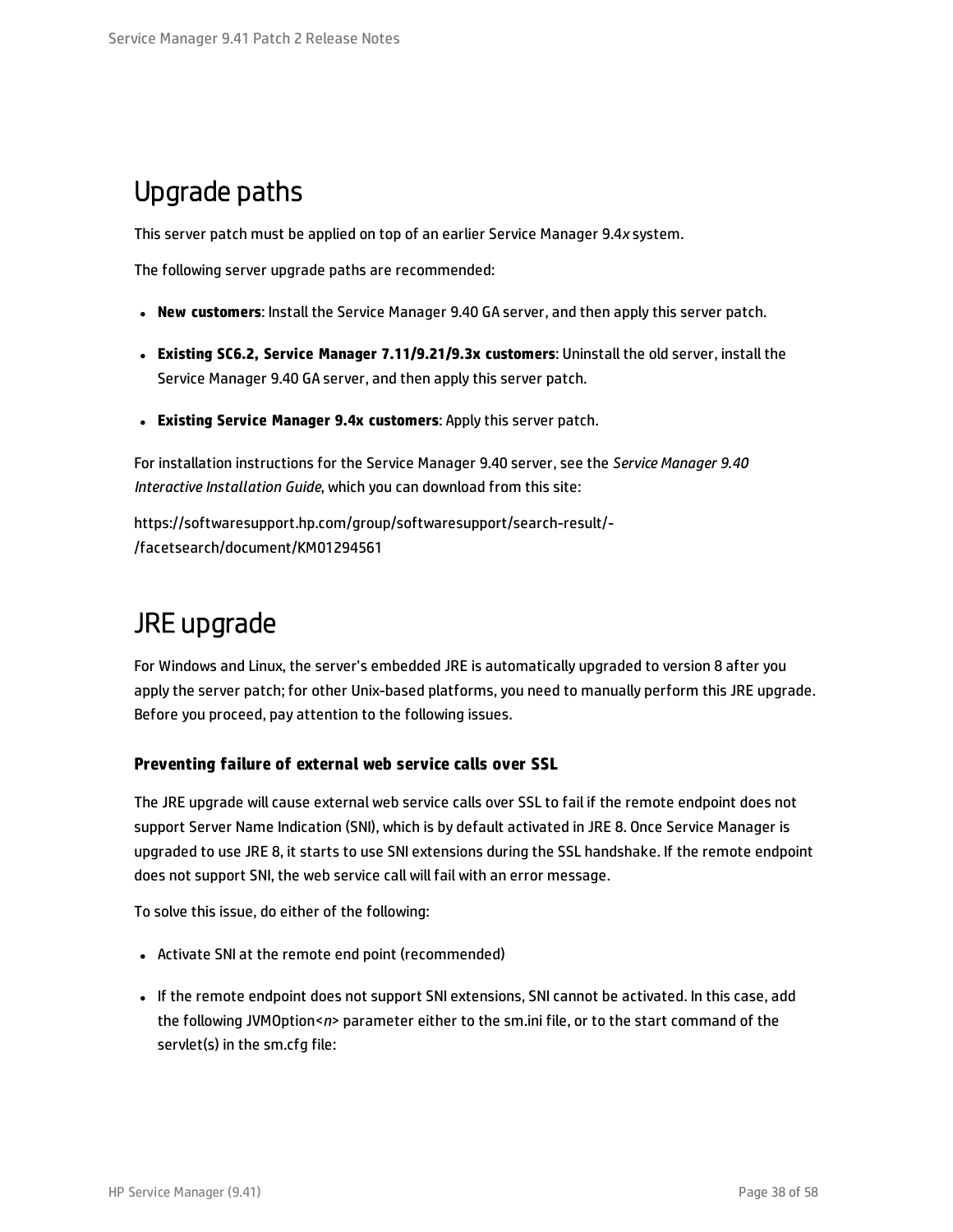# Upgrade paths

This server patch must be applied on top of an earlier Service Manager 9.4*x* system.

The following server upgrade paths are recommended:

- **New customers**: Install the Service Manager 9.40 GA server, and then apply this server patch.
- **Existing SC6.2, Service Manager 7.11/9.21/9.3x customers**: Uninstall the old server, install the Service Manager 9.40 GA server, and then apply this server patch.
- **Existing Service Manager 9.4x customers**: Apply this server patch.

For installation instructions for the Service Manager 9.40 server, see the *Service Manager 9.40 Interactive Installation Guide*, which you can download from this site:

https://softwaresupport.hp.com/group/softwaresupport/search-result/-/facetsearch/document/KM01294561

# JRE upgrade

For Windows and Linux, the server's embedded JRE is automatically upgraded to version 8 after you apply the server patch; for other Unix-based platforms, you need to manually perform this JRE upgrade. Before you proceed, pay attention to the following issues.

### Preventing failure of external web service calls over SSL

The JRE upgrade will cause external web service calls over SSL to fail if the remote endpoint does not support Server Name Indication (SNI), which is by default activated in JRE 8. Once Service Manager is upgraded to use JRE 8, it starts to use SNI extensions during the SSL handshake. If the remote endpoint does not support SNI, the web service call will fail with an error message.

To solve this issue, do either of the following:

- Activate SNI at the remote end point (recommended)
- If the remote endpoint does not support SNI extensions, SNI cannot be activated. In this case, add the following JVMOption<*n*> parameter either to the sm.ini file, or to the start command of the servlet(s) in the sm.cfg file: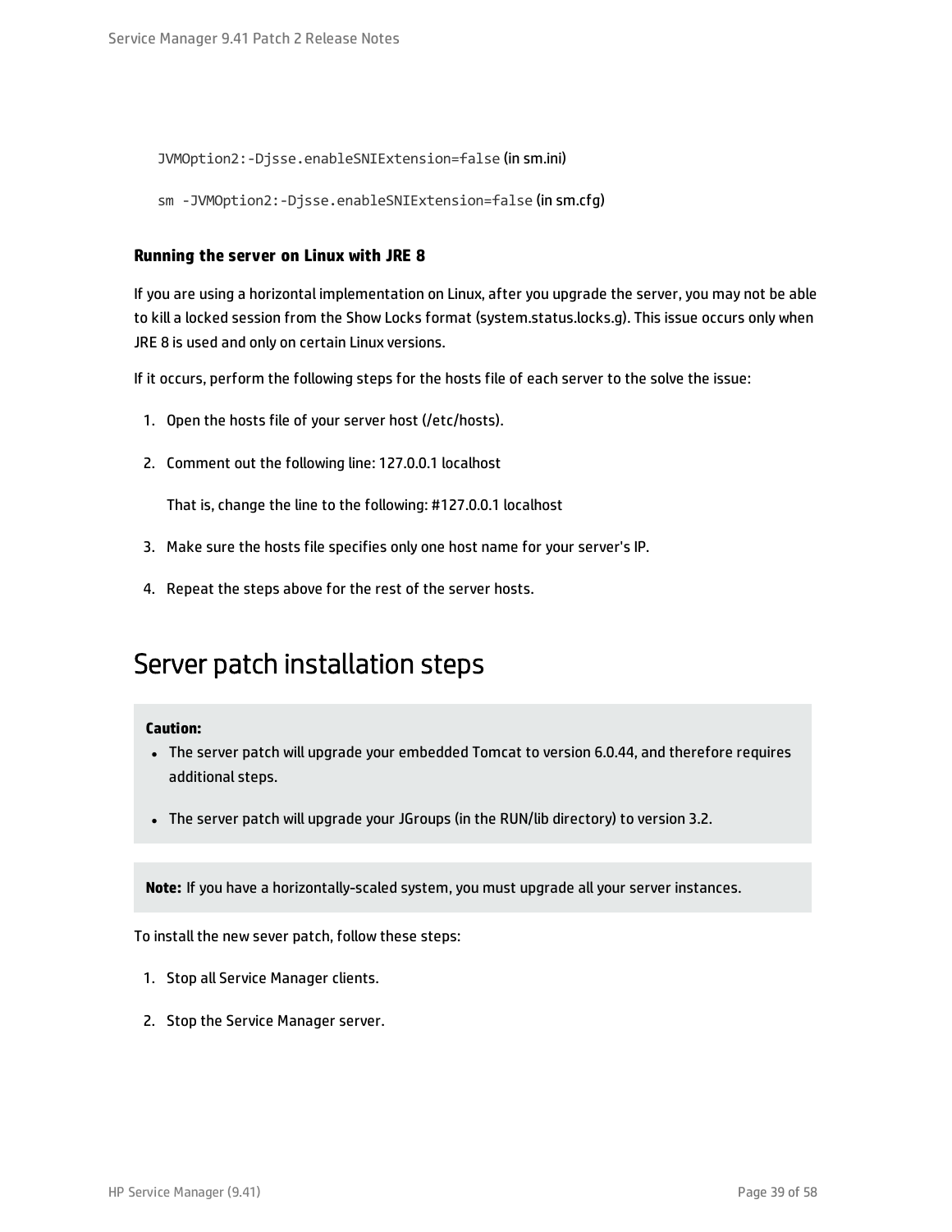`JVMOption2:-Djsse.enableSNIExtension=false` (in sm.ini)

`sm -JVMOption2:-Djsse.enableSNIExtension=false` (in sm.cfg)

#### Running the server on Linux with JRE 8

If you are using a horizontal implementation on Linux, after you upgrade the server, you may not be able to kill a locked session from the Show Locks format (system.status.locks.g). This issue occurs only when JRE 8 is used and only on certain Linux versions.

If it occurs, perform the following steps for the hosts file of each server to the solve the issue:

1. Open the hosts file of your server host (/etc/hosts).
2. Comment out the following line: 127.0.0.1 localhost

   That is, change the line to the following: #127.0.0.1 localhost

3. Make sure the hosts file specifies only one host name for your server's IP.
4. Repeat the steps above for the rest of the server hosts.

## Server patch installation steps

> **Caution:**
> - The server patch will upgrade your embedded Tomcat to version 6.0.44, and therefore requires additional steps.
> - The server patch will upgrade your JGroups (in the RUN/lib directory) to version 3.2.

> **Note:** If you have a horizontally-scaled system, you must upgrade all your server instances.

To install the new sever patch, follow these steps:

1. Stop all Service Manager clients.
2. Stop the Service Manager server.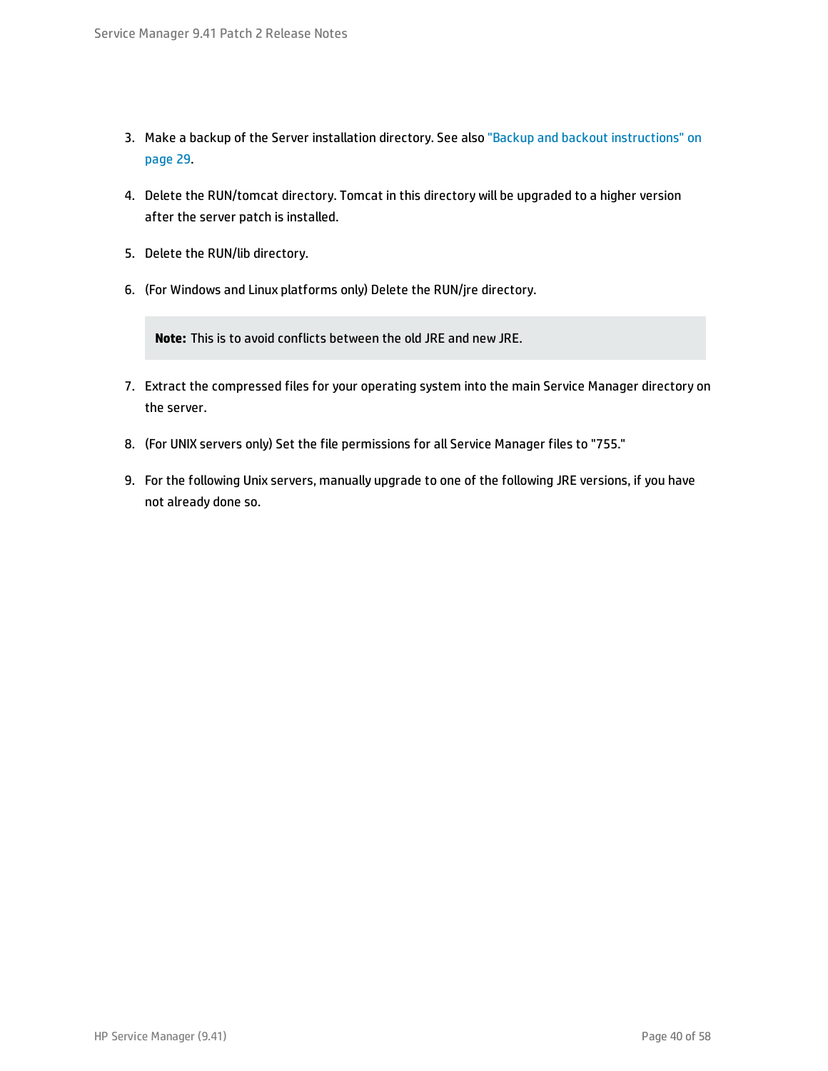3. Make a backup of the Server installation directory. See also "Backup and backout instructions" on page 29.

4. Delete the RUN/tomcat directory. Tomcat in this directory will be upgraded to a higher version after the server patch is installed.

5. Delete the RUN/lib directory.

6. (For Windows and Linux platforms only) Delete the RUN/jre directory.

   > **Note:** This is to avoid conflicts between the old JRE and new JRE.

7. Extract the compressed files for your operating system into the main Service Manager directory on the server.

8. (For UNIX servers only) Set the file permissions for all Service Manager files to "755."

9. For the following Unix servers, manually upgrade to one of the following JRE versions, if you have not already done so.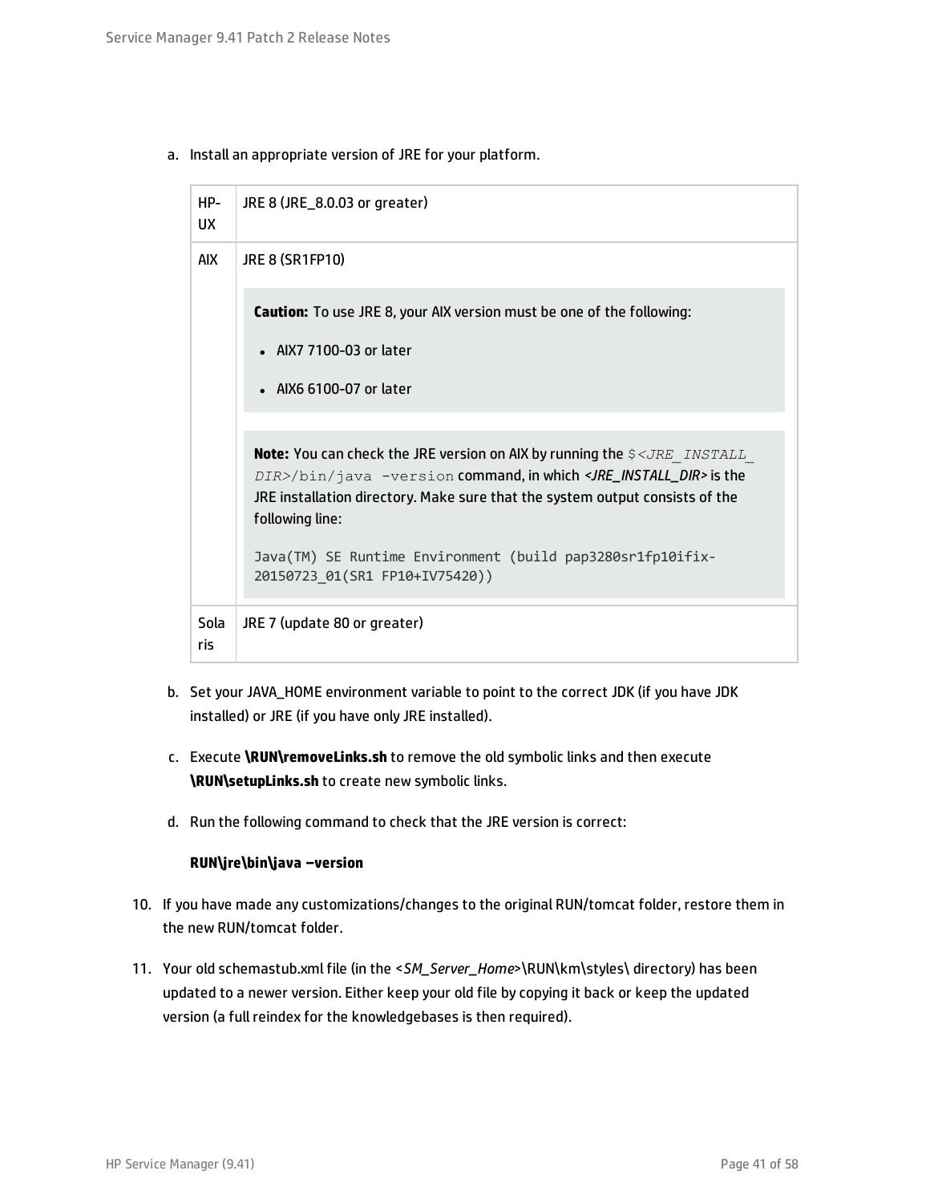a. Install an appropriate version of JRE for your platform.

| | |
|---|---|
| HP-UX | JRE 8 (JRE_8.0.03 or greater) |
| AIX | JRE 8 (SR1FP10)<br><br>**Caution:** To use JRE 8, your AIX version must be one of the following:<br>• AIX7 7100-03 or later<br>• AIX6 6100-07 or later<br><br>**Note:** You can check the JRE version on AIX by running the `$<JRE_INSTALL_DIR>/bin/java -version` command, in which *<JRE_INSTALL_DIR>* is the JRE installation directory. Make sure that the system output consists of the following line:<br><br>`Java(TM) SE Runtime Environment (build pap3280sr1fp10ifix-20150723_01(SR1 FP10+IV75420))` |
| Solaris | JRE 7 (update 80 or greater) |

b. Set your JAVA_HOME environment variable to point to the correct JDK (if you have JDK installed) or JRE (if you have only JRE installed).

c. Execute **\RUN\removeLinks.sh** to remove the old symbolic links and then execute **\RUN\setupLinks.sh** to create new symbolic links.

d. Run the following command to check that the JRE version is correct:

   **RUN\jre\bin\java –version**

10. If you have made any customizations/changes to the original RUN/tomcat folder, restore them in the new RUN/tomcat folder.

11. Your old schemastub.xml file (in the <*SM_Server_Home*>\RUN\km\styles\ directory) has been updated to a newer version. Either keep your old file by copying it back or keep the updated version (a full reindex for the knowledgebases is then required).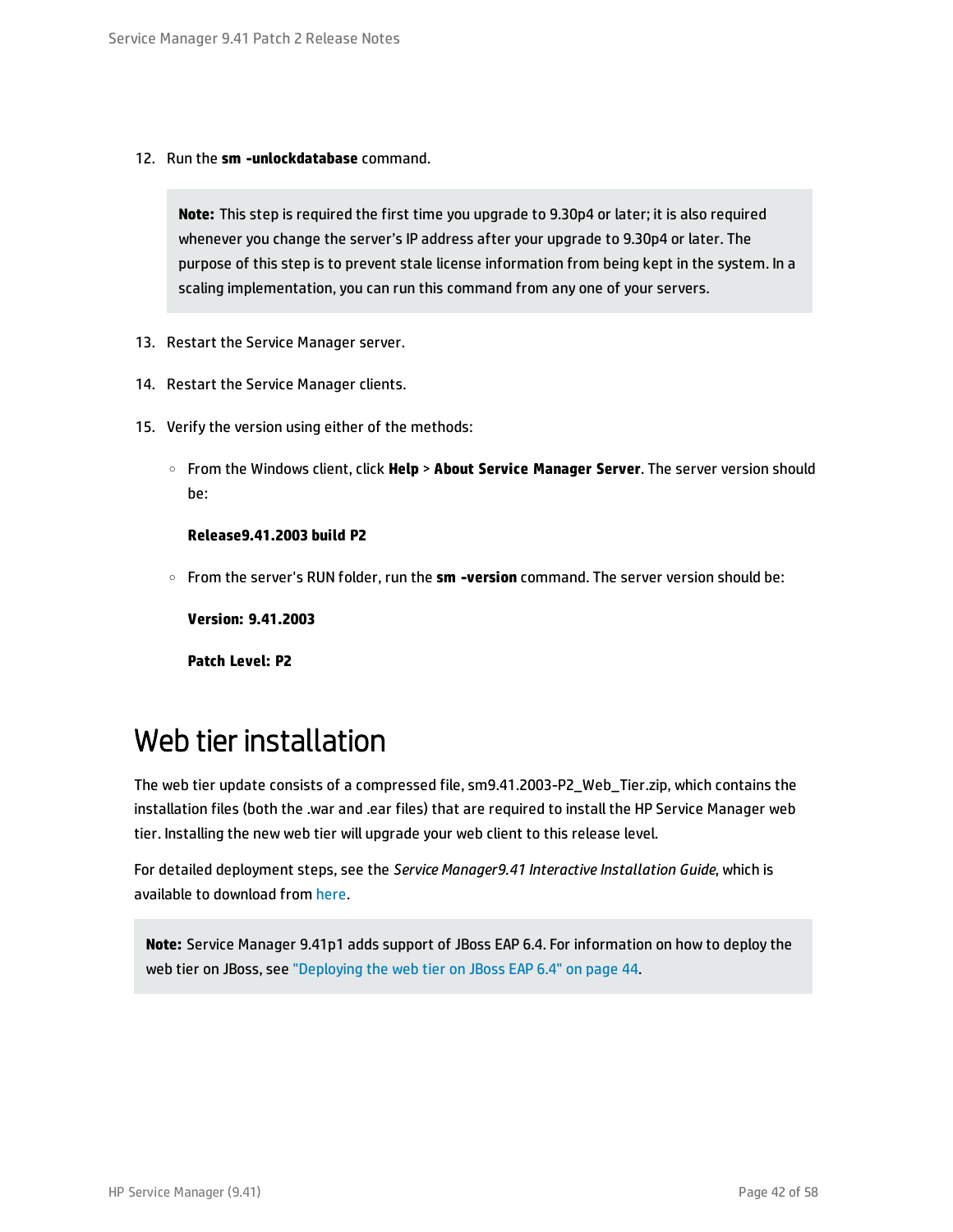12. Run the **sm -unlockdatabase** command.

> **Note:** This step is required the first time you upgrade to 9.30p4 or later; it is also required whenever you change the server's IP address after your upgrade to 9.30p4 or later. The purpose of this step is to prevent stale license information from being kept in the system. In a scaling implementation, you can run this command from any one of your servers.

13. Restart the Service Manager server.
14. Restart the Service Manager clients.
15. Verify the version using either of the methods:
    - From the Windows client, click **Help** > **About Service Manager Server**. The server version should be:

      **Release9.41.2003 build P2**

    - From the server's RUN folder, run the **sm -version** command. The server version should be:

      **Version: 9.41.2003**

      **Patch Level: P2**

# Web tier installation

The web tier update consists of a compressed file, sm9.41.2003-P2_Web_Tier.zip, which contains the installation files (both the .war and .ear files) that are required to install the HP Service Manager web tier. Installing the new web tier will upgrade your web client to this release level.

For detailed deployment steps, see the *Service Manager9.41 Interactive Installation Guide*, which is available to download from here.

> **Note:** Service Manager 9.41p1 adds support of JBoss EAP 6.4. For information on how to deploy the web tier on JBoss, see "Deploying the web tier on JBoss EAP 6.4" on page 44.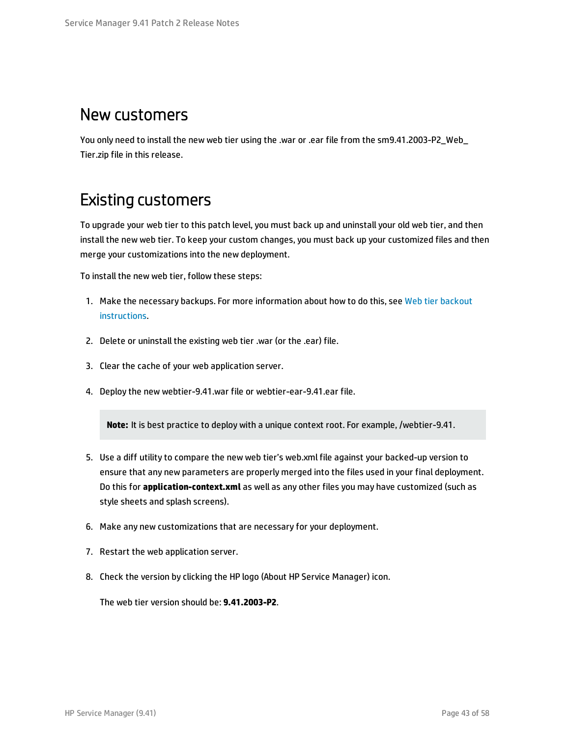## New customers

You only need to install the new web tier using the .war or .ear file from the sm9.41.2003-P2_Web_Tier.zip file in this release.

## Existing customers

To upgrade your web tier to this patch level, you must back up and uninstall your old web tier, and then install the new web tier. To keep your custom changes, you must back up your customized files and then merge your customizations into the new deployment.

To install the new web tier, follow these steps:

1. Make the necessary backups. For more information about how to do this, see Web tier backout instructions.

2. Delete or uninstall the existing web tier .war (or the .ear) file.

3. Clear the cache of your web application server.

4. Deploy the new webtier-9.41.war file or webtier-ear-9.41.ear file.

   **Note:** It is best practice to deploy with a unique context root. For example, /webtier-9.41.

5. Use a diff utility to compare the new web tier's web.xml file against your backed-up version to ensure that any new parameters are properly merged into the files used in your final deployment. Do this for **application-context.xml** as well as any other files you may have customized (such as style sheets and splash screens).

6. Make any new customizations that are necessary for your deployment.

7. Restart the web application server.

8. Check the version by clicking the HP logo (About HP Service Manager) icon.

   The web tier version should be: **9.41.2003-P2**.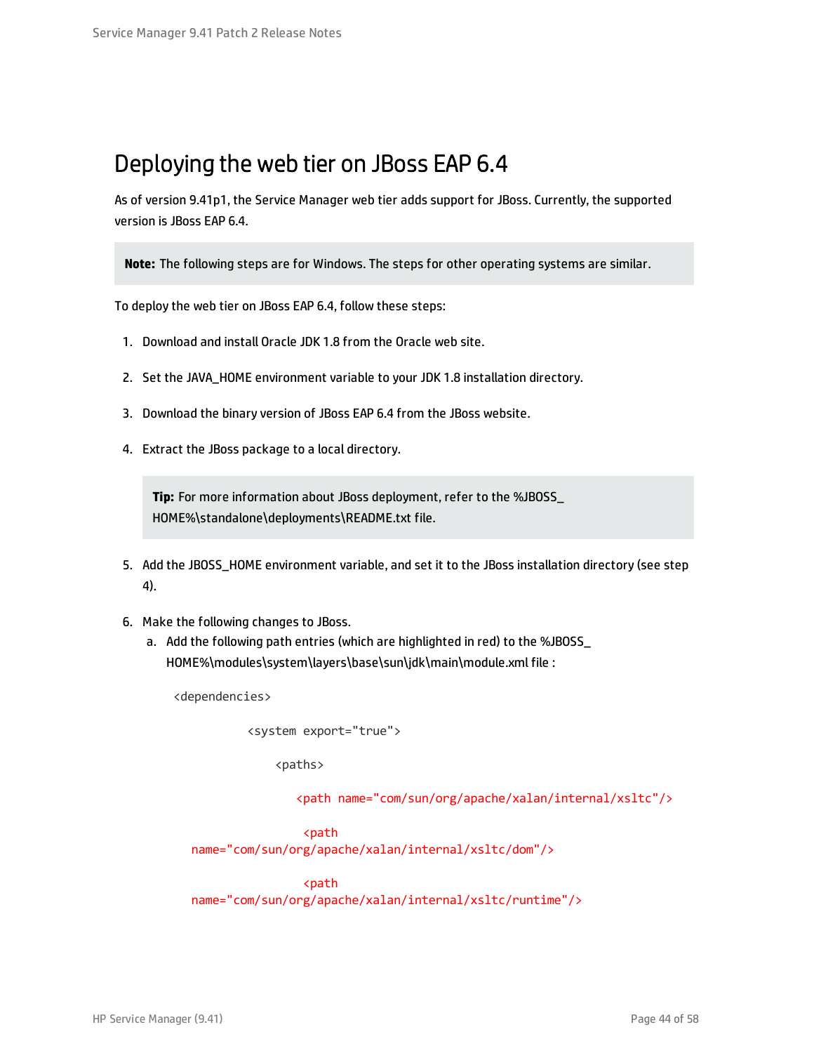# Deploying the web tier on JBoss EAP 6.4

As of version 9.41p1, the Service Manager web tier adds support for JBoss. Currently, the supported version is JBoss EAP 6.4.

> **Note:** The following steps are for Windows. The steps for other operating systems are similar.

To deploy the web tier on JBoss EAP 6.4, follow these steps:

1. Download and install Oracle JDK 1.8 from the Oracle web site.
2. Set the JAVA_HOME environment variable to your JDK 1.8 installation directory.
3. Download the binary version of JBoss EAP 6.4 from the JBoss website.
4. Extract the JBoss package to a local directory.

   > **Tip:** For more information about JBoss deployment, refer to the %JBOSS_HOME%\standalone\deployments\README.txt file.

5. Add the JBOSS_HOME environment variable, and set it to the JBoss installation directory (see step 4).
6. Make the following changes to JBoss.
   a. Add the following path entries (which are highlighted in red) to the %JBOSS_HOME%\modules\system\layers\base\sun\jdk\main\module.xml file :

```
<dependencies>
        <system export="true">
            <paths>
                <path name="com/sun/org/apache/xalan/internal/xsltc"/>
                <path name="com/sun/org/apache/xalan/internal/xsltc/dom"/>
                <path name="com/sun/org/apache/xalan/internal/xsltc/runtime"/>
```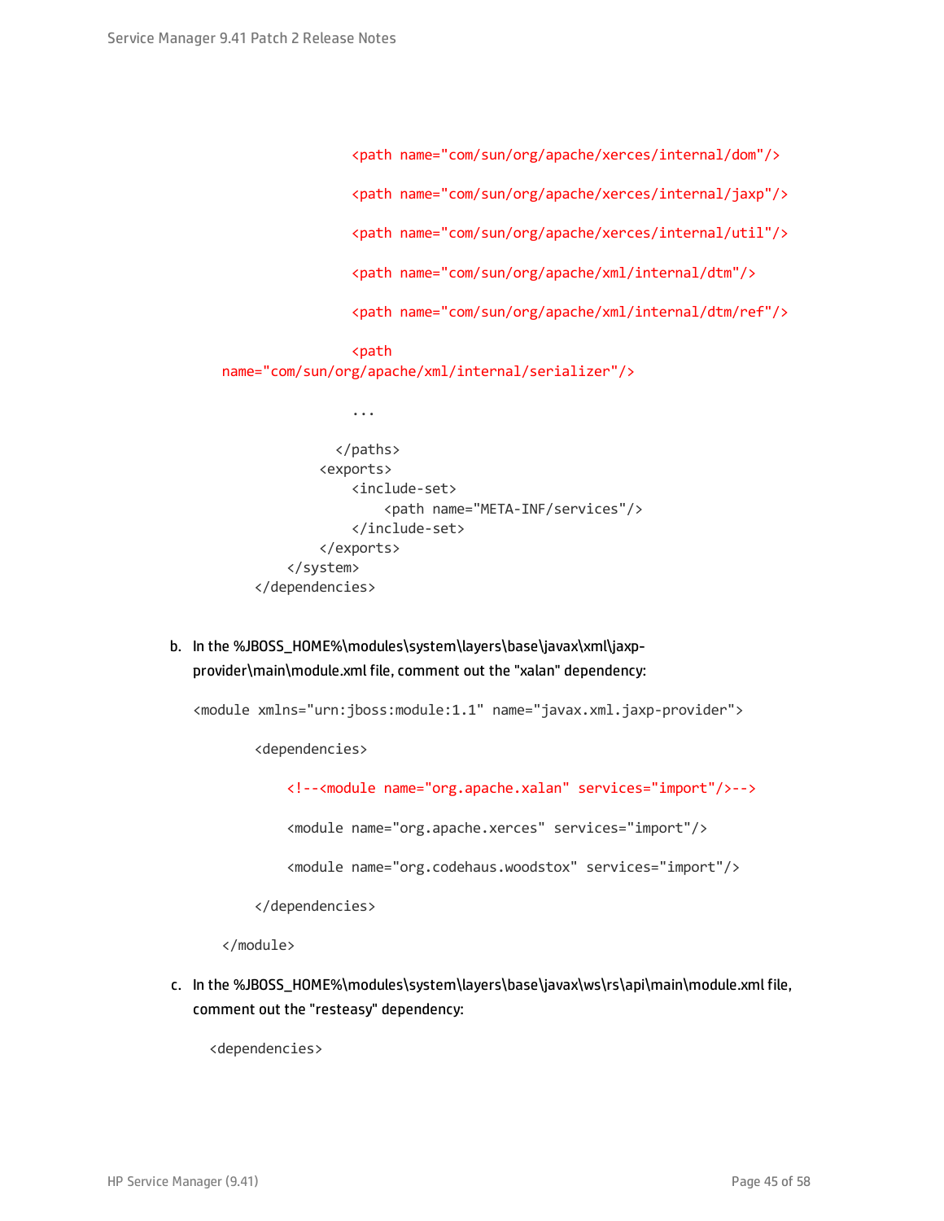```
                    <path name="com/sun/org/apache/xerces/internal/dom"/>

                    <path name="com/sun/org/apache/xerces/internal/jaxp"/>

                    <path name="com/sun/org/apache/xerces/internal/util"/>

                    <path name="com/sun/org/apache/xml/internal/dtm"/>

                    <path name="com/sun/org/apache/xml/internal/dtm/ref"/>

                    <path
        name="com/sun/org/apache/xml/internal/serializer"/>

                    ...

                </paths>
            <exports>
                <include-set>
                    <path name="META-INF/services"/>
                </include-set>
            </exports>
        </system>
    </dependencies>
```

b. In the %JBOSS_HOME%\modules\system\layers\base\javax\xml\jaxp-provider\main\module.xml file, comment out the "xalan" dependency:

```
<module xmlns="urn:jboss:module:1.1" name="javax.xml.jaxp-provider">

        <dependencies>

            <!--<module name="org.apache.xalan" services="import"/>-->

            <module name="org.apache.xerces" services="import"/>

            <module name="org.codehaus.woodstox" services="import"/>

        </dependencies>

    </module>
```

c. In the %JBOSS_HOME%\modules\system\layers\base\javax\ws\rs\api\main\module.xml file, comment out the "resteasy" dependency:

```
<dependencies>
```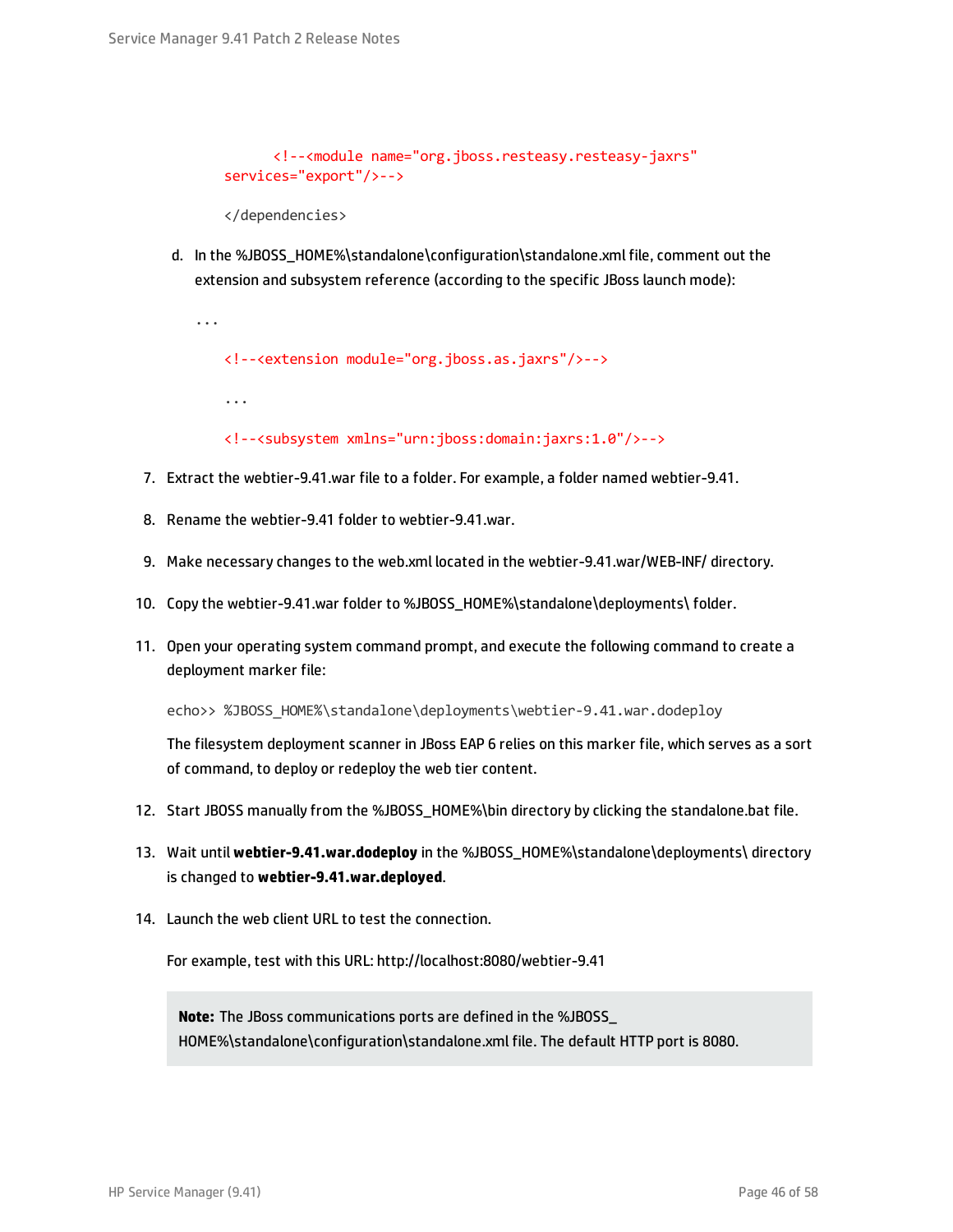```
<!--<module name="org.jboss.resteasy.resteasy-jaxrs"
services="export"/>-->

</dependencies>
```

d. In the %JBOSS_HOME%\standalone\configuration\standalone.xml file, comment out the extension and subsystem reference (according to the specific JBoss launch mode):

```
...

<!--<extension module="org.jboss.as.jaxrs"/>-->

...

<!--<subsystem xmlns="urn:jboss:domain:jaxrs:1.0"/>-->
```

7. Extract the webtier-9.41.war file to a folder. For example, a folder named webtier-9.41.

8. Rename the webtier-9.41 folder to webtier-9.41.war.

9. Make necessary changes to the web.xml located in the webtier-9.41.war/WEB-INF/ directory.

10. Copy the webtier-9.41.war folder to %JBOSS_HOME%\standalone\deployments\ folder.

11. Open your operating system command prompt, and execute the following command to create a deployment marker file:

    ```
    echo>> %JBOSS_HOME%\standalone\deployments\webtier-9.41.war.dodeploy
    ```

    The filesystem deployment scanner in JBoss EAP 6 relies on this marker file, which serves as a sort of command, to deploy or redeploy the web tier content.

12. Start JBOSS manually from the %JBOSS_HOME%\bin directory by clicking the standalone.bat file.

13. Wait until **webtier-9.41.war.dodeploy** in the %JBOSS_HOME%\standalone\deployments\ directory is changed to **webtier-9.41.war.deployed**.

14. Launch the web client URL to test the connection.

    For example, test with this URL: http://localhost:8080/webtier-9.41

    > **Note:** The JBoss communications ports are defined in the %JBOSS_HOME%\standalone\configuration\standalone.xml file. The default HTTP port is 8080.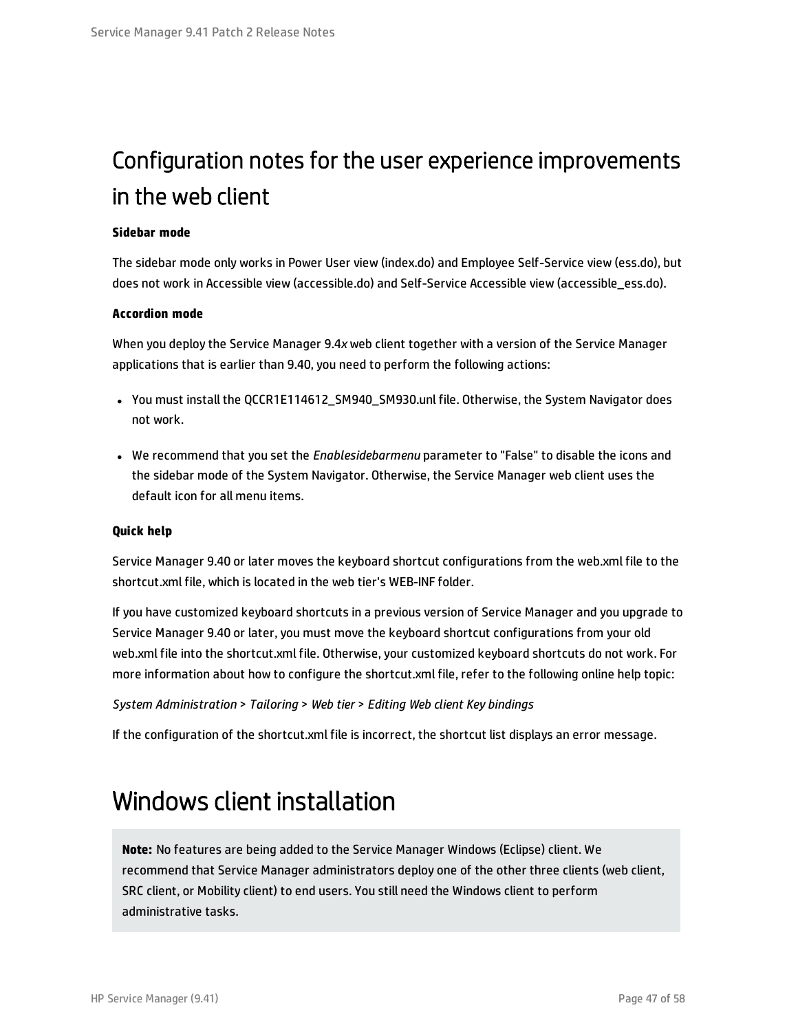# Configuration notes for the user experience improvements in the web client

**Sidebar mode**

The sidebar mode only works in Power User view (index.do) and Employee Self-Service view (ess.do), but does not work in Accessible view (accessible.do) and Self-Service Accessible view (accessible_ess.do).

**Accordion mode**

When you deploy the Service Manager 9.4*x* web client together with a version of the Service Manager applications that is earlier than 9.40, you need to perform the following actions:

- You must install the QCCR1E114612_SM940_SM930.unl file. Otherwise, the System Navigator does not work.
- We recommend that you set the *Enablesidebarmenu* parameter to "False" to disable the icons and the sidebar mode of the System Navigator. Otherwise, the Service Manager web client uses the default icon for all menu items.

**Quick help**

Service Manager 9.40 or later moves the keyboard shortcut configurations from the web.xml file to the shortcut.xml file, which is located in the web tier's WEB-INF folder.

If you have customized keyboard shortcuts in a previous version of Service Manager and you upgrade to Service Manager 9.40 or later, you must move the keyboard shortcut configurations from your old web.xml file into the shortcut.xml file. Otherwise, your customized keyboard shortcuts do not work. For more information about how to configure the shortcut.xml file, refer to the following online help topic:

*System Administration* > *Tailoring* > *Web tier* > *Editing Web client Key bindings*

If the configuration of the shortcut.xml file is incorrect, the shortcut list displays an error message.

# Windows client installation

> **Note:** No features are being added to the Service Manager Windows (Eclipse) client. We recommend that Service Manager administrators deploy one of the other three clients (web client, SRC client, or Mobility client) to end users. You still need the Windows client to perform administrative tasks.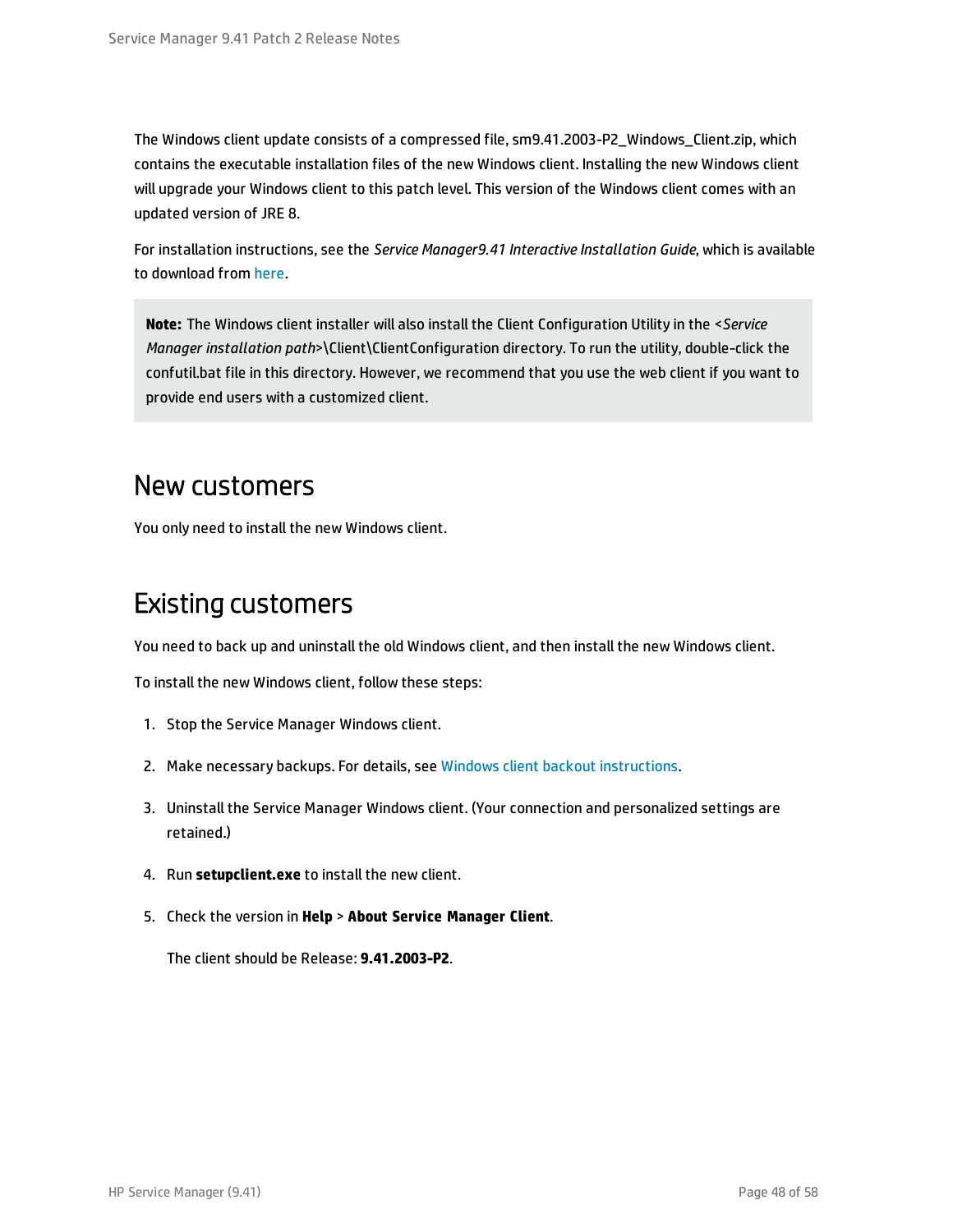The Windows client update consists of a compressed file, sm9.41.2003-P2_Windows_Client.zip, which contains the executable installation files of the new Windows client. Installing the new Windows client will upgrade your Windows client to this patch level. This version of the Windows client comes with an updated version of JRE 8.

For installation instructions, see the *Service Manager9.41 Interactive Installation Guide*, which is available to download from here.

> **Note:** The Windows client installer will also install the Client Configuration Utility in the <*Service Manager installation path*>\Client\ClientConfiguration directory. To run the utility, double-click the confutil.bat file in this directory. However, we recommend that you use the web client if you want to provide end users with a customized client.

## New customers

You only need to install the new Windows client.

## Existing customers

You need to back up and uninstall the old Windows client, and then install the new Windows client.

To install the new Windows client, follow these steps:

1. Stop the Service Manager Windows client.
2. Make necessary backups. For details, see Windows client backout instructions.
3. Uninstall the Service Manager Windows client. (Your connection and personalized settings are retained.)
4. Run **setupclient.exe** to install the new client.
5. Check the version in **Help** > **About Service Manager Client**.

   The client should be Release: **9.41.2003-P2**.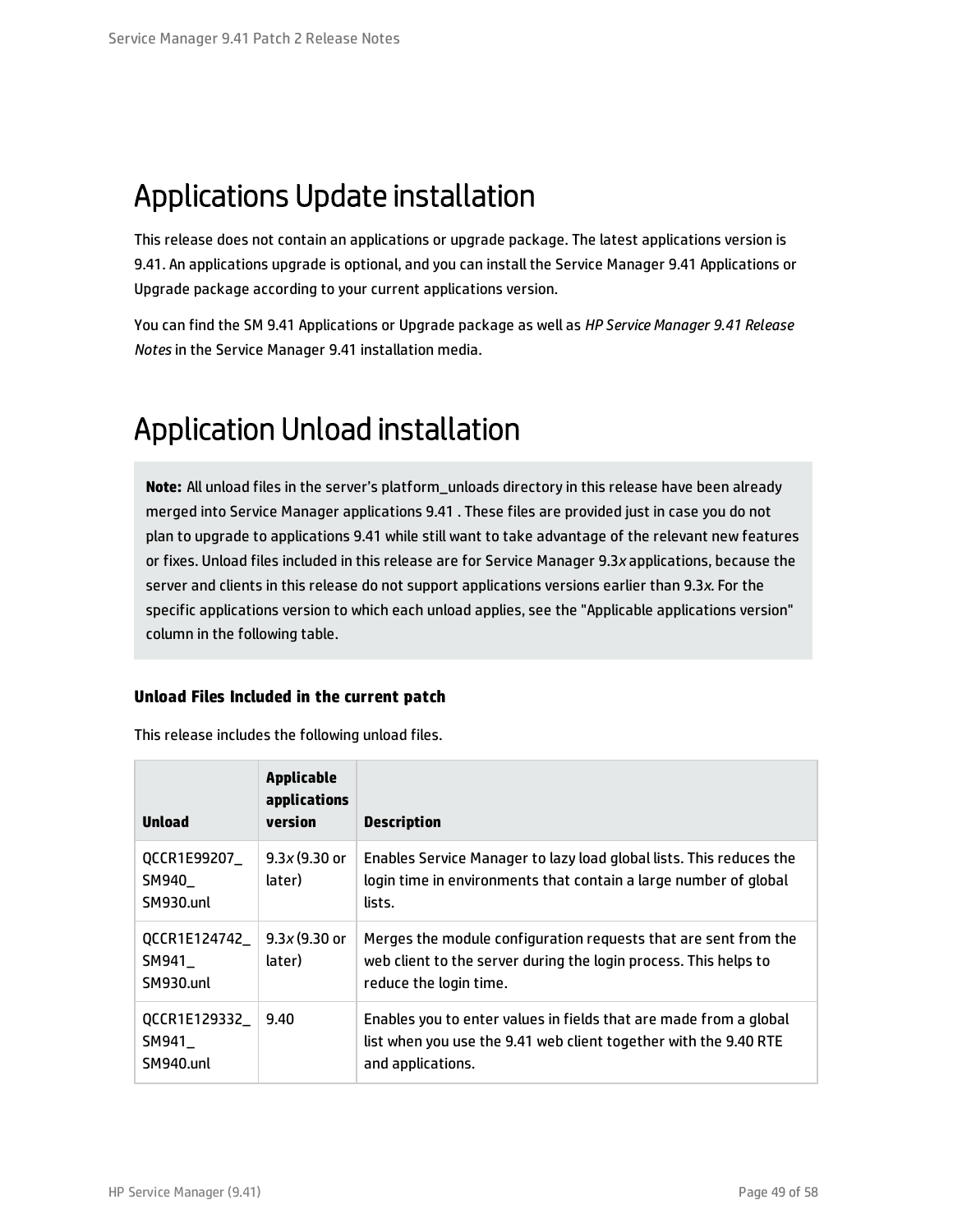# Applications Update installation

This release does not contain an applications or upgrade package. The latest applications version is 9.41. An applications upgrade is optional, and you can install the Service Manager 9.41 Applications or Upgrade package according to your current applications version.

You can find the SM 9.41 Applications or Upgrade package as well as *HP Service Manager 9.41 Release Notes* in the Service Manager 9.41 installation media.

# Application Unload installation

**Note:** All unload files in the server's platform_unloads directory in this release have been already merged into Service Manager applications 9.41 . These files are provided just in case you do not plan to upgrade to applications 9.41 while still want to take advantage of the relevant new features or fixes. Unload files included in this release are for Service Manager 9.3*x* applications, because the server and clients in this release do not support applications versions earlier than 9.3*x*. For the specific applications version to which each unload applies, see the "Applicable applications version" column in the following table.

### Unload Files Included in the current patch

This release includes the following unload files.

| Unload | Applicable applications version | Description |
|---|---|---|
| QCCR1E99207_SM940_SM930.unl | 9.3*x* (9.30 or later) | Enables Service Manager to lazy load global lists. This reduces the login time in environments that contain a large number of global lists. |
| QCCR1E124742_SM941_SM930.unl | 9.3*x* (9.30 or later) | Merges the module configuration requests that are sent from the web client to the server during the login process. This helps to reduce the login time. |
| QCCR1E129332_SM941_SM940.unl | 9.40 | Enables you to enter values in fields that are made from a global list when you use the 9.41 web client together with the 9.40 RTE and applications. |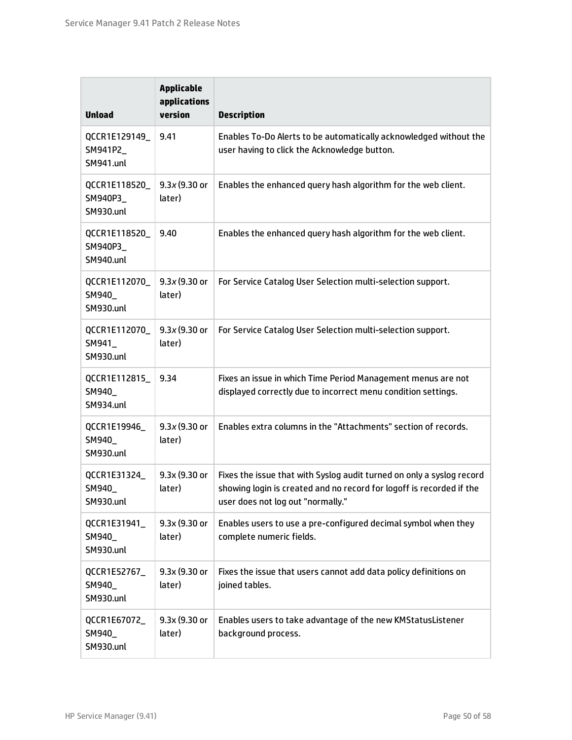| Unload | Applicable applications version | Description |
|---|---|---|
| QCCR1E129149_SM941P2_SM941.unl | 9.41 | Enables To-Do Alerts to be automatically acknowledged without the user having to click the Acknowledge button. |
| QCCR1E118520_SM940P3_SM930.unl | 9.3*x* (9.30 or later) | Enables the enhanced query hash algorithm for the web client. |
| QCCR1E118520_SM940P3_SM940.unl | 9.40 | Enables the enhanced query hash algorithm for the web client. |
| QCCR1E112070_SM940_SM930.unl | 9.3*x* (9.30 or later) | For Service Catalog User Selection multi-selection support. |
| QCCR1E112070_SM941_SM930.unl | 9.3*x* (9.30 or later) | For Service Catalog User Selection multi-selection support. |
| QCCR1E112815_SM940_SM934.unl | 9.34 | Fixes an issue in which Time Period Management menus are not displayed correctly due to incorrect menu condition settings. |
| QCCR1E19946_SM940_SM930.unl | 9.3*x* (9.30 or later) | Enables extra columns in the "Attachments" section of records. |
| QCCR1E31324_SM940_SM930.unl | 9.3x (9.30 or later) | Fixes the issue that with Syslog audit turned on only a syslog record showing login is created and no record for logoff is recorded if the user does not log out "normally." |
| QCCR1E31941_SM940_SM930.unl | 9.3x (9.30 or later) | Enables users to use a pre-configured decimal symbol when they complete numeric fields. |
| QCCR1E52767_SM940_SM930.unl | 9.3x (9.30 or later) | Fixes the issue that users cannot add data policy definitions on joined tables. |
| QCCR1E67072_SM940_SM930.unl | 9.3x (9.30 or later) | Enables users to take advantage of the new KMStatusListener background process. |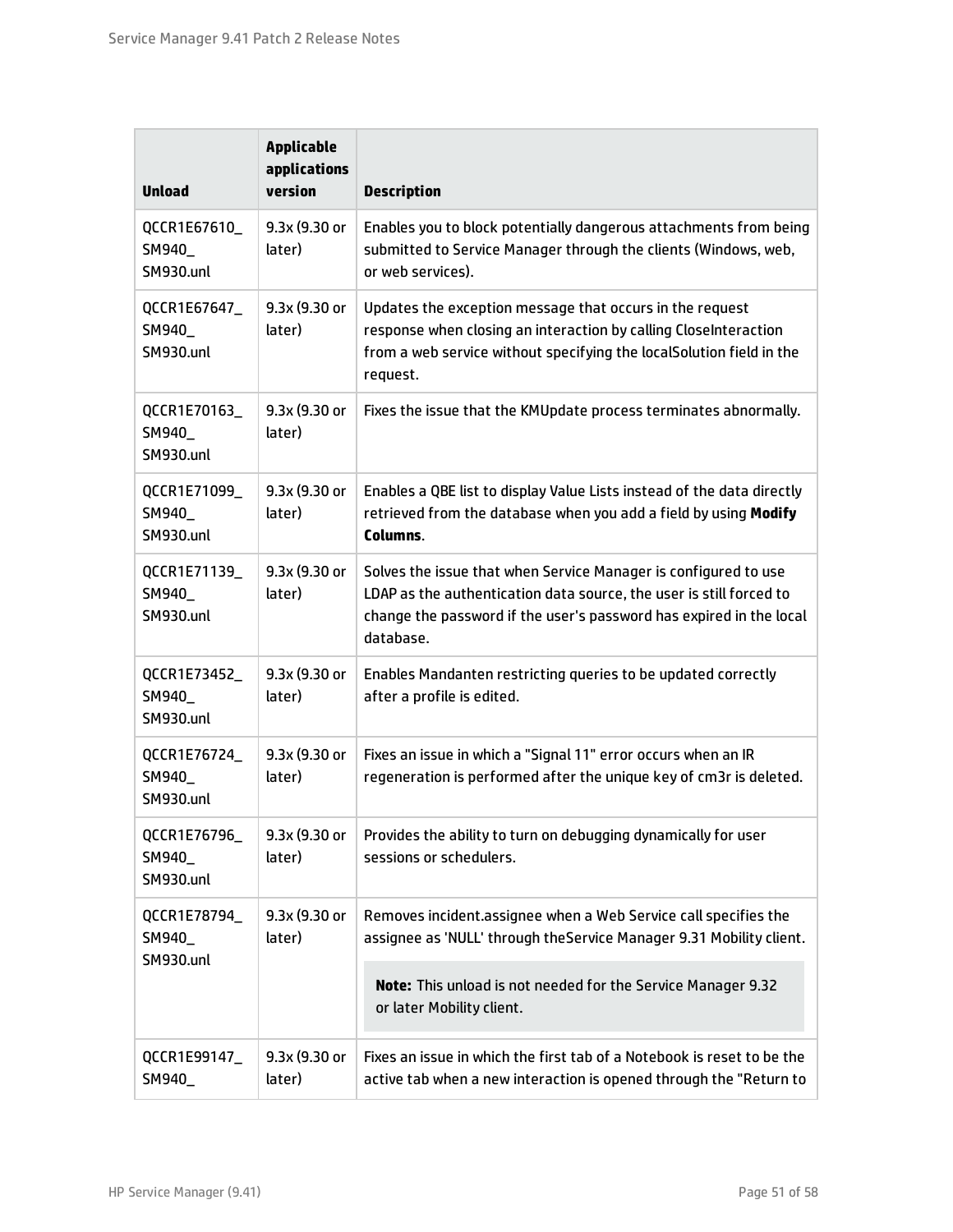| Unload | Applicable applications version | Description |
|---|---|---|
| QCCR1E67610_SM940_SM930.unl | 9.3x (9.30 or later) | Enables you to block potentially dangerous attachments from being submitted to Service Manager through the clients (Windows, web, or web services). |
| QCCR1E67647_SM940_SM930.unl | 9.3x (9.30 or later) | Updates the exception message that occurs in the request response when closing an interaction by calling CloseInteraction from a web service without specifying the localSolution field in the request. |
| QCCR1E70163_SM940_SM930.unl | 9.3x (9.30 or later) | Fixes the issue that the KMUpdate process terminates abnormally. |
| QCCR1E71099_SM940_SM930.unl | 9.3x (9.30 or later) | Enables a QBE list to display Value Lists instead of the data directly retrieved from the database when you add a field by using **Modify Columns**. |
| QCCR1E71139_SM940_SM930.unl | 9.3x (9.30 or later) | Solves the issue that when Service Manager is configured to use LDAP as the authentication data source, the user is still forced to change the password if the user's password has expired in the local database. |
| QCCR1E73452_SM940_SM930.unl | 9.3x (9.30 or later) | Enables Mandanten restricting queries to be updated correctly after a profile is edited. |
| QCCR1E76724_SM940_SM930.unl | 9.3x (9.30 or later) | Fixes an issue in which a "Signal 11" error occurs when an IR regeneration is performed after the unique key of cm3r is deleted. |
| QCCR1E76796_SM940_SM930.unl | 9.3x (9.30 or later) | Provides the ability to turn on debugging dynamically for user sessions or schedulers. |
| QCCR1E78794_SM940_SM930.unl | 9.3x (9.30 or later) | Removes incident.assignee when a Web Service call specifies the assignee as 'NULL' through theService Manager 9.31 Mobility client. **Note:** This unload is not needed for the Service Manager 9.32 or later Mobility client. |
| QCCR1E99147_SM940_ | 9.3x (9.30 or later) | Fixes an issue in which the first tab of a Notebook is reset to be the active tab when a new interaction is opened through the "Return to |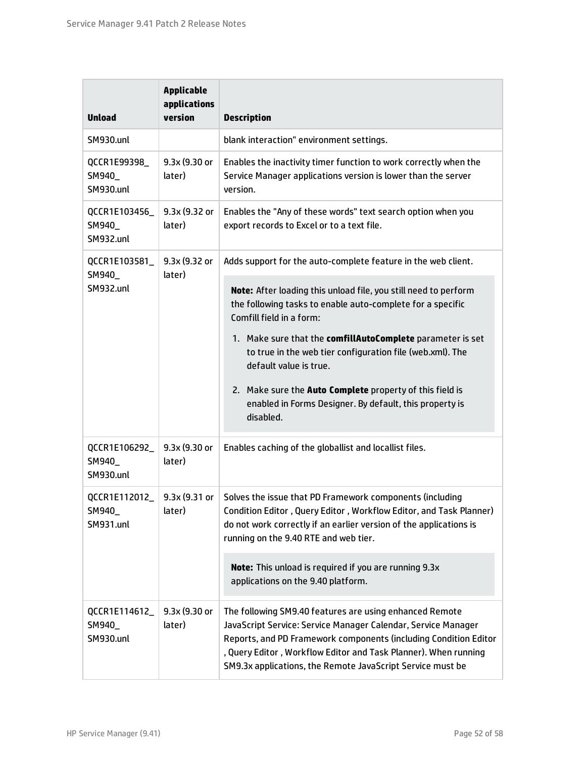| Unload | Applicable applications version | Description |
|---|---|---|
| SM930.unl | | blank interaction" environment settings. |
| QCCR1E99398_SM940_SM930.unl | 9.3x (9.30 or later) | Enables the inactivity timer function to work correctly when the Service Manager applications version is lower than the server version. |
| QCCR1E103456_SM940_SM932.unl | 9.3x (9.32 or later) | Enables the "Any of these words" text search option when you export records to Excel or to a text file. |
| QCCR1E103581_SM940_SM932.unl | 9.3x (9.32 or later) | Adds support for the auto-complete feature in the web client.<br><br>**Note:** After loading this unload file, you still need to perform the following tasks to enable auto-complete for a specific Comfill field in a form:<br><br>1. Make sure that the **comfillAutoComplete** parameter is set to true in the web tier configuration file (web.xml). The default value is true.<br>2. Make sure the **Auto Complete** property of this field is enabled in Forms Designer. By default, this property is disabled. |
| QCCR1E106292_SM940_SM930.unl | 9.3x (9.30 or later) | Enables caching of the globallist and locallist files. |
| QCCR1E112012_SM940_SM931.unl | 9.3x (9.31 or later) | Solves the issue that PD Framework components (including Condition Editor , Query Editor , Workflow Editor, and Task Planner) do not work correctly if an earlier version of the applications is running on the 9.40 RTE and web tier.<br><br>**Note:** This unload is required if you are running 9.3x applications on the 9.40 platform. |
| QCCR1E114612_SM940_SM930.unl | 9.3x (9.30 or later) | The following SM9.40 features are using enhanced Remote JavaScript Service: Service Manager Calendar, Service Manager Reports, and PD Framework components (including Condition Editor , Query Editor , Workflow Editor and Task Planner). When running SM9.3x applications, the Remote JavaScript Service must be |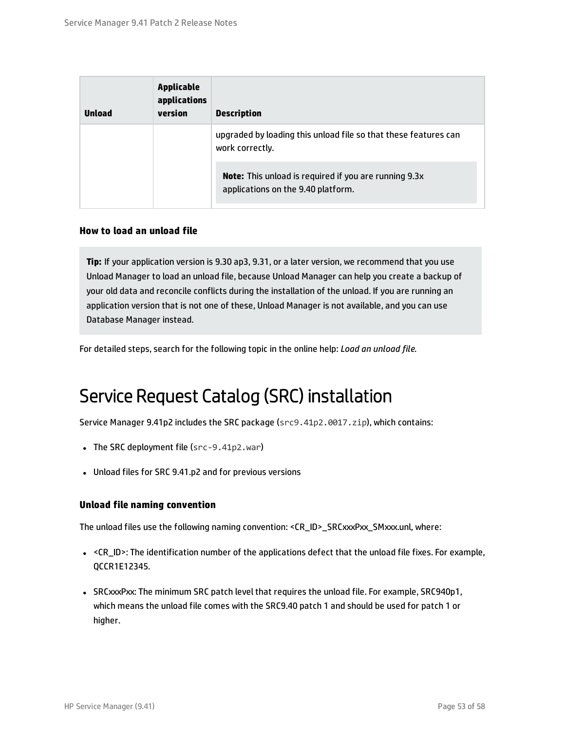| Unload | Applicable applications version | Description |
|---|---|---|
| | | upgraded by loading this unload file so that these features can work correctly.<br><br>**Note:** This unload is required if you are running 9.3x applications on the 9.40 platform. |

### How to load an unload file

> **Tip:** If your application version is 9.30 ap3, 9.31, or a later version, we recommend that you use Unload Manager to load an unload file, because Unload Manager can help you create a backup of your old data and reconcile conflicts during the installation of the unload. If you are running an application version that is not one of these, Unload Manager is not available, and you can use Database Manager instead.

For detailed steps, search for the following topic in the online help: *Load an unload file*.

## Service Request Catalog (SRC) installation

Service Manager 9.41p2 includes the SRC package (`src9.41p2.0017.zip`), which contains:

- The SRC deployment file (`src-9.41p2.war`)
- Unload files for SRC 9.41.p2 and for previous versions

### Unload file naming convention

The unload files use the following naming convention: <CR_ID>_SRCxxxPxx_SMxxx.unl, where:

- <CR_ID>: The identification number of the applications defect that the unload file fixes. For example, QCCR1E12345.
- SRCxxxPxx: The minimum SRC patch level that requires the unload file. For example, SRC940p1, which means the unload file comes with the SRC9.40 patch 1 and should be used for patch 1 or higher.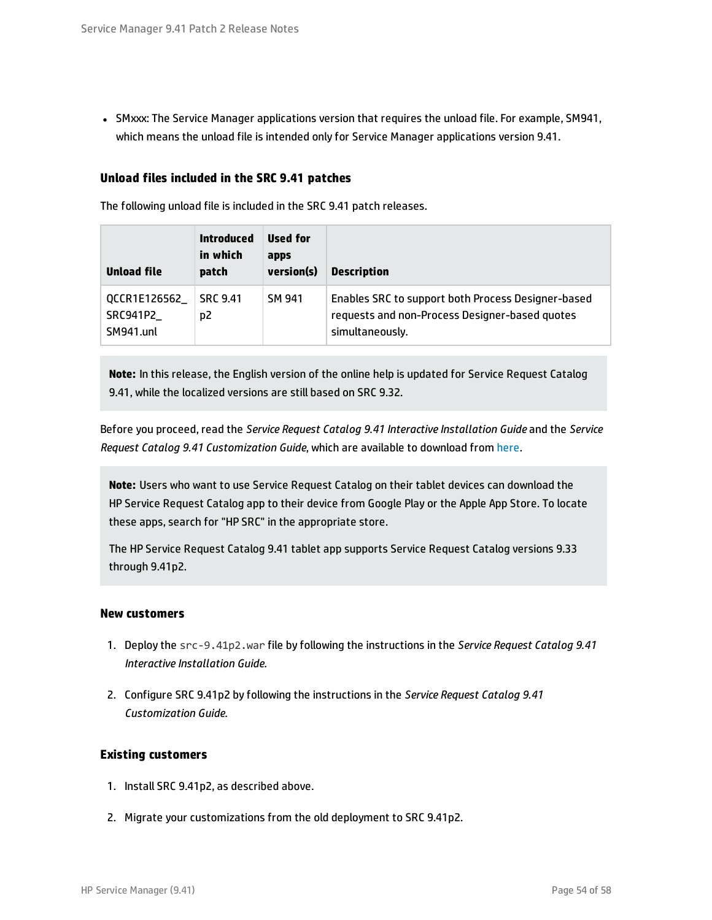- SMxxx: The Service Manager applications version that requires the unload file. For example, SM941, which means the unload file is intended only for Service Manager applications version 9.41.

### Unload files included in the SRC 9.41 patches

The following unload file is included in the SRC 9.41 patch releases.

| Unload file | Introduced in which patch | Used for apps version(s) | Description |
|---|---|---|---|
| QCCR1E126562_SRC941P2_SM941.unl | SRC 9.41 p2 | SM 941 | Enables SRC to support both Process Designer-based requests and non-Process Designer-based quotes simultaneously. |

> **Note:** In this release, the English version of the online help is updated for Service Request Catalog 9.41, while the localized versions are still based on SRC 9.32.

Before you proceed, read the *Service Request Catalog 9.41 Interactive Installation Guide* and the *Service Request Catalog 9.41 Customization Guide*, which are available to download from here.

> **Note:** Users who want to use Service Request Catalog on their tablet devices can download the HP Service Request Catalog app to their device from Google Play or the Apple App Store. To locate these apps, search for "HP SRC" in the appropriate store.
>
> The HP Service Request Catalog 9.41 tablet app supports Service Request Catalog versions 9.33 through 9.41p2.

#### New customers

1. Deploy the `src-9.41p2.war` file by following the instructions in the *Service Request Catalog 9.41 Interactive Installation Guide*.
2. Configure SRC 9.41p2 by following the instructions in the *Service Request Catalog 9.41 Customization Guide*.

#### Existing customers

1. Install SRC 9.41p2, as described above.
2. Migrate your customizations from the old deployment to SRC 9.41p2.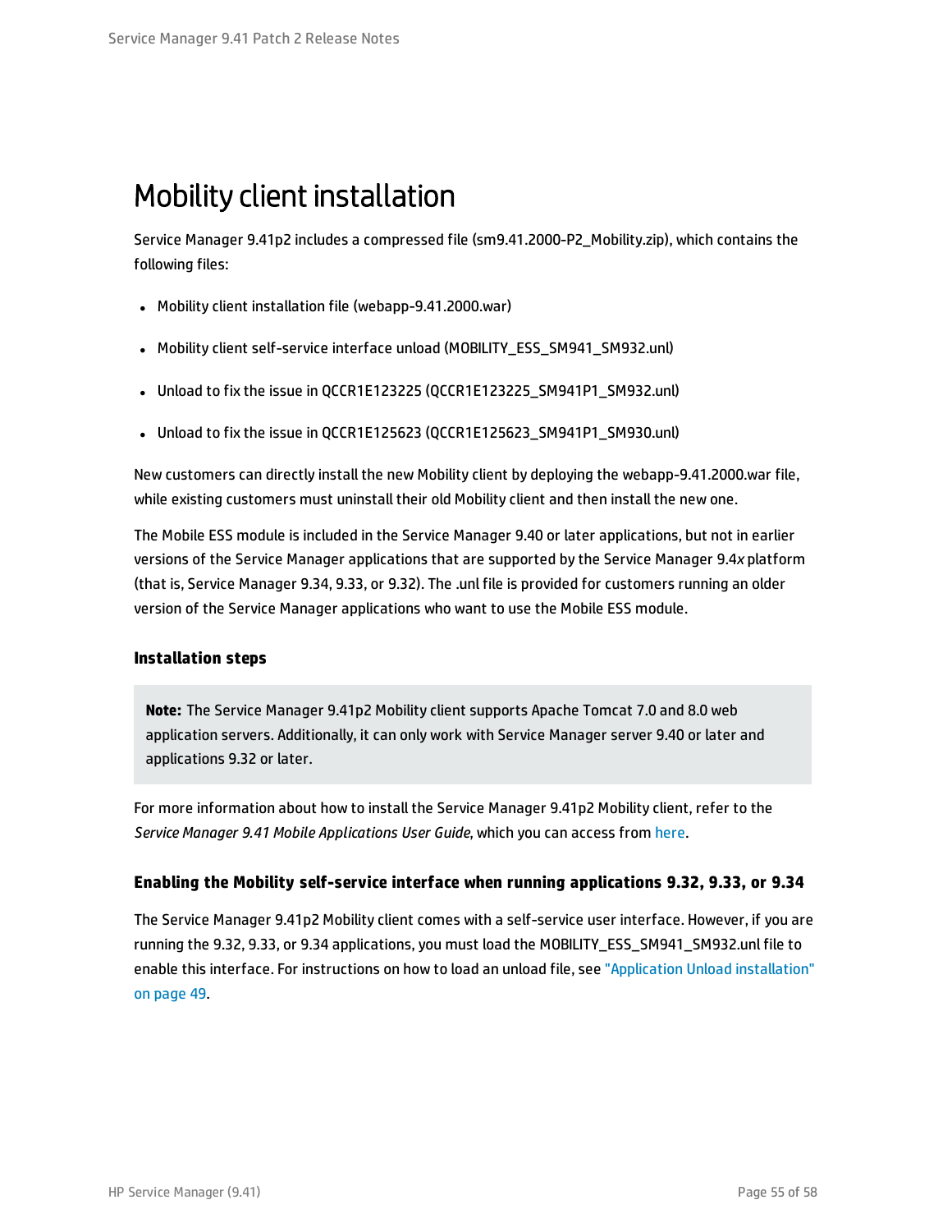# Mobility client installation

Service Manager 9.41p2 includes a compressed file (sm9.41.2000-P2_Mobility.zip), which contains the following files:

- Mobility client installation file (webapp-9.41.2000.war)
- Mobility client self-service interface unload (MOBILITY_ESS_SM941_SM932.unl)
- Unload to fix the issue in QCCR1E123225 (QCCR1E123225_SM941P1_SM932.unl)
- Unload to fix the issue in QCCR1E125623 (QCCR1E125623_SM941P1_SM930.unl)

New customers can directly install the new Mobility client by deploying the webapp-9.41.2000.war file, while existing customers must uninstall their old Mobility client and then install the new one.

The Mobile ESS module is included in the Service Manager 9.40 or later applications, but not in earlier versions of the Service Manager applications that are supported by the Service Manager 9.4*x* platform (that is, Service Manager 9.34, 9.33, or 9.32). The .unl file is provided for customers running an older version of the Service Manager applications who want to use the Mobile ESS module.

### Installation steps

> **Note:** The Service Manager 9.41p2 Mobility client supports Apache Tomcat 7.0 and 8.0 web application servers. Additionally, it can only work with Service Manager server 9.40 or later and applications 9.32 or later.

For more information about how to install the Service Manager 9.41p2 Mobility client, refer to the *Service Manager 9.41 Mobile Applications User Guide*, which you can access from here.

#### Enabling the Mobility self-service interface when running applications 9.32, 9.33, or 9.34

The Service Manager 9.41p2 Mobility client comes with a self-service user interface. However, if you are running the 9.32, 9.33, or 9.34 applications, you must load the MOBILITY_ESS_SM941_SM932.unl file to enable this interface. For instructions on how to load an unload file, see "Application Unload installation" on page 49.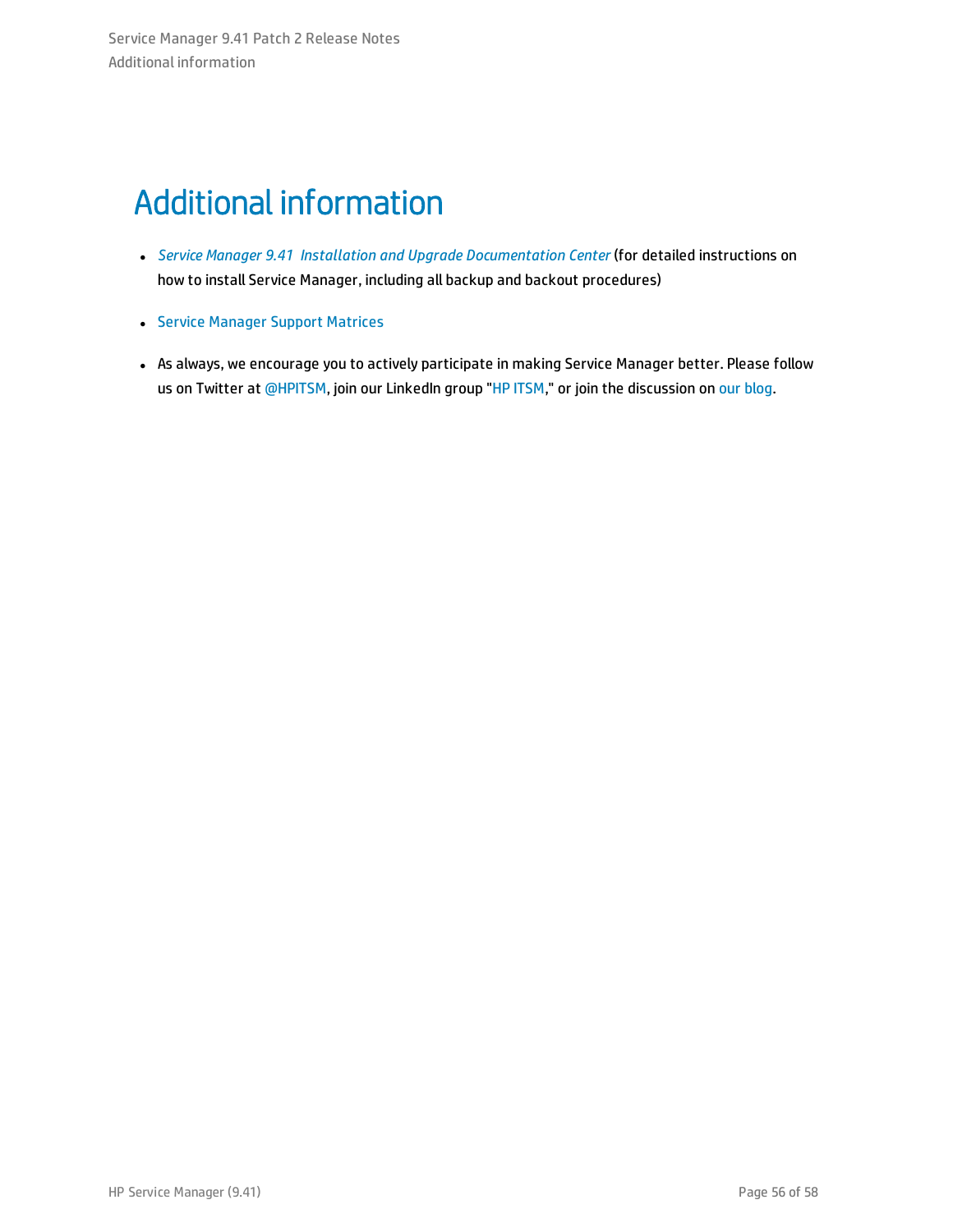# Additional information

- *Service Manager 9.41 Installation and Upgrade Documentation Center* (for detailed instructions on how to install Service Manager, including all backup and backout procedures)
- Service Manager Support Matrices
- As always, we encourage you to actively participate in making Service Manager better. Please follow us on Twitter at @HPITSM, join our LinkedIn group "HP ITSM," or join the discussion on our blog.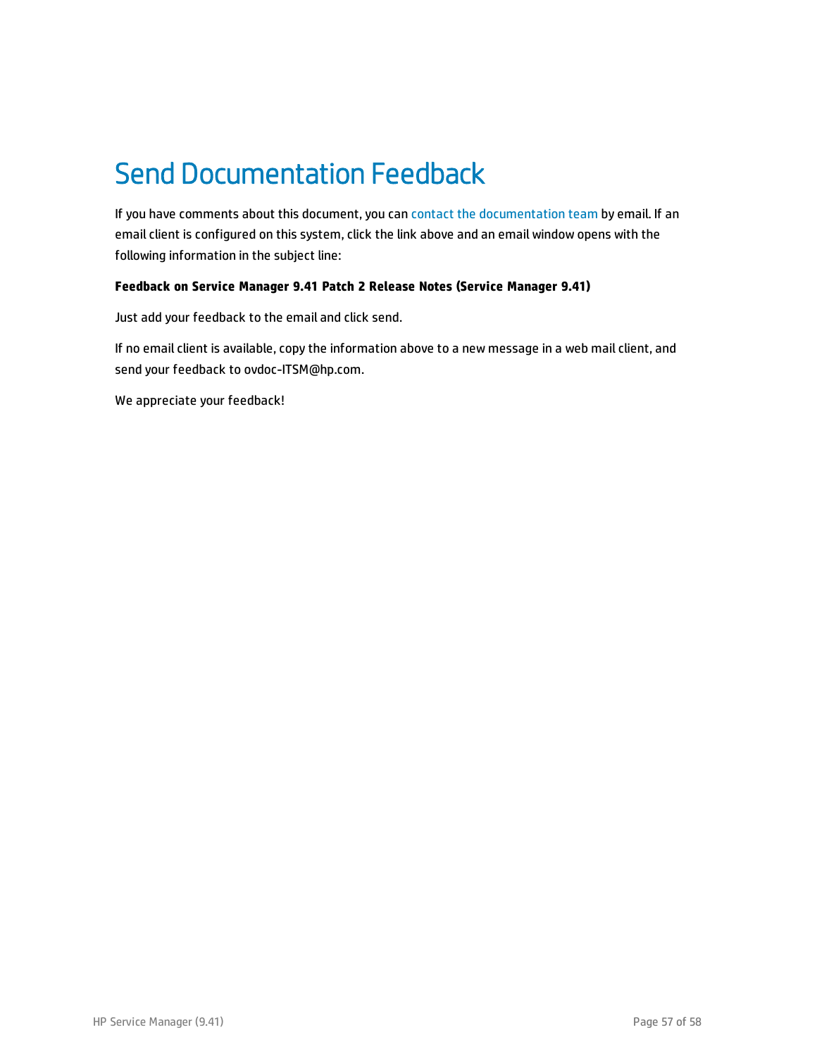# Send Documentation Feedback

If you have comments about this document, you can contact the documentation team by email. If an email client is configured on this system, click the link above and an email window opens with the following information in the subject line:

**Feedback on Service Manager 9.41 Patch 2 Release Notes (Service Manager 9.41)**

Just add your feedback to the email and click send.

If no email client is available, copy the information above to a new message in a web mail client, and send your feedback to ovdoc-ITSM@hp.com.

We appreciate your feedback!